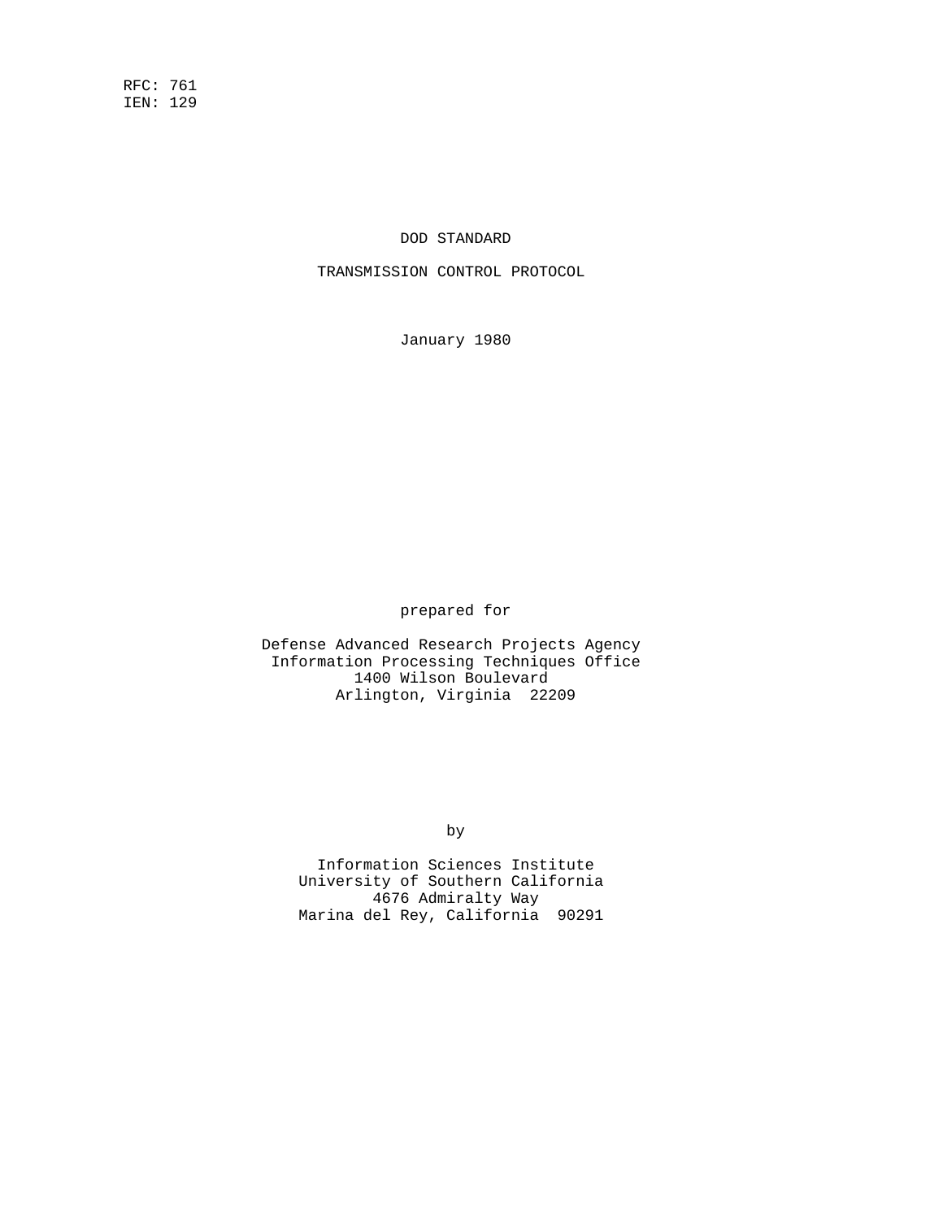RFC: 761
IEN: 129

# DOD STANDARD

# TRANSMISSION CONTROL PROTOCOL

January 1980

prepared for

Defense Advanced Research Projects Agency
Information Processing Techniques Office
1400 Wilson Boulevard
Arlington, Virginia 22209

by

Information Sciences Institute
University of Southern California
4676 Admiralty Way
Marina del Rey, California 90291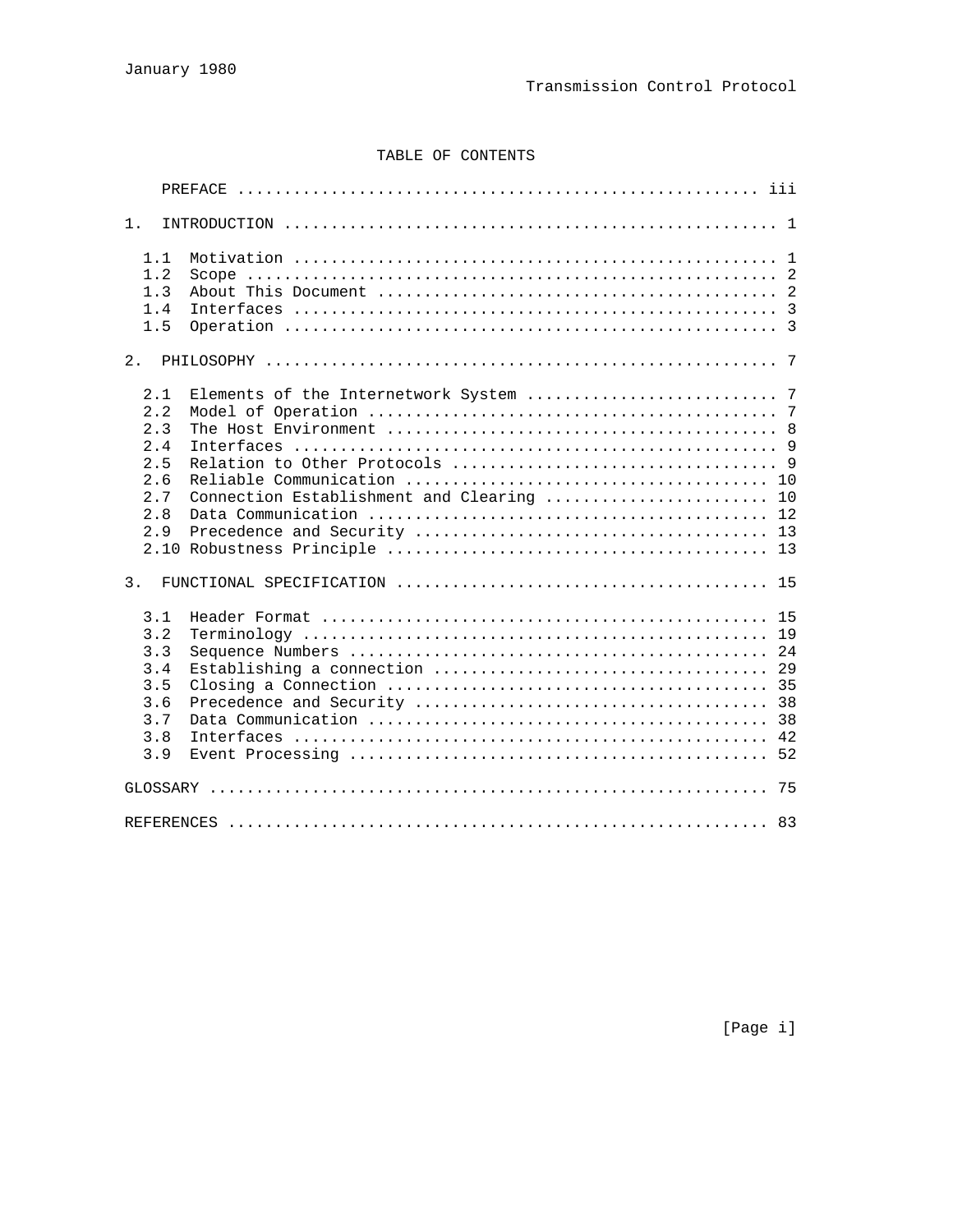# TABLE OF CONTENTS

| | | |
|---|---|---|
| | PREFACE | iii |
| 1. | INTRODUCTION | 1 |
| 1.1 | Motivation | 1 |
| 1.2 | Scope | 2 |
| 1.3 | About This Document | 2 |
| 1.4 | Interfaces | 3 |
| 1.5 | Operation | 3 |
| 2. | PHILOSOPHY | 7 |
| 2.1 | Elements of the Internetwork System | 7 |
| 2.2 | Model of Operation | 7 |
| 2.3 | The Host Environment | 8 |
| 2.4 | Interfaces | 9 |
| 2.5 | Relation to Other Protocols | 9 |
| 2.6 | Reliable Communication | 10 |
| 2.7 | Connection Establishment and Clearing | 10 |
| 2.8 | Data Communication | 12 |
| 2.9 | Precedence and Security | 13 |
| 2.10 | Robustness Principle | 13 |
| 3. | FUNCTIONAL SPECIFICATION | 15 |
| 3.1 | Header Format | 15 |
| 3.2 | Terminology | 19 |
| 3.3 | Sequence Numbers | 24 |
| 3.4 | Establishing a connection | 29 |
| 3.5 | Closing a Connection | 35 |
| 3.6 | Precedence and Security | 38 |
| 3.7 | Data Communication | 38 |
| 3.8 | Interfaces | 42 |
| 3.9 | Event Processing | 52 |
| | GLOSSARY | 75 |
| | REFERENCES | 83 |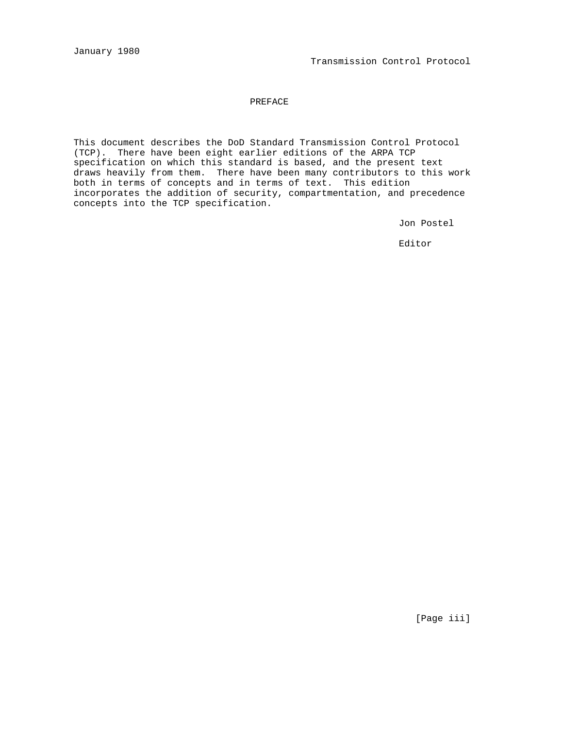# PREFACE

This document describes the DoD Standard Transmission Control Protocol (TCP). There have been eight earlier editions of the ARPA TCP specification on which this standard is based, and the present text draws heavily from them. There have been many contributors to this work both in terms of concepts and in terms of text. This edition incorporates the addition of security, compartmentation, and precedence concepts into the TCP specification.

Jon Postel

Editor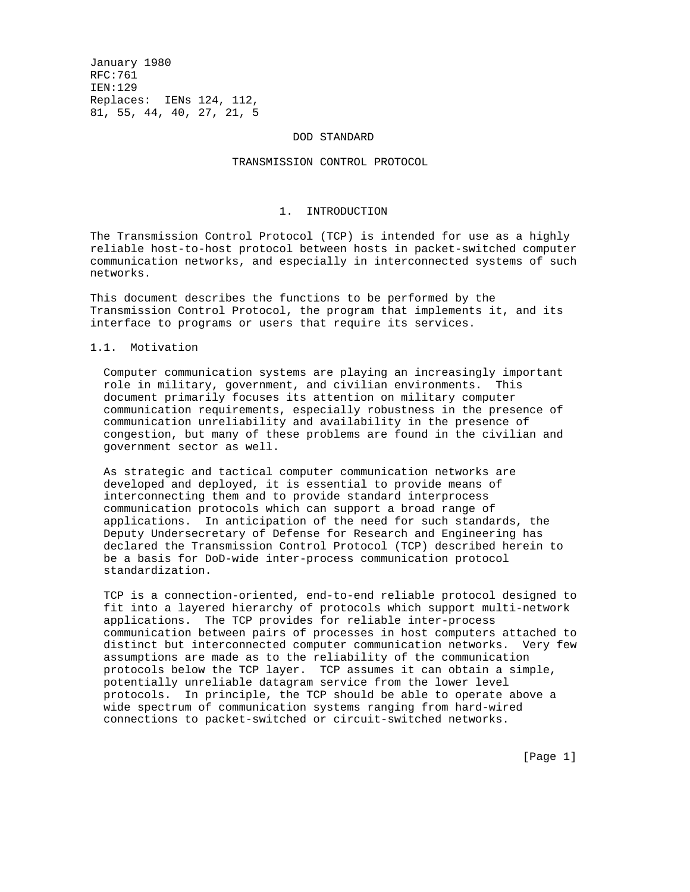January 1980
RFC:761
IEN:129
Replaces: IENs 124, 112,
81, 55, 44, 40, 27, 21, 5

DOD STANDARD

TRANSMISSION CONTROL PROTOCOL

# 1. INTRODUCTION

The Transmission Control Protocol (TCP) is intended for use as a highly reliable host-to-host protocol between hosts in packet-switched computer communication networks, and especially in interconnected systems of such networks.

This document describes the functions to be performed by the Transmission Control Protocol, the program that implements it, and its interface to programs or users that require its services.

## 1.1. Motivation

Computer communication systems are playing an increasingly important role in military, government, and civilian environments. This document primarily focuses its attention on military computer communication requirements, especially robustness in the presence of communication unreliability and availability in the presence of congestion, but many of these problems are found in the civilian and government sector as well.

As strategic and tactical computer communication networks are developed and deployed, it is essential to provide means of interconnecting them and to provide standard interprocess communication protocols which can support a broad range of applications. In anticipation of the need for such standards, the Deputy Undersecretary of Defense for Research and Engineering has declared the Transmission Control Protocol (TCP) described herein to be a basis for DoD-wide inter-process communication protocol standardization.

TCP is a connection-oriented, end-to-end reliable protocol designed to fit into a layered hierarchy of protocols which support multi-network applications. The TCP provides for reliable inter-process communication between pairs of processes in host computers attached to distinct but interconnected computer communication networks. Very few assumptions are made as to the reliability of the communication protocols below the TCP layer. TCP assumes it can obtain a simple, potentially unreliable datagram service from the lower level protocols. In principle, the TCP should be able to operate above a wide spectrum of communication systems ranging from hard-wired connections to packet-switched or circuit-switched networks.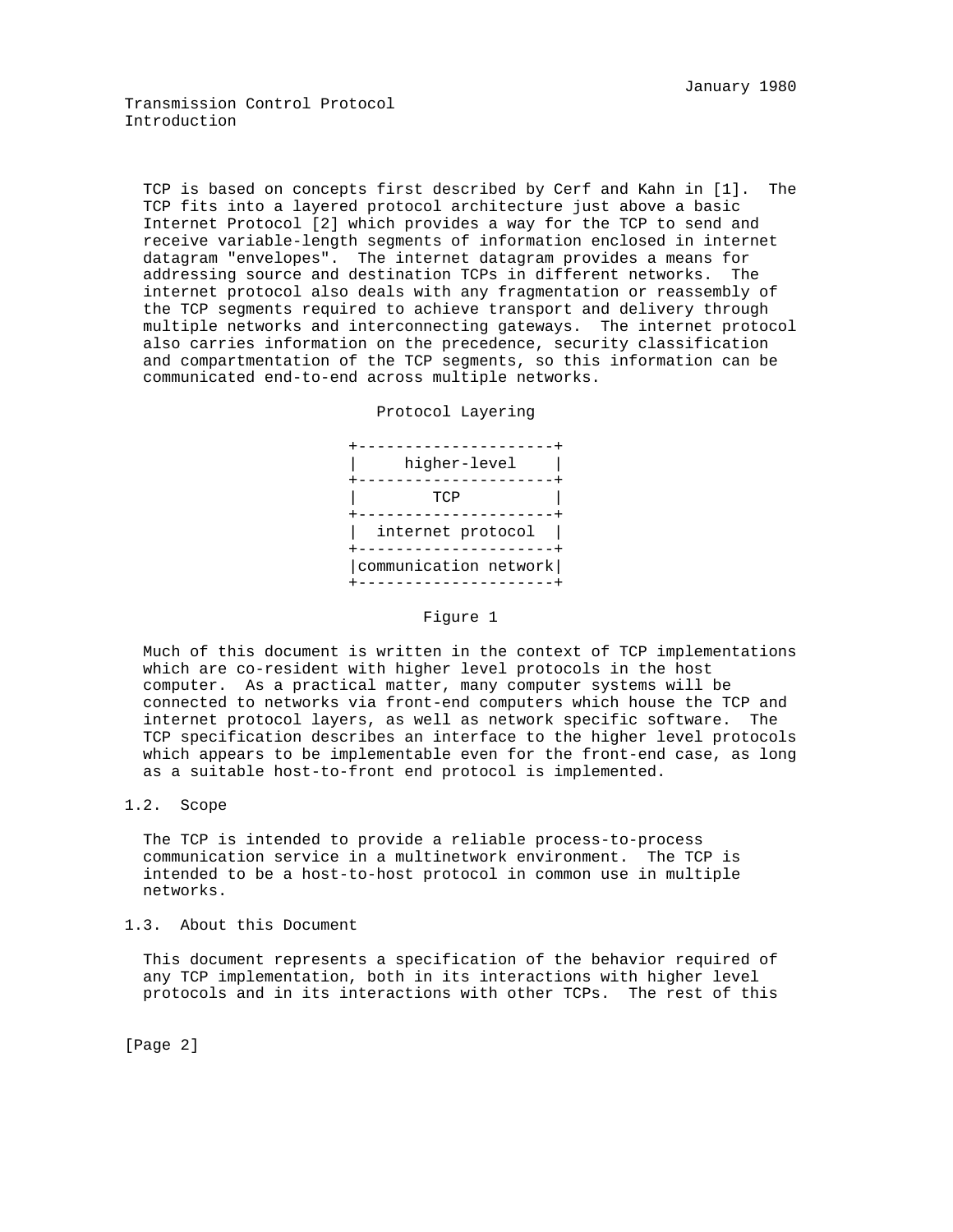TCP is based on concepts first described by Cerf and Kahn in [1]. The TCP fits into a layered protocol architecture just above a basic Internet Protocol [2] which provides a way for the TCP to send and receive variable-length segments of information enclosed in internet datagram "envelopes". The internet datagram provides a means for addressing source and destination TCPs in different networks. The internet protocol also deals with any fragmentation or reassembly of the TCP segments required to achieve transport and delivery through multiple networks and interconnecting gateways. The internet protocol also carries information on the precedence, security classification and compartmentation of the TCP segments, so this information can be communicated end-to-end across multiple networks.

```
                           Protocol Layering

                        +---------------------+
                        |     higher-level    |
                        +---------------------+
                        |        TCP          |
                        +---------------------+
                        |  internet protocol  |
                        +---------------------+
                        |communication network|
                        +---------------------+

                                Figure 1
```

Much of this document is written in the context of TCP implementations which are co-resident with higher level protocols in the host computer. As a practical matter, many computer systems will be connected to networks via front-end computers which house the TCP and internet protocol layers, as well as network specific software. The TCP specification describes an interface to the higher level protocols which appears to be implementable even for the front-end case, as long as a suitable host-to-front end protocol is implemented.

## 1.2. Scope

The TCP is intended to provide a reliable process-to-process communication service in a multinetwork environment. The TCP is intended to be a host-to-host protocol in common use in multiple networks.

## 1.3. About this Document

This document represents a specification of the behavior required of any TCP implementation, both in its interactions with higher level protocols and in its interactions with other TCPs. The rest of this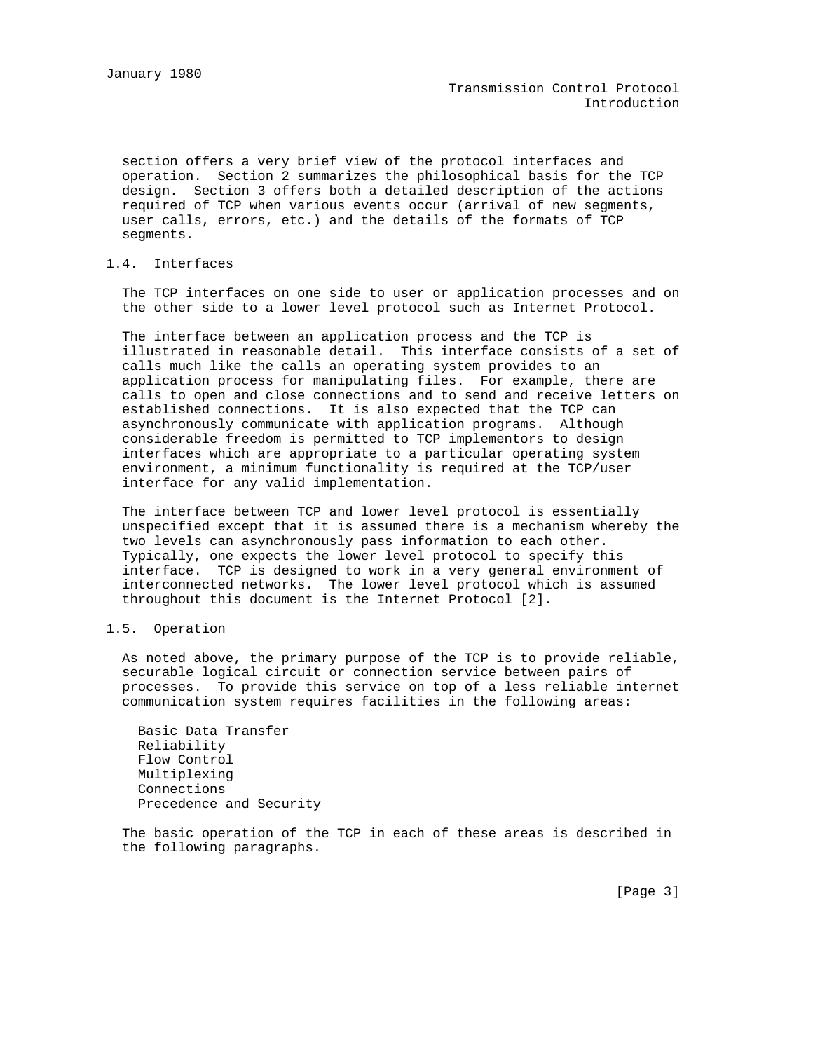section offers a very brief view of the protocol interfaces and operation. Section 2 summarizes the philosophical basis for the TCP design. Section 3 offers both a detailed description of the actions required of TCP when various events occur (arrival of new segments, user calls, errors, etc.) and the details of the formats of TCP segments.

## 1.4. Interfaces

The TCP interfaces on one side to user or application processes and on the other side to a lower level protocol such as Internet Protocol.

The interface between an application process and the TCP is illustrated in reasonable detail. This interface consists of a set of calls much like the calls an operating system provides to an application process for manipulating files. For example, there are calls to open and close connections and to send and receive letters on established connections. It is also expected that the TCP can asynchronously communicate with application programs. Although considerable freedom is permitted to TCP implementors to design interfaces which are appropriate to a particular operating system environment, a minimum functionality is required at the TCP/user interface for any valid implementation.

The interface between TCP and lower level protocol is essentially unspecified except that it is assumed there is a mechanism whereby the two levels can asynchronously pass information to each other. Typically, one expects the lower level protocol to specify this interface. TCP is designed to work in a very general environment of interconnected networks. The lower level protocol which is assumed throughout this document is the Internet Protocol [2].

## 1.5. Operation

As noted above, the primary purpose of the TCP is to provide reliable, securable logical circuit or connection service between pairs of processes. To provide this service on top of a less reliable internet communication system requires facilities in the following areas:

- Basic Data Transfer
- Reliability
- Flow Control
- Multiplexing
- Connections
- Precedence and Security

The basic operation of the TCP in each of these areas is described in the following paragraphs.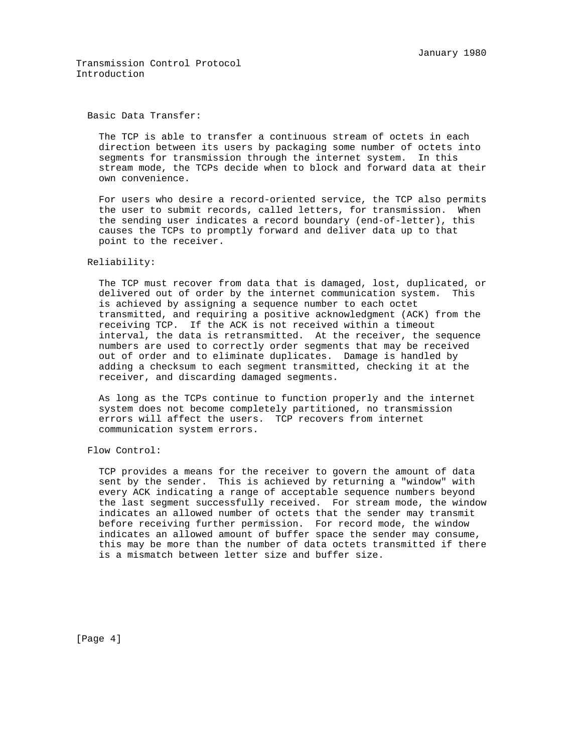### Basic Data Transfer:

The TCP is able to transfer a continuous stream of octets in each direction between its users by packaging some number of octets into segments for transmission through the internet system. In this stream mode, the TCPs decide when to block and forward data at their own convenience.

For users who desire a record-oriented service, the TCP also permits the user to submit records, called letters, for transmission. When the sending user indicates a record boundary (end-of-letter), this causes the TCPs to promptly forward and deliver data up to that point to the receiver.

### Reliability:

The TCP must recover from data that is damaged, lost, duplicated, or delivered out of order by the internet communication system. This is achieved by assigning a sequence number to each octet transmitted, and requiring a positive acknowledgment (ACK) from the receiving TCP. If the ACK is not received within a timeout interval, the data is retransmitted. At the receiver, the sequence numbers are used to correctly order segments that may be received out of order and to eliminate duplicates. Damage is handled by adding a checksum to each segment transmitted, checking it at the receiver, and discarding damaged segments.

As long as the TCPs continue to function properly and the internet system does not become completely partitioned, no transmission errors will affect the users. TCP recovers from internet communication system errors.

### Flow Control:

TCP provides a means for the receiver to govern the amount of data sent by the sender. This is achieved by returning a "window" with every ACK indicating a range of acceptable sequence numbers beyond the last segment successfully received. For stream mode, the window indicates an allowed number of octets that the sender may transmit before receiving further permission. For record mode, the window indicates an allowed amount of buffer space the sender may consume, this may be more than the number of data octets transmitted if there is a mismatch between letter size and buffer size.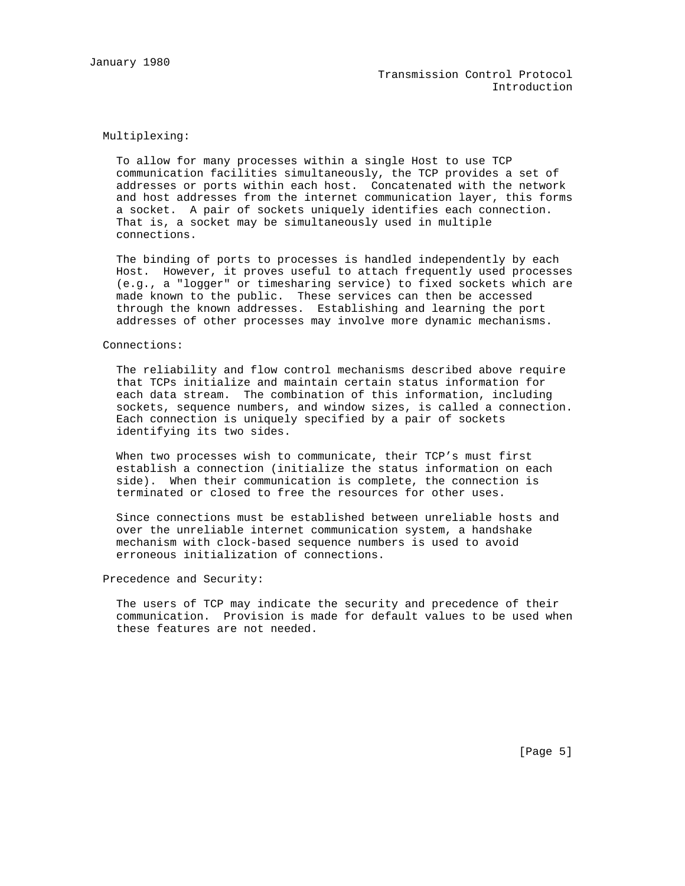### Multiplexing:

To allow for many processes within a single Host to use TCP communication facilities simultaneously, the TCP provides a set of addresses or ports within each host. Concatenated with the network and host addresses from the internet communication layer, this forms a socket. A pair of sockets uniquely identifies each connection. That is, a socket may be simultaneously used in multiple connections.

The binding of ports to processes is handled independently by each Host. However, it proves useful to attach frequently used processes (e.g., a "logger" or timesharing service) to fixed sockets which are made known to the public. These services can then be accessed through the known addresses. Establishing and learning the port addresses of other processes may involve more dynamic mechanisms.

### Connections:

The reliability and flow control mechanisms described above require that TCPs initialize and maintain certain status information for each data stream. The combination of this information, including sockets, sequence numbers, and window sizes, is called a connection. Each connection is uniquely specified by a pair of sockets identifying its two sides.

When two processes wish to communicate, their TCP’s must first establish a connection (initialize the status information on each side). When their communication is complete, the connection is terminated or closed to free the resources for other uses.

Since connections must be established between unreliable hosts and over the unreliable internet communication system, a handshake mechanism with clock-based sequence numbers is used to avoid erroneous initialization of connections.

### Precedence and Security:

The users of TCP may indicate the security and precedence of their communication. Provision is made for default values to be used when these features are not needed.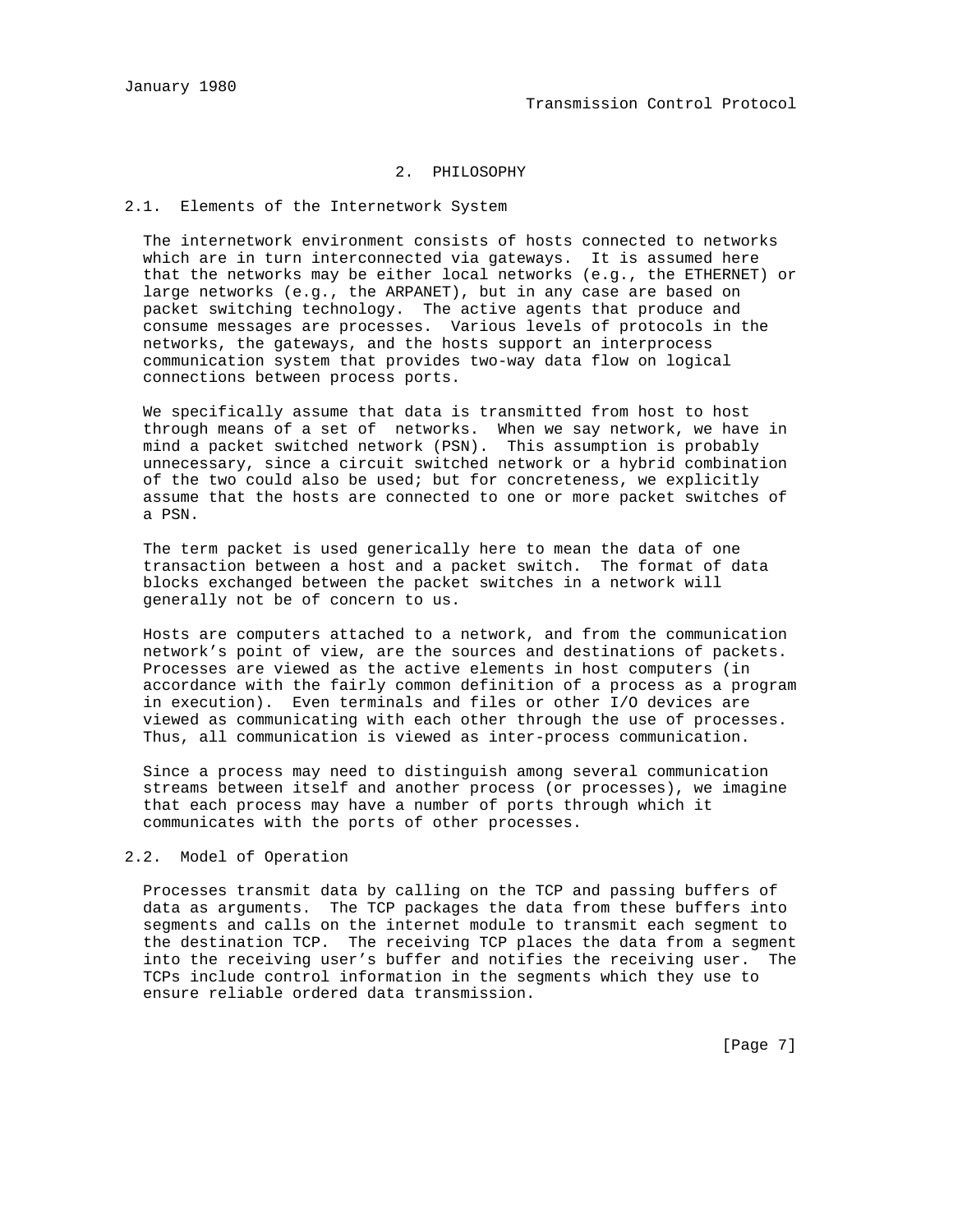# 2. PHILOSOPHY

## 2.1. Elements of the Internetwork System

The internetwork environment consists of hosts connected to networks which are in turn interconnected via gateways. It is assumed here that the networks may be either local networks (e.g., the ETHERNET) or large networks (e.g., the ARPANET), but in any case are based on packet switching technology. The active agents that produce and consume messages are processes. Various levels of protocols in the networks, the gateways, and the hosts support an interprocess communication system that provides two-way data flow on logical connections between process ports.

We specifically assume that data is transmitted from host to host through means of a set of networks. When we say network, we have in mind a packet switched network (PSN). This assumption is probably unnecessary, since a circuit switched network or a hybrid combination of the two could also be used; but for concreteness, we explicitly assume that the hosts are connected to one or more packet switches of a PSN.

The term packet is used generically here to mean the data of one transaction between a host and a packet switch. The format of data blocks exchanged between the packet switches in a network will generally not be of concern to us.

Hosts are computers attached to a network, and from the communication network's point of view, are the sources and destinations of packets. Processes are viewed as the active elements in host computers (in accordance with the fairly common definition of a process as a program in execution). Even terminals and files or other I/O devices are viewed as communicating with each other through the use of processes. Thus, all communication is viewed as inter-process communication.

Since a process may need to distinguish among several communication streams between itself and another process (or processes), we imagine that each process may have a number of ports through which it communicates with the ports of other processes.

## 2.2. Model of Operation

Processes transmit data by calling on the TCP and passing buffers of data as arguments. The TCP packages the data from these buffers into segments and calls on the internet module to transmit each segment to the destination TCP. The receiving TCP places the data from a segment into the receiving user's buffer and notifies the receiving user. The TCPs include control information in the segments which they use to ensure reliable ordered data transmission.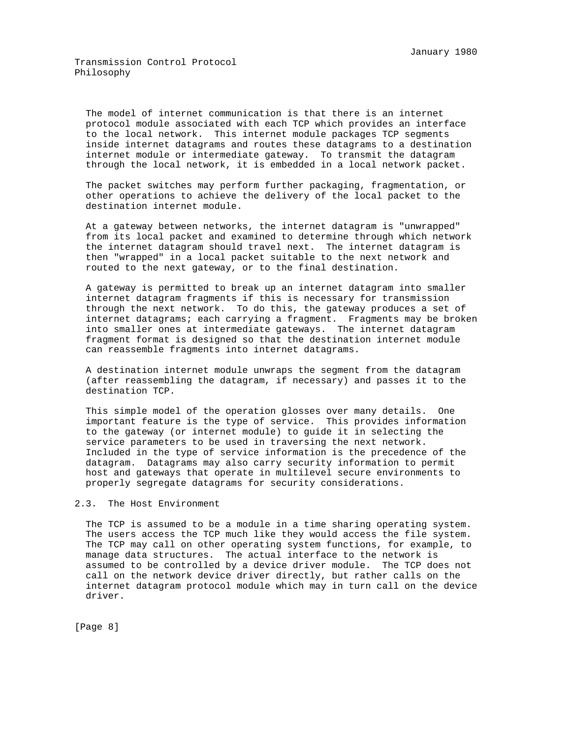The model of internet communication is that there is an internet protocol module associated with each TCP which provides an interface to the local network. This internet module packages TCP segments inside internet datagrams and routes these datagrams to a destination internet module or intermediate gateway. To transmit the datagram through the local network, it is embedded in a local network packet.

The packet switches may perform further packaging, fragmentation, or other operations to achieve the delivery of the local packet to the destination internet module.

At a gateway between networks, the internet datagram is "unwrapped" from its local packet and examined to determine through which network the internet datagram should travel next. The internet datagram is then "wrapped" in a local packet suitable to the next network and routed to the next gateway, or to the final destination.

A gateway is permitted to break up an internet datagram into smaller internet datagram fragments if this is necessary for transmission through the next network. To do this, the gateway produces a set of internet datagrams; each carrying a fragment. Fragments may be broken into smaller ones at intermediate gateways. The internet datagram fragment format is designed so that the destination internet module can reassemble fragments into internet datagrams.

A destination internet module unwraps the segment from the datagram (after reassembling the datagram, if necessary) and passes it to the destination TCP.

This simple model of the operation glosses over many details. One important feature is the type of service. This provides information to the gateway (or internet module) to guide it in selecting the service parameters to be used in traversing the next network. Included in the type of service information is the precedence of the datagram. Datagrams may also carry security information to permit host and gateways that operate in multilevel secure environments to properly segregate datagrams for security considerations.

## 2.3. The Host Environment

The TCP is assumed to be a module in a time sharing operating system. The users access the TCP much like they would access the file system. The TCP may call on other operating system functions, for example, to manage data structures. The actual interface to the network is assumed to be controlled by a device driver module. The TCP does not call on the network device driver directly, but rather calls on the internet datagram protocol module which may in turn call on the device driver.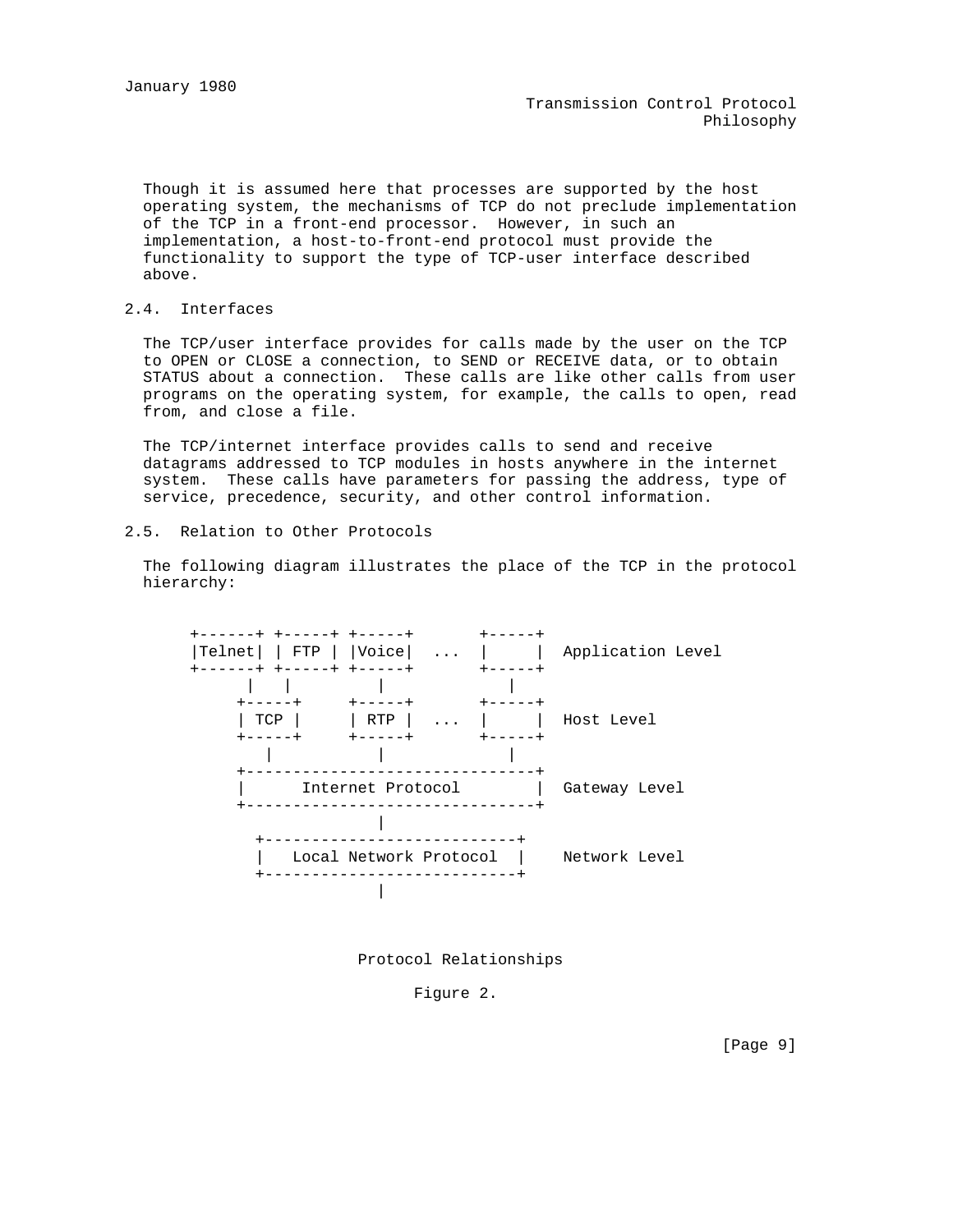Though it is assumed here that processes are supported by the host operating system, the mechanisms of TCP do not preclude implementation of the TCP in a front-end processor. However, in such an implementation, a host-to-front-end protocol must provide the functionality to support the type of TCP-user interface described above.

## 2.4. Interfaces

The TCP/user interface provides for calls made by the user on the TCP to OPEN or CLOSE a connection, to SEND or RECEIVE data, or to obtain STATUS about a connection. These calls are like other calls from user programs on the operating system, for example, the calls to open, read from, and close a file.

The TCP/internet interface provides calls to send and receive datagrams addressed to TCP modules in hosts anywhere in the internet system. These calls have parameters for passing the address, type of service, precedence, security, and other control information.

## 2.5. Relation to Other Protocols

The following diagram illustrates the place of the TCP in the protocol hierarchy:

```
      +------+ +-----+ +-----+       +-----+
      |Telnet| | FTP | |Voice|  ...  |     |  Application Level
      +------+ +-----+ +-----+       +-----+
            |   |         |             |
           +-----+     +-----+       +-----+
           | TCP |     | RTP |  ...  |     |  Host Level
           +-----+     +-----+       +-----+
              |           |             |
           +-------------------------------+
           |      Internet Protocol        |  Gateway Level
           +-------------------------------+
                          |
             +---------------------------+
             |   Local Network Protocol  |    Network Level
             +---------------------------+
                          |
```

Protocol Relationships

Figure 2.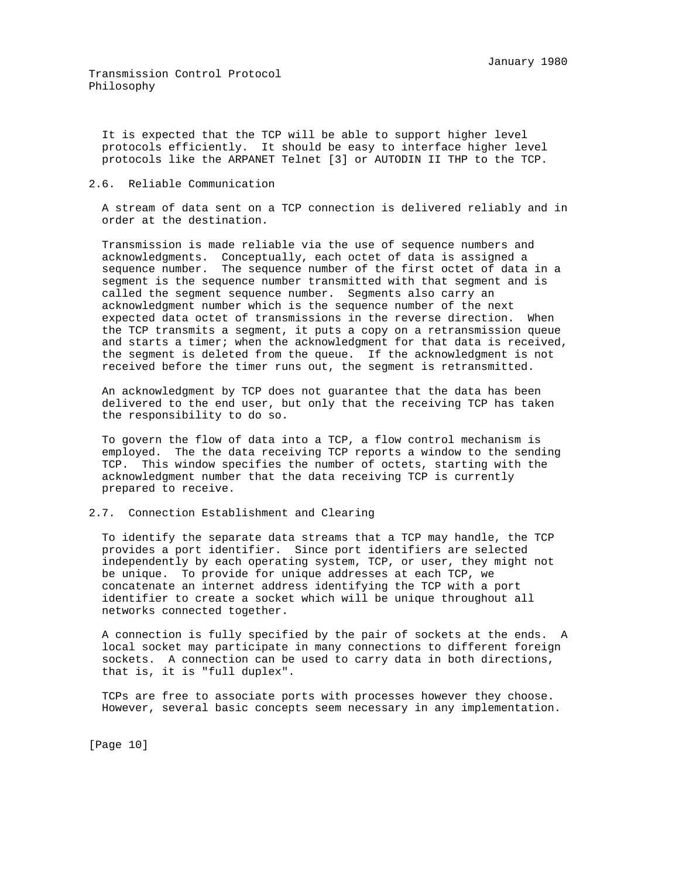It is expected that the TCP will be able to support higher level protocols efficiently. It should be easy to interface higher level protocols like the ARPANET Telnet [3] or AUTODIN II THP to the TCP.

## 2.6. Reliable Communication

A stream of data sent on a TCP connection is delivered reliably and in order at the destination.

Transmission is made reliable via the use of sequence numbers and acknowledgments. Conceptually, each octet of data is assigned a sequence number. The sequence number of the first octet of data in a segment is the sequence number transmitted with that segment and is called the segment sequence number. Segments also carry an acknowledgment number which is the sequence number of the next expected data octet of transmissions in the reverse direction. When the TCP transmits a segment, it puts a copy on a retransmission queue and starts a timer; when the acknowledgment for that data is received, the segment is deleted from the queue. If the acknowledgment is not received before the timer runs out, the segment is retransmitted.

An acknowledgment by TCP does not guarantee that the data has been delivered to the end user, but only that the receiving TCP has taken the responsibility to do so.

To govern the flow of data into a TCP, a flow control mechanism is employed. The the data receiving TCP reports a window to the sending TCP. This window specifies the number of octets, starting with the acknowledgment number that the data receiving TCP is currently prepared to receive.

## 2.7. Connection Establishment and Clearing

To identify the separate data streams that a TCP may handle, the TCP provides a port identifier. Since port identifiers are selected independently by each operating system, TCP, or user, they might not be unique. To provide for unique addresses at each TCP, we concatenate an internet address identifying the TCP with a port identifier to create a socket which will be unique throughout all networks connected together.

A connection is fully specified by the pair of sockets at the ends. A local socket may participate in many connections to different foreign sockets. A connection can be used to carry data in both directions, that is, it is "full duplex".

TCPs are free to associate ports with processes however they choose. However, several basic concepts seem necessary in any implementation.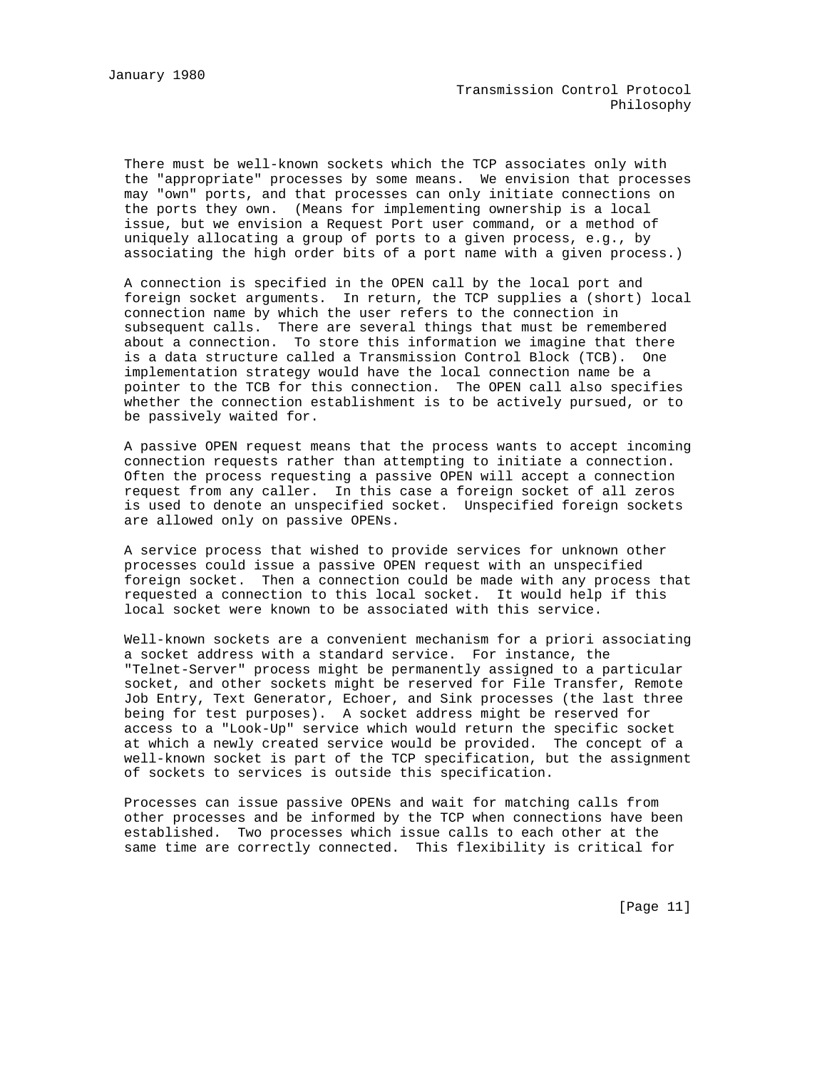There must be well-known sockets which the TCP associates only with the "appropriate" processes by some means. We envision that processes may "own" ports, and that processes can only initiate connections on the ports they own. (Means for implementing ownership is a local issue, but we envision a Request Port user command, or a method of uniquely allocating a group of ports to a given process, e.g., by associating the high order bits of a port name with a given process.)

A connection is specified in the OPEN call by the local port and foreign socket arguments. In return, the TCP supplies a (short) local connection name by which the user refers to the connection in subsequent calls. There are several things that must be remembered about a connection. To store this information we imagine that there is a data structure called a Transmission Control Block (TCB). One implementation strategy would have the local connection name be a pointer to the TCB for this connection. The OPEN call also specifies whether the connection establishment is to be actively pursued, or to be passively waited for.

A passive OPEN request means that the process wants to accept incoming connection requests rather than attempting to initiate a connection. Often the process requesting a passive OPEN will accept a connection request from any caller. In this case a foreign socket of all zeros is used to denote an unspecified socket. Unspecified foreign sockets are allowed only on passive OPENs.

A service process that wished to provide services for unknown other processes could issue a passive OPEN request with an unspecified foreign socket. Then a connection could be made with any process that requested a connection to this local socket. It would help if this local socket were known to be associated with this service.

Well-known sockets are a convenient mechanism for a priori associating a socket address with a standard service. For instance, the "Telnet-Server" process might be permanently assigned to a particular socket, and other sockets might be reserved for File Transfer, Remote Job Entry, Text Generator, Echoer, and Sink processes (the last three being for test purposes). A socket address might be reserved for access to a "Look-Up" service which would return the specific socket at which a newly created service would be provided. The concept of a well-known socket is part of the TCP specification, but the assignment of sockets to services is outside this specification.

Processes can issue passive OPENs and wait for matching calls from other processes and be informed by the TCP when connections have been established. Two processes which issue calls to each other at the same time are correctly connected. This flexibility is critical for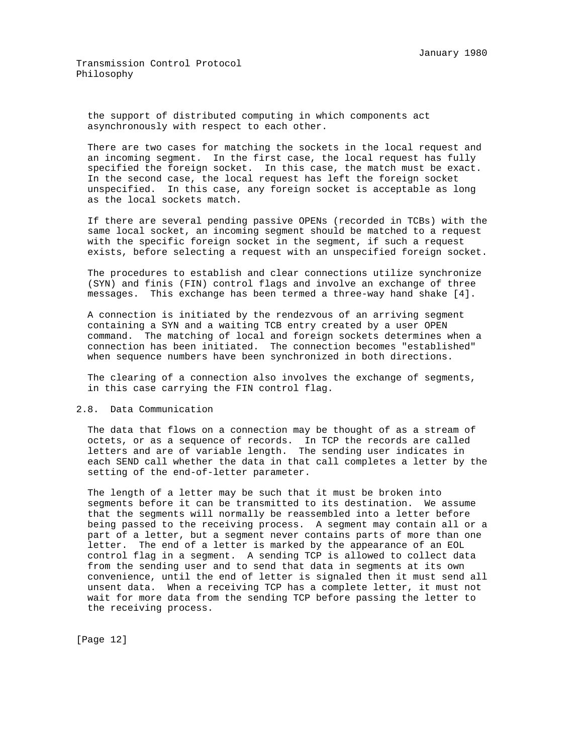the support of distributed computing in which components act asynchronously with respect to each other.

There are two cases for matching the sockets in the local request and an incoming segment. In the first case, the local request has fully specified the foreign socket. In this case, the match must be exact. In the second case, the local request has left the foreign socket unspecified. In this case, any foreign socket is acceptable as long as the local sockets match.

If there are several pending passive OPENs (recorded in TCBs) with the same local socket, an incoming segment should be matched to a request with the specific foreign socket in the segment, if such a request exists, before selecting a request with an unspecified foreign socket.

The procedures to establish and clear connections utilize synchronize (SYN) and finis (FIN) control flags and involve an exchange of three messages. This exchange has been termed a three-way hand shake [4].

A connection is initiated by the rendezvous of an arriving segment containing a SYN and a waiting TCB entry created by a user OPEN command. The matching of local and foreign sockets determines when a connection has been initiated. The connection becomes "established" when sequence numbers have been synchronized in both directions.

The clearing of a connection also involves the exchange of segments, in this case carrying the FIN control flag.

## 2.8. Data Communication

The data that flows on a connection may be thought of as a stream of octets, or as a sequence of records. In TCP the records are called letters and are of variable length. The sending user indicates in each SEND call whether the data in that call completes a letter by the setting of the end-of-letter parameter.

The length of a letter may be such that it must be broken into segments before it can be transmitted to its destination. We assume that the segments will normally be reassembled into a letter before being passed to the receiving process. A segment may contain all or a part of a letter, but a segment never contains parts of more than one letter. The end of a letter is marked by the appearance of an EOL control flag in a segment. A sending TCP is allowed to collect data from the sending user and to send that data in segments at its own convenience, until the end of letter is signaled then it must send all unsent data. When a receiving TCP has a complete letter, it must not wait for more data from the sending TCP before passing the letter to the receiving process.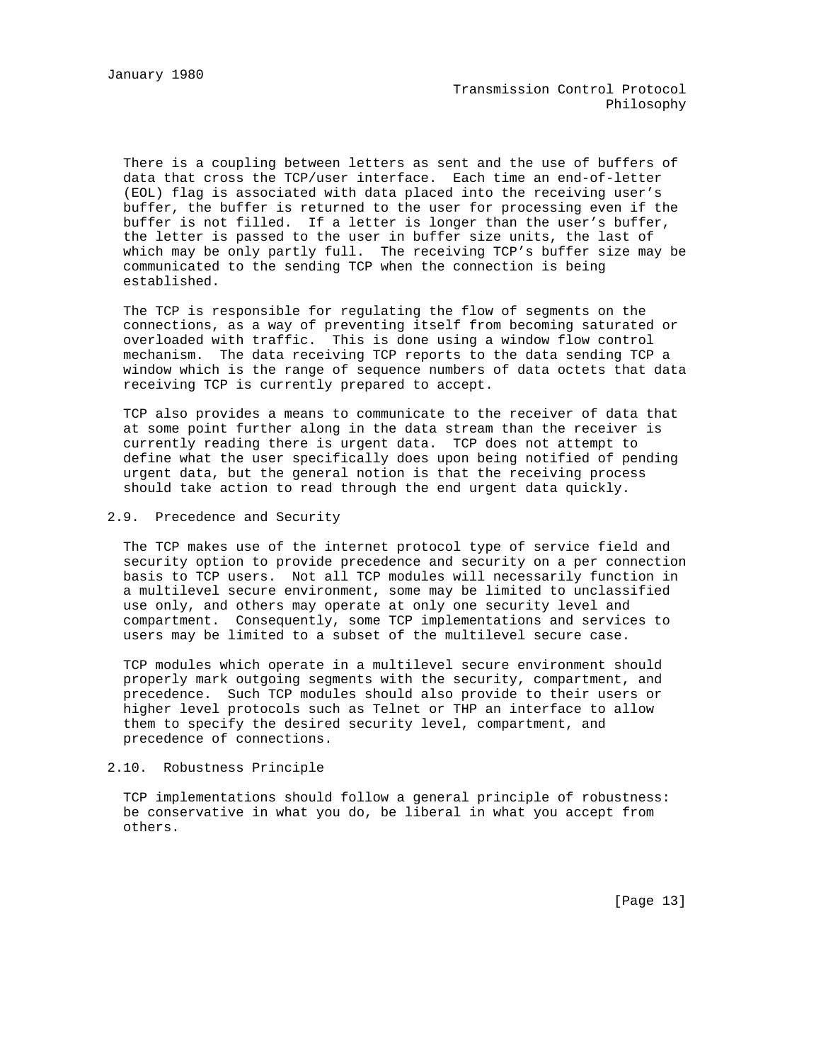There is a coupling between letters as sent and the use of buffers of data that cross the TCP/user interface. Each time an end-of-letter (EOL) flag is associated with data placed into the receiving user's buffer, the buffer is returned to the user for processing even if the buffer is not filled. If a letter is longer than the user's buffer, the letter is passed to the user in buffer size units, the last of which may be only partly full. The receiving TCP's buffer size may be communicated to the sending TCP when the connection is being established.

The TCP is responsible for regulating the flow of segments on the connections, as a way of preventing itself from becoming saturated or overloaded with traffic. This is done using a window flow control mechanism. The data receiving TCP reports to the data sending TCP a window which is the range of sequence numbers of data octets that data receiving TCP is currently prepared to accept.

TCP also provides a means to communicate to the receiver of data that at some point further along in the data stream than the receiver is currently reading there is urgent data. TCP does not attempt to define what the user specifically does upon being notified of pending urgent data, but the general notion is that the receiving process should take action to read through the end urgent data quickly.

## 2.9. Precedence and Security

The TCP makes use of the internet protocol type of service field and security option to provide precedence and security on a per connection basis to TCP users. Not all TCP modules will necessarily function in a multilevel secure environment, some may be limited to unclassified use only, and others may operate at only one security level and compartment. Consequently, some TCP implementations and services to users may be limited to a subset of the multilevel secure case.

TCP modules which operate in a multilevel secure environment should properly mark outgoing segments with the security, compartment, and precedence. Such TCP modules should also provide to their users or higher level protocols such as Telnet or THP an interface to allow them to specify the desired security level, compartment, and precedence of connections.

## 2.10. Robustness Principle

TCP implementations should follow a general principle of robustness: be conservative in what you do, be liberal in what you accept from others.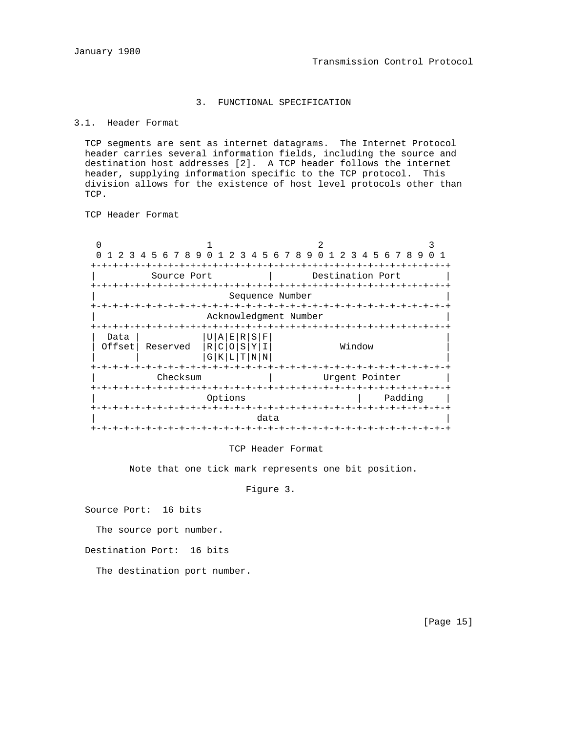# 3. FUNCTIONAL SPECIFICATION

## 3.1. Header Format

TCP segments are sent as internet datagrams. The Internet Protocol header carries several information fields, including the source and destination host addresses [2]. A TCP header follows the internet header, supplying information specific to the TCP protocol. This division allows for the existence of host level protocols other than TCP.

TCP Header Format

```
    0                   1                   2                   3
    0 1 2 3 4 5 6 7 8 9 0 1 2 3 4 5 6 7 8 9 0 1 2 3 4 5 6 7 8 9 0 1
   +-+-+-+-+-+-+-+-+-+-+-+-+-+-+-+-+-+-+-+-+-+-+-+-+-+-+-+-+-+-+-+-+
   |          Source Port          |       Destination Port        |
   +-+-+-+-+-+-+-+-+-+-+-+-+-+-+-+-+-+-+-+-+-+-+-+-+-+-+-+-+-+-+-+-+
   |                        Sequence Number                        |
   +-+-+-+-+-+-+-+-+-+-+-+-+-+-+-+-+-+-+-+-+-+-+-+-+-+-+-+-+-+-+-+-+
   |                    Acknowledgment Number                      |
   +-+-+-+-+-+-+-+-+-+-+-+-+-+-+-+-+-+-+-+-+-+-+-+-+-+-+-+-+-+-+-+-+
   |  Data |           |U|A|E|R|S|F|                               |
   | Offset| Reserved  |R|C|O|S|Y|I|            Window             |
   |       |           |G|K|L|T|N|N|                               |
   +-+-+-+-+-+-+-+-+-+-+-+-+-+-+-+-+-+-+-+-+-+-+-+-+-+-+-+-+-+-+-+-+
   |           Checksum            |         Urgent Pointer        |
   +-+-+-+-+-+-+-+-+-+-+-+-+-+-+-+-+-+-+-+-+-+-+-+-+-+-+-+-+-+-+-+-+
   |                    Options                    |    Padding    |
   +-+-+-+-+-+-+-+-+-+-+-+-+-+-+-+-+-+-+-+-+-+-+-+-+-+-+-+-+-+-+-+-+
   |                             data                              |
   +-+-+-+-+-+-+-+-+-+-+-+-+-+-+-+-+-+-+-+-+-+-+-+-+-+-+-+-+-+-+-+-+
```

TCP Header Format

Note that one tick mark represents one bit position.

Figure 3.

Source Port: 16 bits

The source port number.

Destination Port: 16 bits

The destination port number.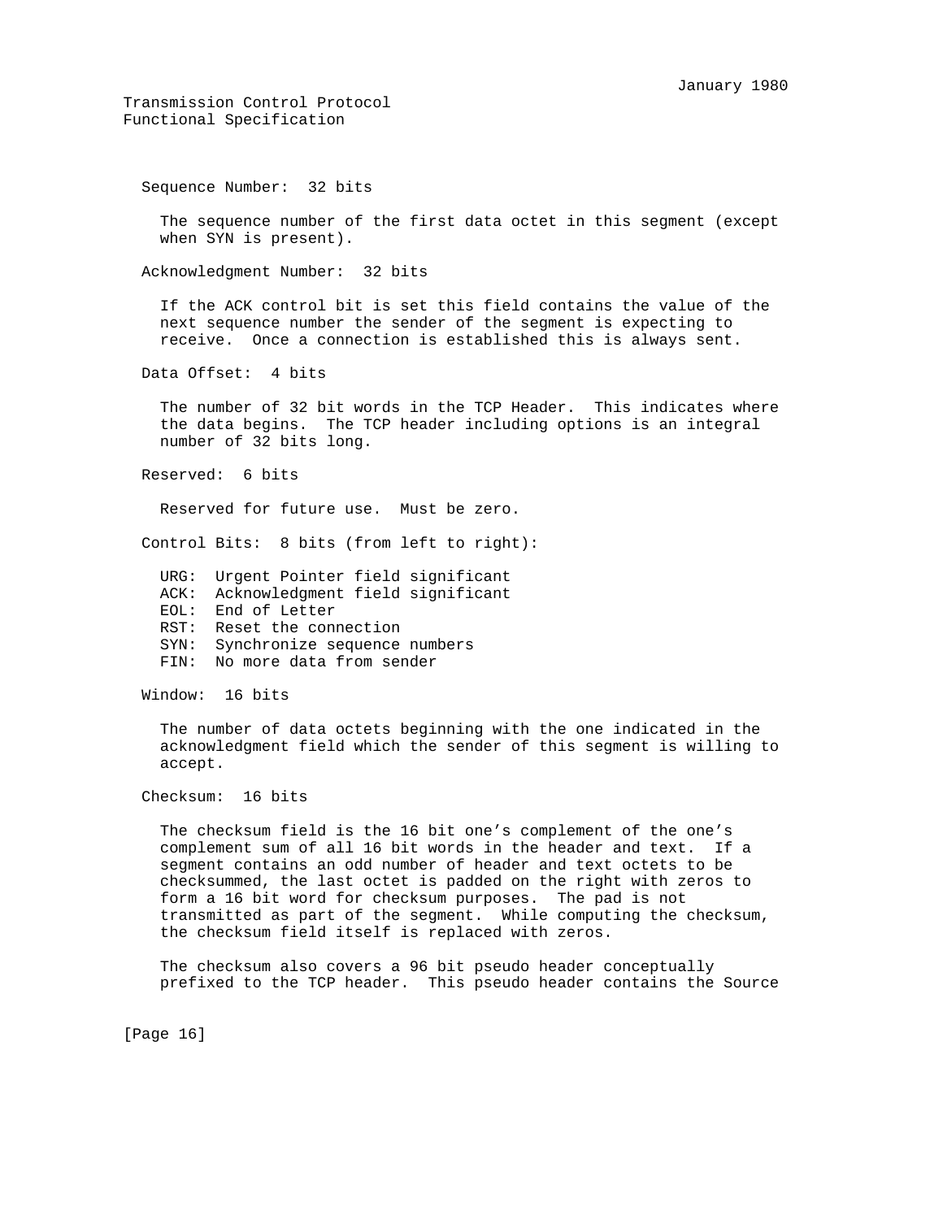Sequence Number: 32 bits

The sequence number of the first data octet in this segment (except when SYN is present).

Acknowledgment Number: 32 bits

If the ACK control bit is set this field contains the value of the next sequence number the sender of the segment is expecting to receive. Once a connection is established this is always sent.

Data Offset: 4 bits

The number of 32 bit words in the TCP Header. This indicates where the data begins. The TCP header including options is an integral number of 32 bits long.

Reserved: 6 bits

Reserved for future use. Must be zero.

Control Bits: 8 bits (from left to right):

- URG: Urgent Pointer field significant
- ACK: Acknowledgment field significant
- EOL: End of Letter
- RST: Reset the connection
- SYN: Synchronize sequence numbers
- FIN: No more data from sender

Window: 16 bits

The number of data octets beginning with the one indicated in the acknowledgment field which the sender of this segment is willing to accept.

Checksum: 16 bits

The checksum field is the 16 bit one's complement of the one's complement sum of all 16 bit words in the header and text. If a segment contains an odd number of header and text octets to be checksummed, the last octet is padded on the right with zeros to form a 16 bit word for checksum purposes. The pad is not transmitted as part of the segment. While computing the checksum, the checksum field itself is replaced with zeros.

The checksum also covers a 96 bit pseudo header conceptually prefixed to the TCP header. This pseudo header contains the Source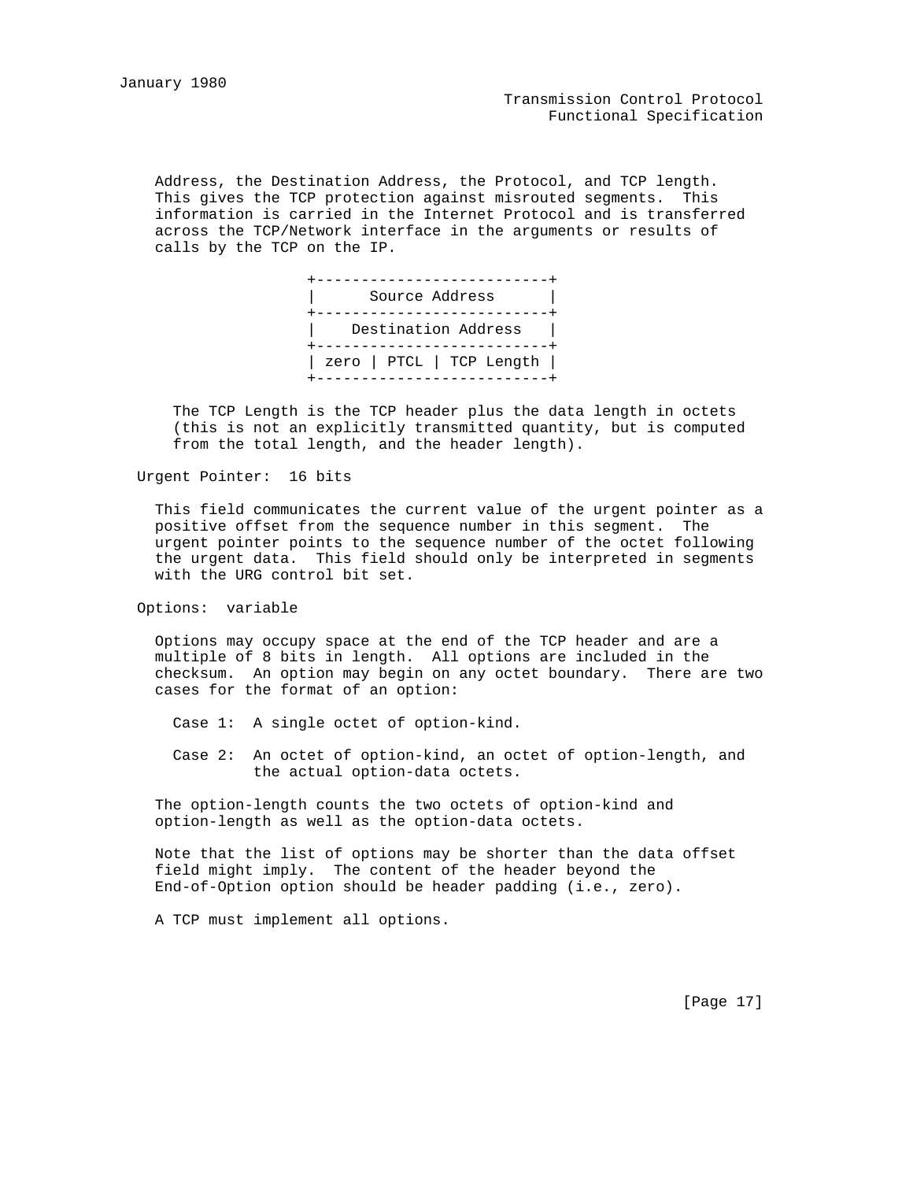Address, the Destination Address, the Protocol, and TCP length. This gives the TCP protection against misrouted segments. This information is carried in the Internet Protocol and is transferred across the TCP/Network interface in the arguments or results of calls by the TCP on the IP.

```
+--------------------------+
|      Source Address      |
+--------------------------+
|    Destination Address   |
+--------------------------+
| zero | PTCL | TCP Length |
+--------------------------+
```

The TCP Length is the TCP header plus the data length in octets (this is not an explicitly transmitted quantity, but is computed from the total length, and the header length).

Urgent Pointer: 16 bits

This field communicates the current value of the urgent pointer as a positive offset from the sequence number in this segment. The urgent pointer points to the sequence number of the octet following the urgent data. This field should only be interpreted in segments with the URG control bit set.

Options: variable

Options may occupy space at the end of the TCP header and are a multiple of 8 bits in length. All options are included in the checksum. An option may begin on any octet boundary. There are two cases for the format of an option:

Case 1: A single octet of option-kind.

Case 2: An octet of option-kind, an octet of option-length, and the actual option-data octets.

The option-length counts the two octets of option-kind and option-length as well as the option-data octets.

Note that the list of options may be shorter than the data offset field might imply. The content of the header beyond the End-of-Option option should be header padding (i.e., zero).

A TCP must implement all options.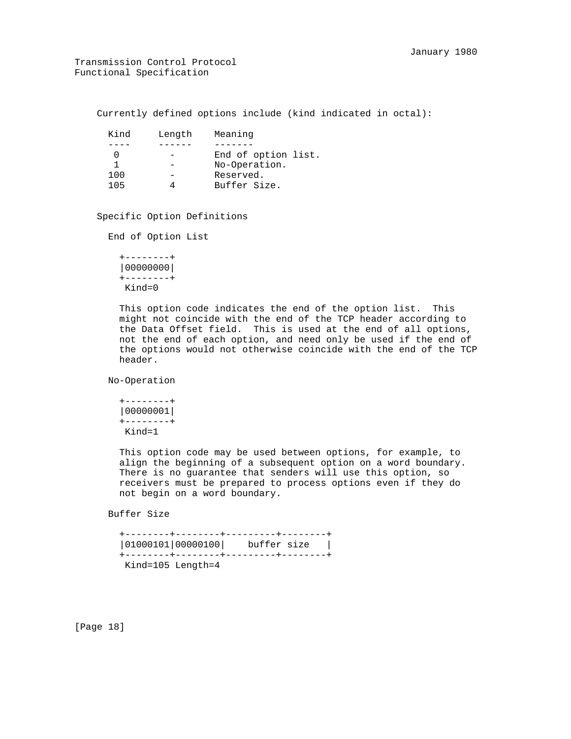Currently defined options include (kind indicated in octal):

| Kind | Length | Meaning |
| --- | --- | --- |
| 0 | - | End of option list. |
| 1 | - | No-Operation. |
| 100 | - | Reserved. |
| 105 | 4 | Buffer Size. |

### Specific Option Definitions

#### End of Option List

```
+--------+
|00000000|
+--------+
 Kind=0
```

This option code indicates the end of the option list. This might not coincide with the end of the TCP header according to the Data Offset field. This is used at the end of all options, not the end of each option, and need only be used if the end of the options would not otherwise coincide with the end of the TCP header.

#### No-Operation

```
+--------+
|00000001|
+--------+
 Kind=1
```

This option code may be used between options, for example, to align the beginning of a subsequent option on a word boundary. There is no guarantee that senders will use this option, so receivers must be prepared to process options even if they do not begin on a word boundary.

#### Buffer Size

```
+--------+--------+---------+--------+
|01000101|00000100|    buffer size   |
+--------+--------+---------+--------+
 Kind=105 Length=4
```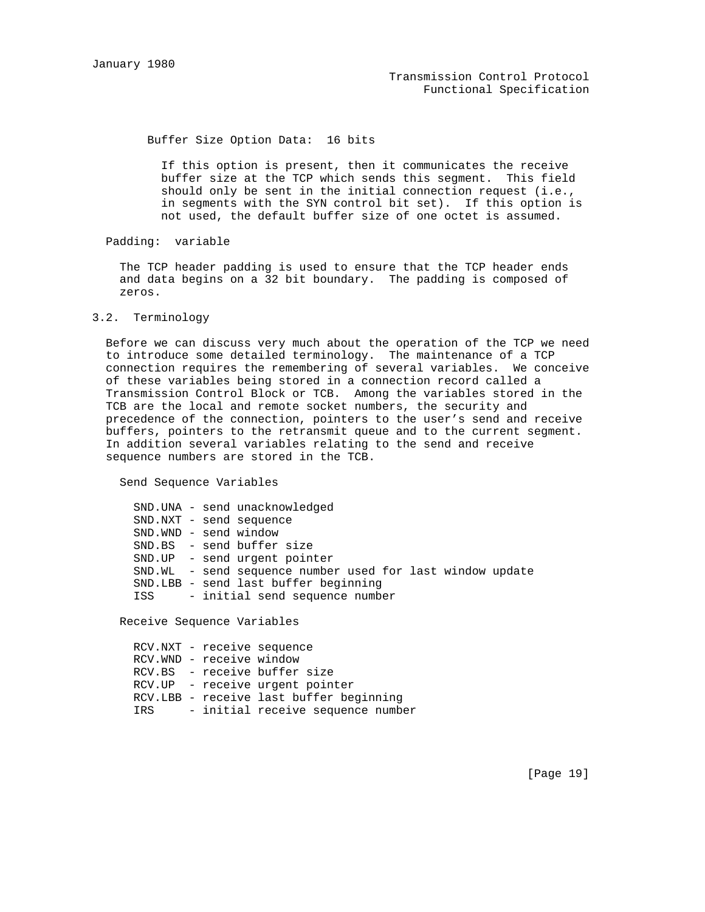Buffer Size Option Data: 16 bits

If this option is present, then it communicates the receive buffer size at the TCP which sends this segment. This field should only be sent in the initial connection request (i.e., in segments with the SYN control bit set). If this option is not used, the default buffer size of one octet is assumed.

Padding: variable

The TCP header padding is used to ensure that the TCP header ends and data begins on a 32 bit boundary. The padding is composed of zeros.

## 3.2. Terminology

Before we can discuss very much about the operation of the TCP we need to introduce some detailed terminology. The maintenance of a TCP connection requires the remembering of several variables. We conceive of these variables being stored in a connection record called a Transmission Control Block or TCB. Among the variables stored in the TCB are the local and remote socket numbers, the security and precedence of the connection, pointers to the user's send and receive buffers, pointers to the retransmit queue and to the current segment. In addition several variables relating to the send and receive sequence numbers are stored in the TCB.

Send Sequence Variables

```
SND.UNA - send unacknowledged
SND.NXT - send sequence
SND.WND - send window
SND.BS  - send buffer size
SND.UP  - send urgent pointer
SND.WL  - send sequence number used for last window update
SND.LBB - send last buffer beginning
ISS     - initial send sequence number
```

Receive Sequence Variables

```
RCV.NXT - receive sequence
RCV.WND - receive window
RCV.BS  - receive buffer size
RCV.UP  - receive urgent pointer
RCV.LBB - receive last buffer beginning
IRS     - initial receive sequence number
```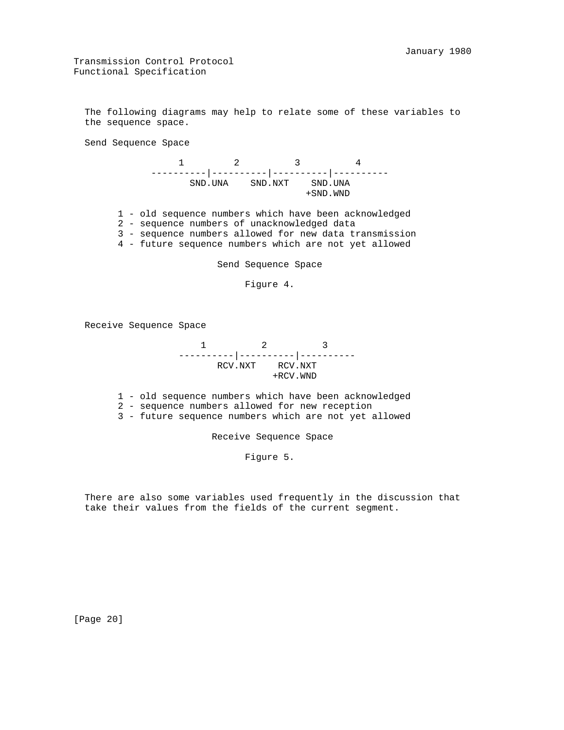The following diagrams may help to relate some of these variables to the sequence space.

Send Sequence Space

```
                   1          2          3          4
              ----------|----------|----------|----------
                     SND.UNA    SND.NXT    SND.UNA
                                          +SND.WND

       1 - old sequence numbers which have been acknowledged
       2 - sequence numbers of unacknowledged data
       3 - sequence numbers allowed for new data transmission
       4 - future sequence numbers which are not yet allowed
```

Send Sequence Space

Figure 4.

Receive Sequence Space

```
                       1          2          3
                   ----------|----------|----------
                          RCV.NXT    RCV.NXT
                                    +RCV.WND

       1 - old sequence numbers which have been acknowledged
       2 - sequence numbers allowed for new reception
       3 - future sequence numbers which are not yet allowed
```

Receive Sequence Space

Figure 5.

There are also some variables used frequently in the discussion that take their values from the fields of the current segment.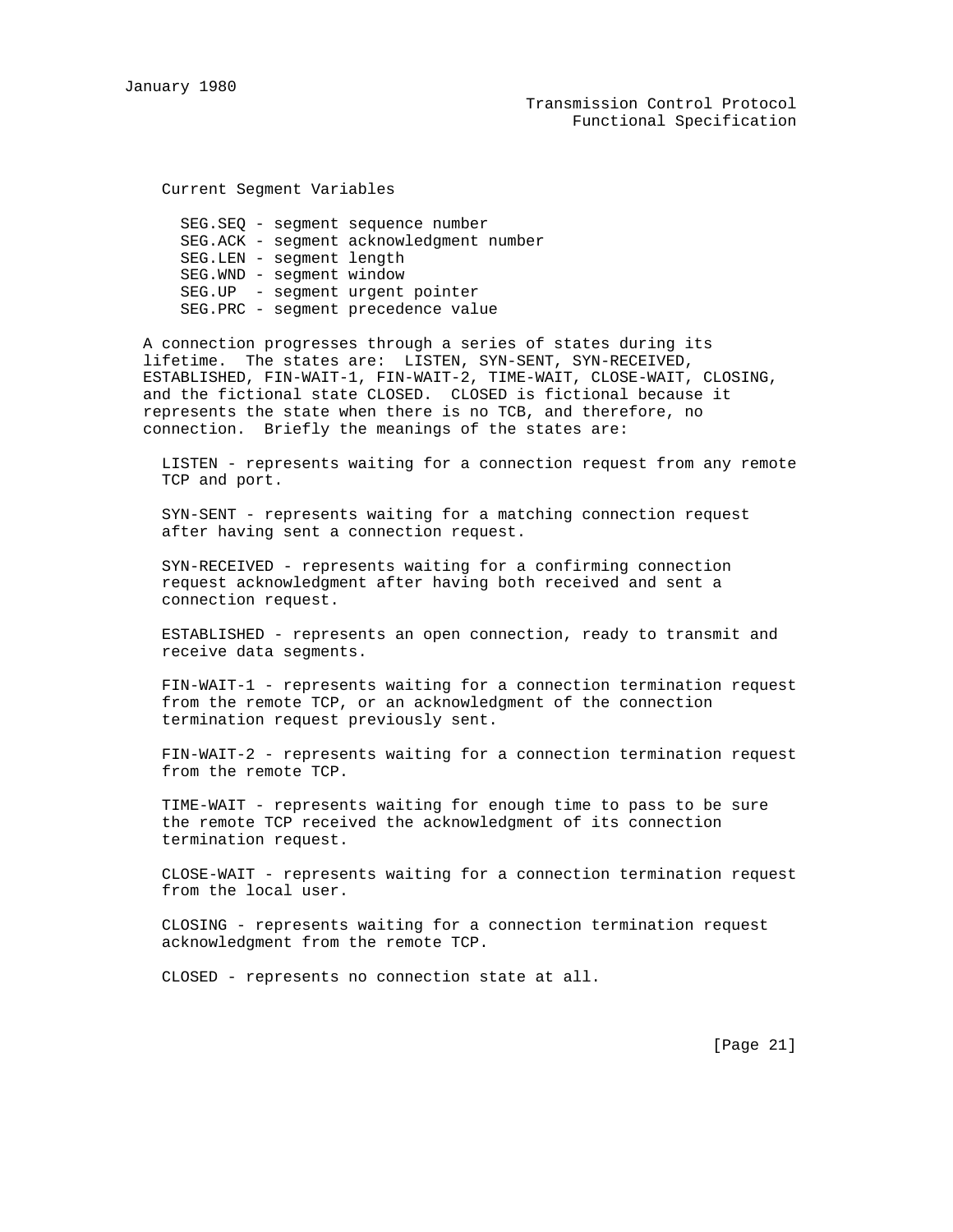Current Segment Variables

- SEG.SEQ - segment sequence number
- SEG.ACK - segment acknowledgment number
- SEG.LEN - segment length
- SEG.WND - segment window
- SEG.UP - segment urgent pointer
- SEG.PRC - segment precedence value

A connection progresses through a series of states during its lifetime. The states are: LISTEN, SYN-SENT, SYN-RECEIVED, ESTABLISHED, FIN-WAIT-1, FIN-WAIT-2, TIME-WAIT, CLOSE-WAIT, CLOSING, and the fictional state CLOSED. CLOSED is fictional because it represents the state when there is no TCB, and therefore, no connection. Briefly the meanings of the states are:

LISTEN - represents waiting for a connection request from any remote TCP and port.

SYN-SENT - represents waiting for a matching connection request after having sent a connection request.

SYN-RECEIVED - represents waiting for a confirming connection request acknowledgment after having both received and sent a connection request.

ESTABLISHED - represents an open connection, ready to transmit and receive data segments.

FIN-WAIT-1 - represents waiting for a connection termination request from the remote TCP, or an acknowledgment of the connection termination request previously sent.

FIN-WAIT-2 - represents waiting for a connection termination request from the remote TCP.

TIME-WAIT - represents waiting for enough time to pass to be sure the remote TCP received the acknowledgment of its connection termination request.

CLOSE-WAIT - represents waiting for a connection termination request from the local user.

CLOSING - represents waiting for a connection termination request acknowledgment from the remote TCP.

CLOSED - represents no connection state at all.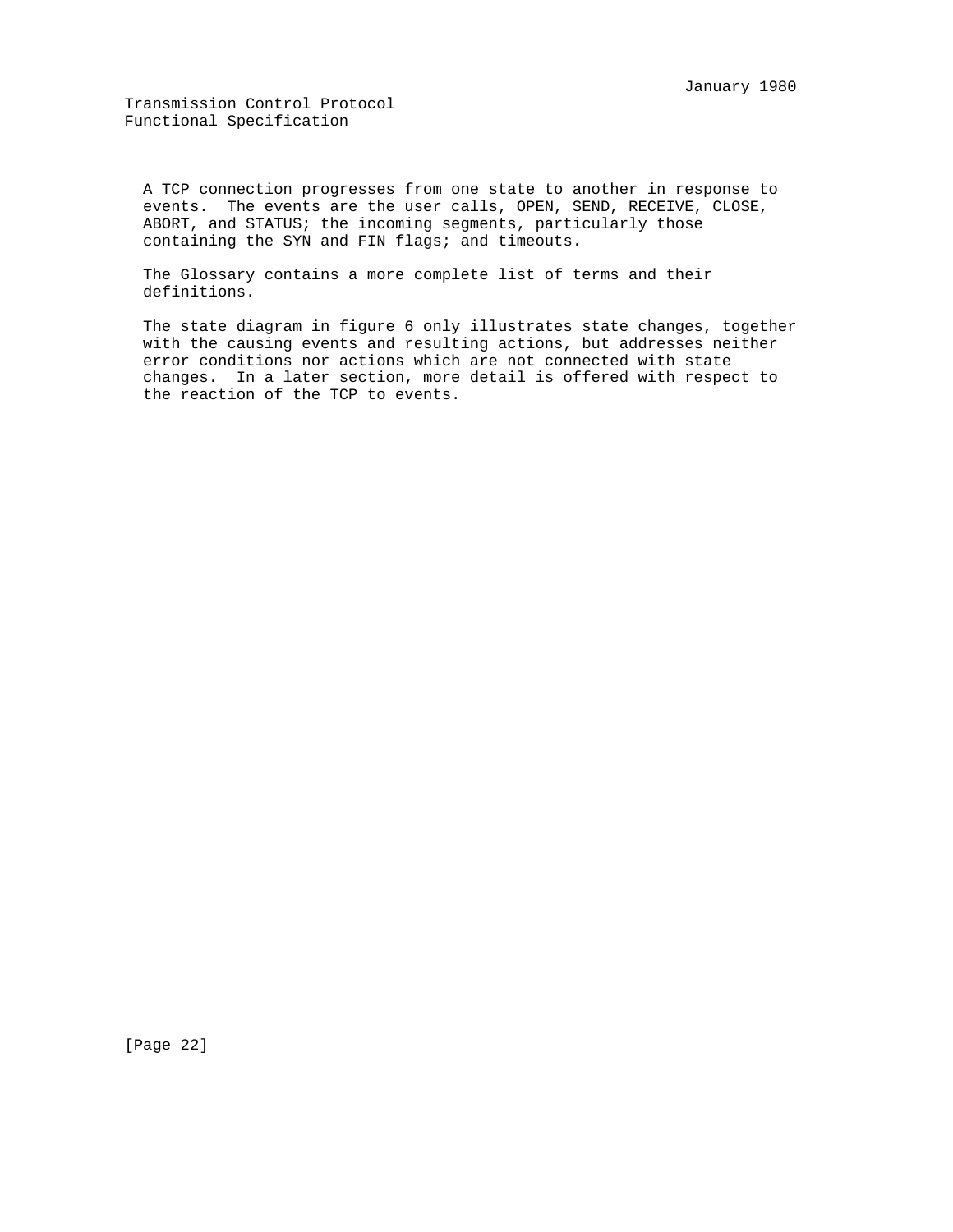A TCP connection progresses from one state to another in response to events. The events are the user calls, OPEN, SEND, RECEIVE, CLOSE, ABORT, and STATUS; the incoming segments, particularly those containing the SYN and FIN flags; and timeouts.

The Glossary contains a more complete list of terms and their definitions.

The state diagram in figure 6 only illustrates state changes, together with the causing events and resulting actions, but addresses neither error conditions nor actions which are not connected with state changes. In a later section, more detail is offered with respect to the reaction of the TCP to events.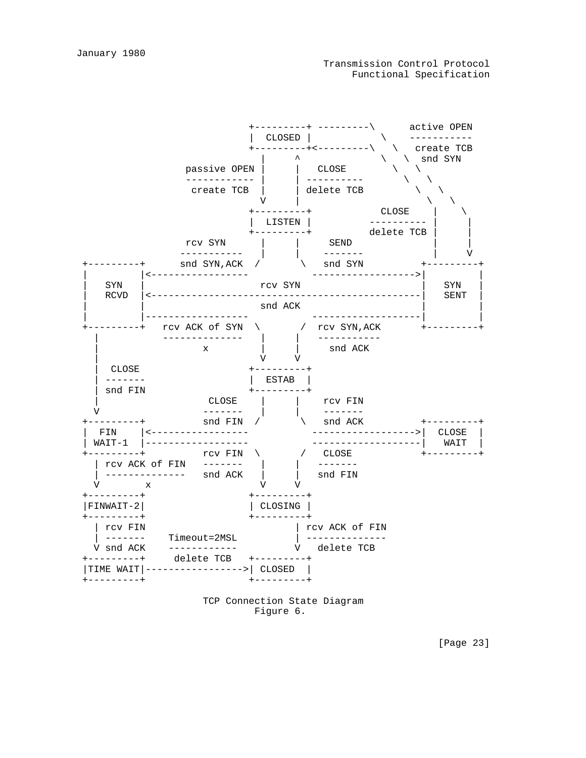```
                              +---------+ ---------\      active OPEN
                              |  CLOSED |            \    -----------
                              +---------+<---------\   \   create TCB
                                |     ^              \   \  snd SYN
                   passive OPEN |     |   CLOSE        \   \
                   ------------ |     | ----------       \   \
                    create TCB  |     | delete TCB         \   \
                                V     |                      \   \
                              +---------+            CLOSE    |    \
                              |  LISTEN |          ---------- |     |
                              +---------+          delete TCB |     |
                   rcv SYN      |     |     SEND              |     |
                  -----------   |     |    -------            |     V
 +---------+      snd SYN,ACK  /       \   snd SYN          +---------+
 |         |<-----------------           ------------------>|         |
 |   SYN   |                    rcv SYN                     |   SYN   |
 |   RCVD  |<-----------------------------------------------|   SENT  |
 |         |                    snd ACK                     |         |
 |         |------------------           -------------------|         |
 +---------+   rcv ACK of SYN  \       /  rcv SYN,ACK       +---------+
   |           --------------   |     |   -----------
   |                  x         |     |     snd ACK
   |                            V     V
   |  CLOSE                   +---------+
   | -------                  |  ESTAB  |
   | snd FIN                  +---------+
   |                   CLOSE    |     |    rcv FIN
   V                  -------   |     |    -------
 +---------+          snd FIN  /       \   snd ACK          +---------+
 |  FIN    |<-----------------           ------------------>|  CLOSE  |
 | WAIT-1  |------------------           -------------------|   WAIT  |
 +---------+          rcv FIN  \       /   CLOSE            +---------+
   | rcv ACK of FIN   -------   |     |   -------
   | --------------   snd ACK   |     |   snd FIN
   V        x                   V     V
 +---------+                  +---------+
 |FINWAIT-2|                  | CLOSING |
 +---------+                  +---------+
   | rcv FIN                        | rcv ACK of FIN
   | -------    Timeout=2MSL        | --------------
   V snd ACK    ------------        V   delete TCB
 +---------+     delete TCB   +---------+
 |TIME WAIT|----------------->| CLOSED  |
 +---------+                  +---------+
```

TCP Connection State Diagram
Figure 6.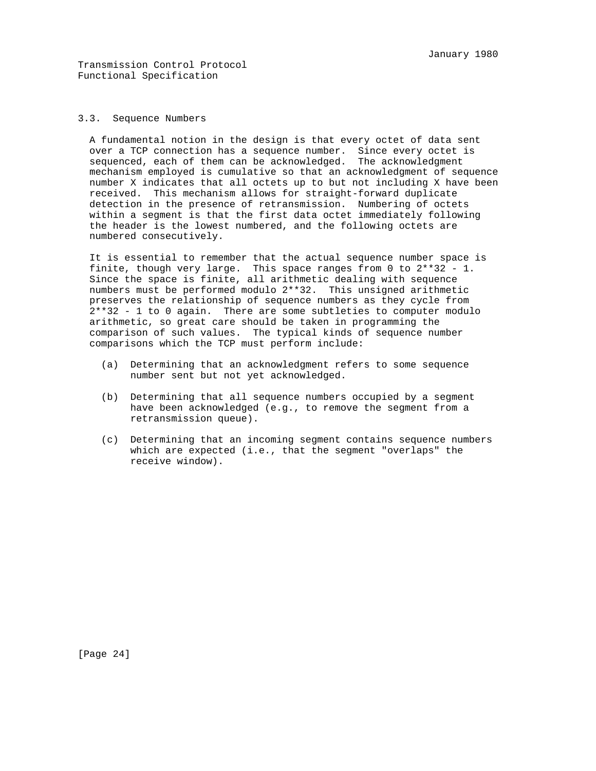### 3.3. Sequence Numbers

A fundamental notion in the design is that every octet of data sent over a TCP connection has a sequence number. Since every octet is sequenced, each of them can be acknowledged. The acknowledgment mechanism employed is cumulative so that an acknowledgment of sequence number X indicates that all octets up to but not including X have been received. This mechanism allows for straight-forward duplicate detection in the presence of retransmission. Numbering of octets within a segment is that the first data octet immediately following the header is the lowest numbered, and the following octets are numbered consecutively.

It is essential to remember that the actual sequence number space is finite, though very large. This space ranges from 0 to 2**32 - 1. Since the space is finite, all arithmetic dealing with sequence numbers must be performed modulo 2**32. This unsigned arithmetic preserves the relationship of sequence numbers as they cycle from 2**32 - 1 to 0 again. There are some subtleties to computer modulo arithmetic, so great care should be taken in programming the comparison of such values. The typical kinds of sequence number comparisons which the TCP must perform include:

(a) Determining that an acknowledgment refers to some sequence number sent but not yet acknowledged.

(b) Determining that all sequence numbers occupied by a segment have been acknowledged (e.g., to remove the segment from a retransmission queue).

(c) Determining that an incoming segment contains sequence numbers which are expected (i.e., that the segment "overlaps" the receive window).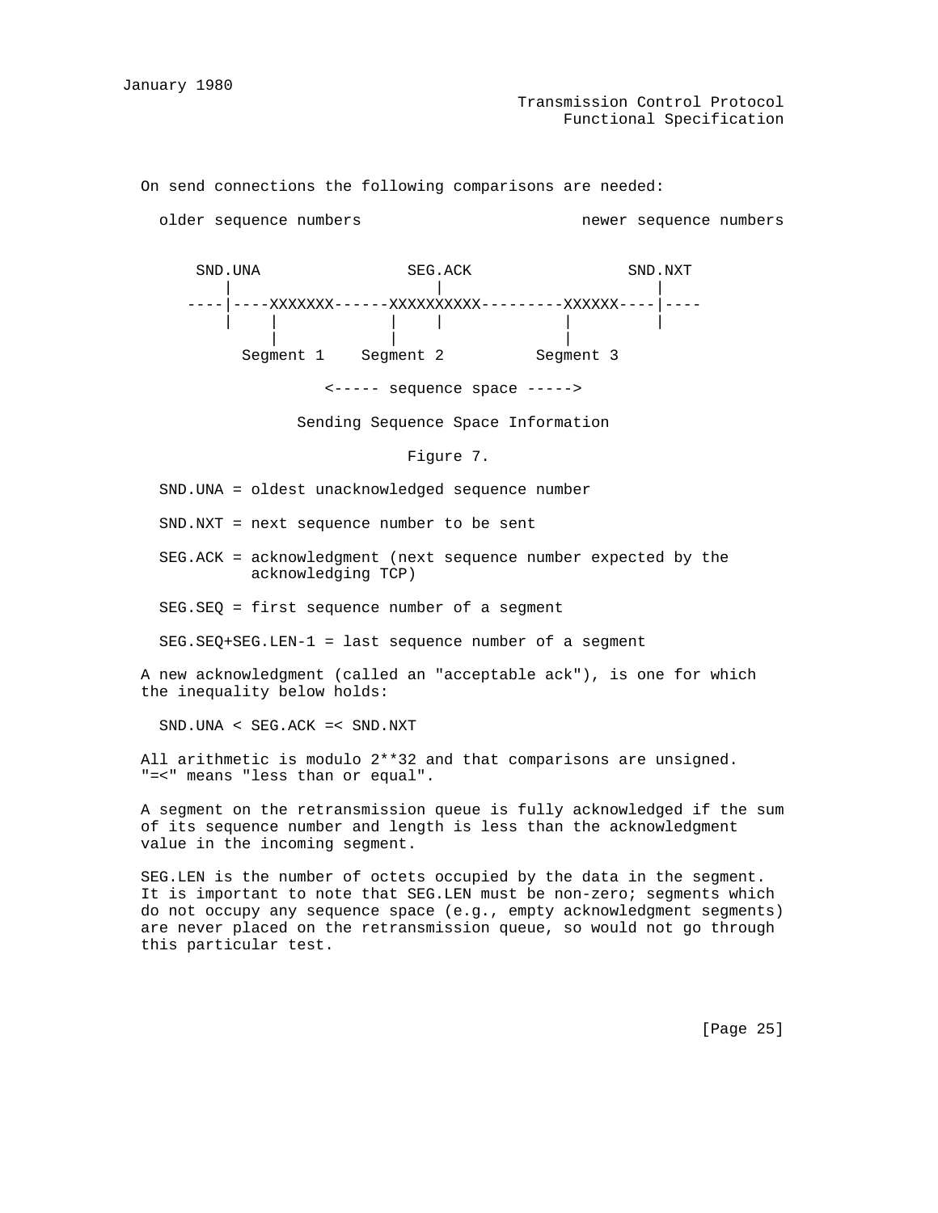On send connections the following comparisons are needed:

```
  older sequence numbers                        newer sequence numbers


      SND.UNA               SEG.ACK                SND.NXT
         |                     |                      |
     ----|----XXXXXXX------XXXXXXXXXX---------XXXXXX----|----
         |    |            |     |            |         |
              |            |                  |
          Segment 1    Segment 2          Segment 3

                    <----- sequence space ----->
```

Sending Sequence Space Information

Figure 7.

SND.UNA = oldest unacknowledged sequence number

SND.NXT = next sequence number to be sent

SEG.ACK = acknowledgment (next sequence number expected by the acknowledging TCP)

SEG.SEQ = first sequence number of a segment

SEG.SEQ+SEG.LEN-1 = last sequence number of a segment

A new acknowledgment (called an "acceptable ack"), is one for which the inequality below holds:

SND.UNA < SEG.ACK =< SND.NXT

All arithmetic is modulo 2**32 and that comparisons are unsigned. "=<" means "less than or equal".

A segment on the retransmission queue is fully acknowledged if the sum of its sequence number and length is less than the acknowledgment value in the incoming segment.

SEG.LEN is the number of octets occupied by the data in the segment. It is important to note that SEG.LEN must be non-zero; segments which do not occupy any sequence space (e.g., empty acknowledgment segments) are never placed on the retransmission queue, so would not go through this particular test.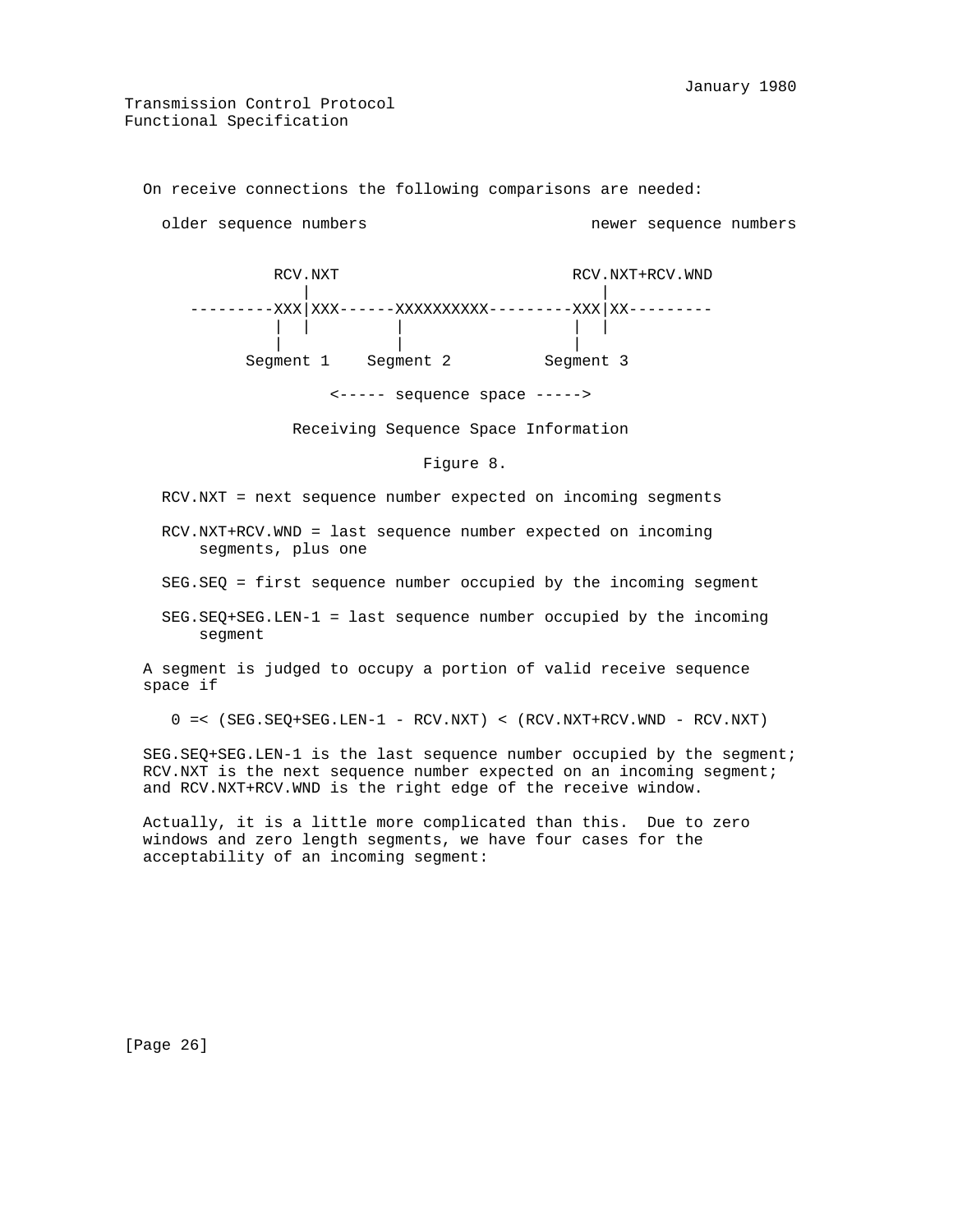On receive connections the following comparisons are needed:

```
    older sequence numbers                       newer sequence numbers


                RCV.NXT                         RCV.NXT+RCV.WND
                   |                                |
         ---------XXX|XXX------XXXXXXXXXX---------XXX|XX---------
                  |  |         |                  |  |
                  |            |                  |
              Segment 1    Segment 2          Segment 3

                        <----- sequence space ----->
```

Receiving Sequence Space Information

Figure 8.

RCV.NXT = next sequence number expected on incoming segments

RCV.NXT+RCV.WND = last sequence number expected on incoming segments, plus one

SEG.SEQ = first sequence number occupied by the incoming segment

SEG.SEQ+SEG.LEN-1 = last sequence number occupied by the incoming segment

A segment is judged to occupy a portion of valid receive sequence space if

$$0 =< (SEG.SEQ+SEG.LEN-1 - RCV.NXT) < (RCV.NXT+RCV.WND - RCV.NXT)$$

SEG.SEQ+SEG.LEN-1 is the last sequence number occupied by the segment; RCV.NXT is the next sequence number expected on an incoming segment; and RCV.NXT+RCV.WND is the right edge of the receive window.

Actually, it is a little more complicated than this. Due to zero windows and zero length segments, we have four cases for the acceptability of an incoming segment: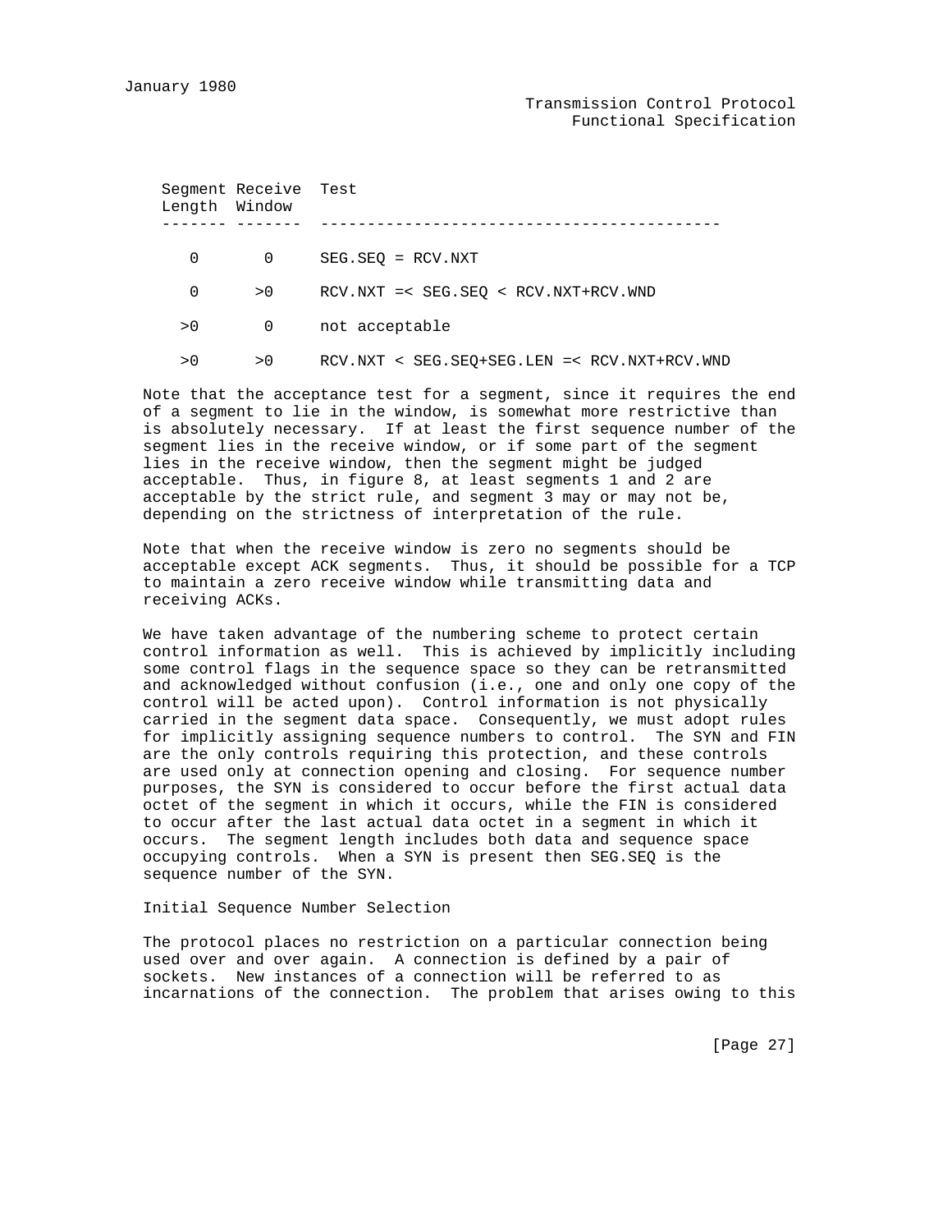| Segment Length | Receive Window | Test |
| --- | --- | --- |
| 0 | 0 | SEG.SEQ = RCV.NXT |
| 0 | >0 | RCV.NXT =< SEG.SEQ < RCV.NXT+RCV.WND |
| >0 | 0 | not acceptable |
| >0 | >0 | RCV.NXT < SEG.SEQ+SEG.LEN =< RCV.NXT+RCV.WND |

Note that the acceptance test for a segment, since it requires the end of a segment to lie in the window, is somewhat more restrictive than is absolutely necessary. If at least the first sequence number of the segment lies in the receive window, or if some part of the segment lies in the receive window, then the segment might be judged acceptable. Thus, in figure 8, at least segments 1 and 2 are acceptable by the strict rule, and segment 3 may or may not be, depending on the strictness of interpretation of the rule.

Note that when the receive window is zero no segments should be acceptable except ACK segments. Thus, it should be possible for a TCP to maintain a zero receive window while transmitting data and receiving ACKs.

We have taken advantage of the numbering scheme to protect certain control information as well. This is achieved by implicitly including some control flags in the sequence space so they can be retransmitted and acknowledged without confusion (i.e., one and only one copy of the control will be acted upon). Control information is not physically carried in the segment data space. Consequently, we must adopt rules for implicitly assigning sequence numbers to control. The SYN and FIN are the only controls requiring this protection, and these controls are used only at connection opening and closing. For sequence number purposes, the SYN is considered to occur before the first actual data octet of the segment in which it occurs, while the FIN is considered to occur after the last actual data octet in a segment in which it occurs. The segment length includes both data and sequence space occupying controls. When a SYN is present then SEG.SEQ is the sequence number of the SYN.

Initial Sequence Number Selection

The protocol places no restriction on a particular connection being used over and over again. A connection is defined by a pair of sockets. New instances of a connection will be referred to as incarnations of the connection. The problem that arises owing to this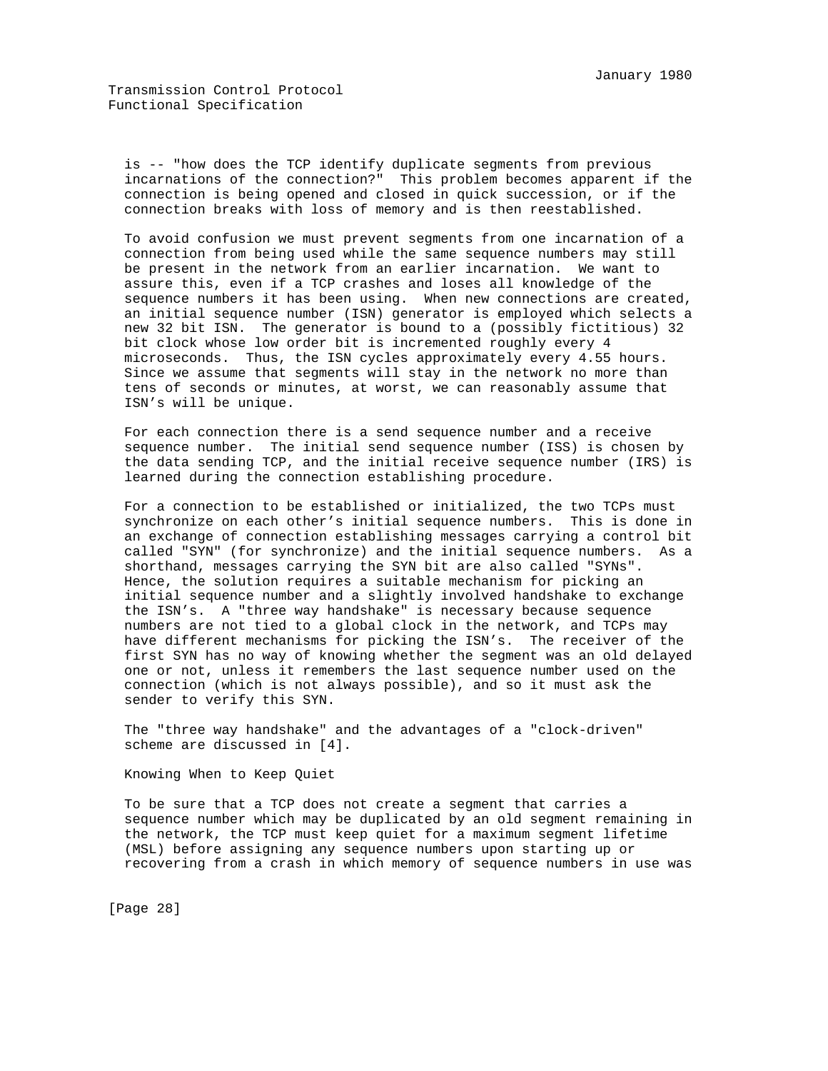is -- "how does the TCP identify duplicate segments from previous incarnations of the connection?" This problem becomes apparent if the connection is being opened and closed in quick succession, or if the connection breaks with loss of memory and is then reestablished.

To avoid confusion we must prevent segments from one incarnation of a connection from being used while the same sequence numbers may still be present in the network from an earlier incarnation. We want to assure this, even if a TCP crashes and loses all knowledge of the sequence numbers it has been using. When new connections are created, an initial sequence number (ISN) generator is employed which selects a new 32 bit ISN. The generator is bound to a (possibly fictitious) 32 bit clock whose low order bit is incremented roughly every 4 microseconds. Thus, the ISN cycles approximately every 4.55 hours. Since we assume that segments will stay in the network no more than tens of seconds or minutes, at worst, we can reasonably assume that ISN's will be unique.

For each connection there is a send sequence number and a receive sequence number. The initial send sequence number (ISS) is chosen by the data sending TCP, and the initial receive sequence number (IRS) is learned during the connection establishing procedure.

For a connection to be established or initialized, the two TCPs must synchronize on each other's initial sequence numbers. This is done in an exchange of connection establishing messages carrying a control bit called "SYN" (for synchronize) and the initial sequence numbers. As a shorthand, messages carrying the SYN bit are also called "SYNs". Hence, the solution requires a suitable mechanism for picking an initial sequence number and a slightly involved handshake to exchange the ISN's. A "three way handshake" is necessary because sequence numbers are not tied to a global clock in the network, and TCPs may have different mechanisms for picking the ISN's. The receiver of the first SYN has no way of knowing whether the segment was an old delayed one or not, unless it remembers the last sequence number used on the connection (which is not always possible), and so it must ask the sender to verify this SYN.

The "three way handshake" and the advantages of a "clock-driven" scheme are discussed in [4].

### Knowing When to Keep Quiet

To be sure that a TCP does not create a segment that carries a sequence number which may be duplicated by an old segment remaining in the network, the TCP must keep quiet for a maximum segment lifetime (MSL) before assigning any sequence numbers upon starting up or recovering from a crash in which memory of sequence numbers in use was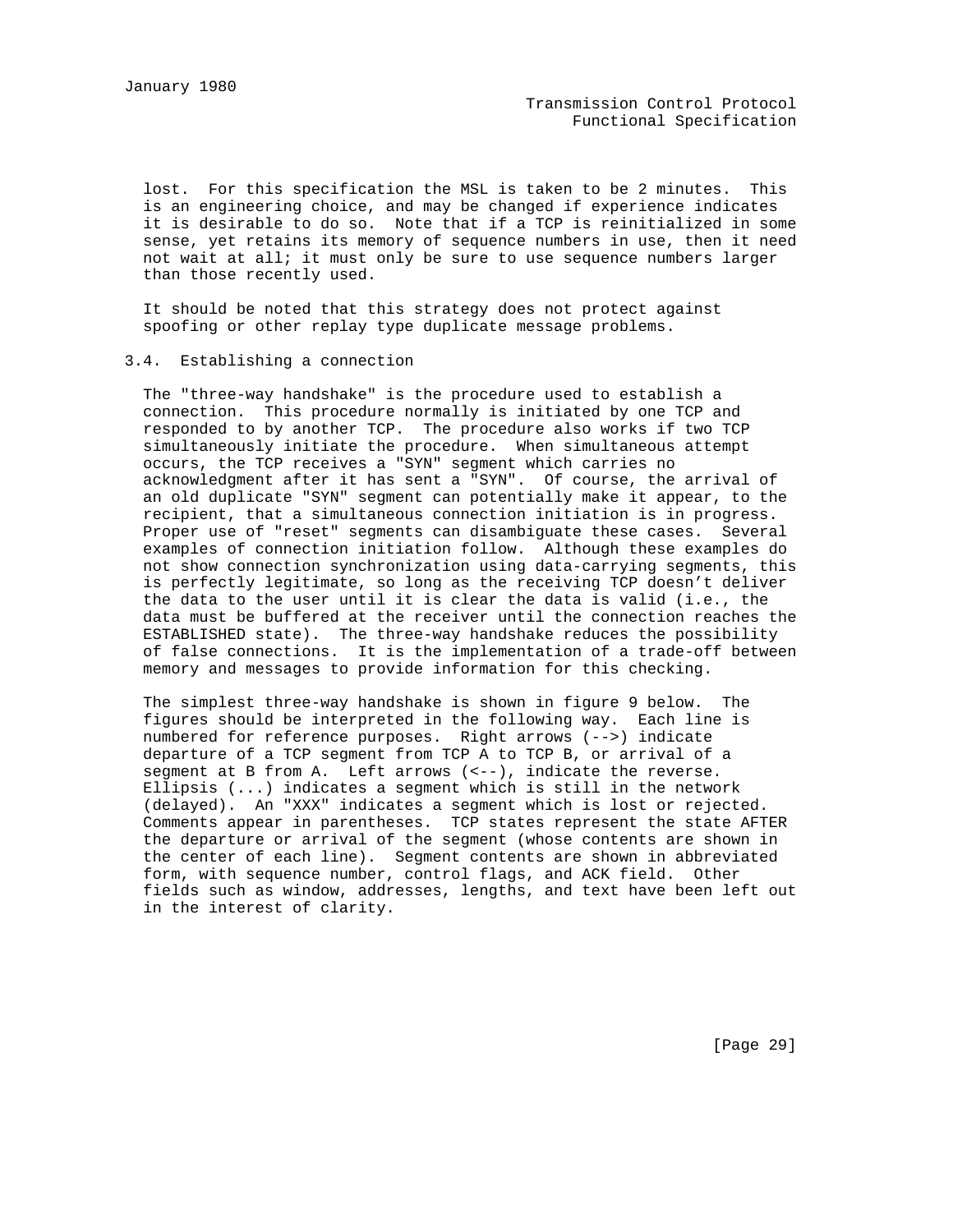lost. For this specification the MSL is taken to be 2 minutes. This is an engineering choice, and may be changed if experience indicates it is desirable to do so. Note that if a TCP is reinitialized in some sense, yet retains its memory of sequence numbers in use, then it need not wait at all; it must only be sure to use sequence numbers larger than those recently used.

It should be noted that this strategy does not protect against spoofing or other replay type duplicate message problems.

## 3.4. Establishing a connection

The "three-way handshake" is the procedure used to establish a connection. This procedure normally is initiated by one TCP and responded to by another TCP. The procedure also works if two TCP simultaneously initiate the procedure. When simultaneous attempt occurs, the TCP receives a "SYN" segment which carries no acknowledgment after it has sent a "SYN". Of course, the arrival of an old duplicate "SYN" segment can potentially make it appear, to the recipient, that a simultaneous connection initiation is in progress. Proper use of "reset" segments can disambiguate these cases. Several examples of connection initiation follow. Although these examples do not show connection synchronization using data-carrying segments, this is perfectly legitimate, so long as the receiving TCP doesn't deliver the data to the user until it is clear the data is valid (i.e., the data must be buffered at the receiver until the connection reaches the ESTABLISHED state). The three-way handshake reduces the possibility of false connections. It is the implementation of a trade-off between memory and messages to provide information for this checking.

The simplest three-way handshake is shown in figure 9 below. The figures should be interpreted in the following way. Each line is numbered for reference purposes. Right arrows (-->) indicate departure of a TCP segment from TCP A to TCP B, or arrival of a segment at B from A. Left arrows (<--), indicate the reverse. Ellipsis (...) indicates a segment which is still in the network (delayed). An "XXX" indicates a segment which is lost or rejected. Comments appear in parentheses. TCP states represent the state AFTER the departure or arrival of the segment (whose contents are shown in the center of each line). Segment contents are shown in abbreviated form, with sequence number, control flags, and ACK field. Other fields such as window, addresses, lengths, and text have been left out in the interest of clarity.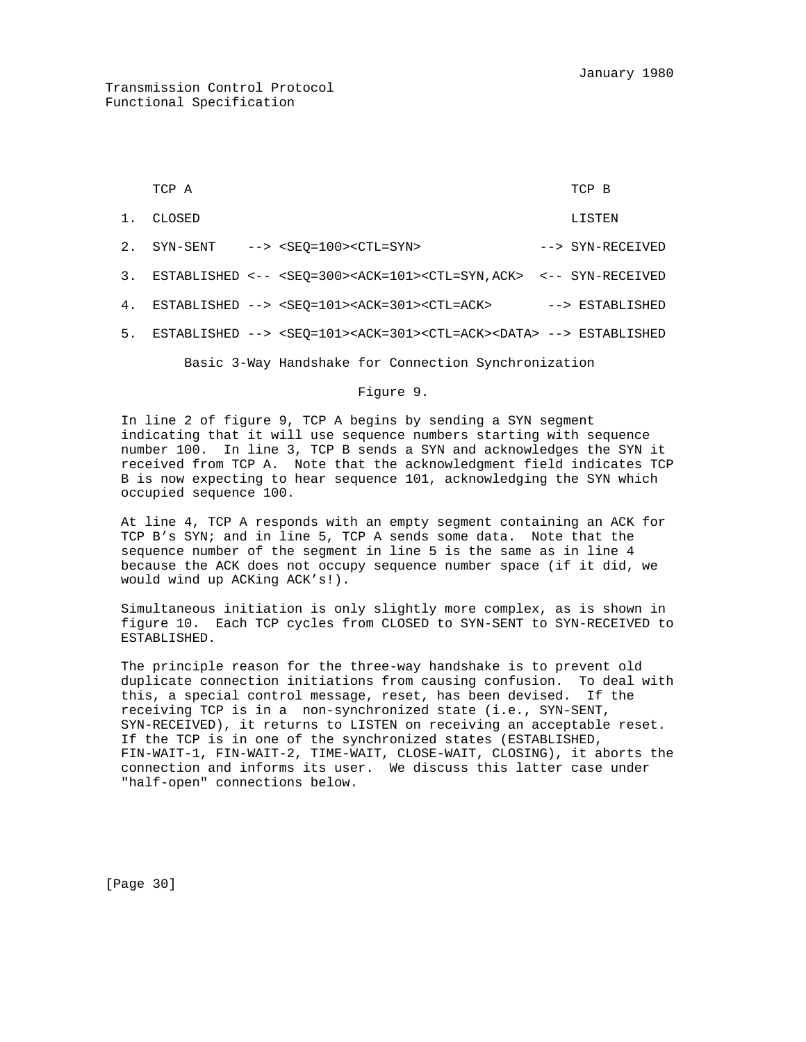```
    TCP A                                                TCP B

1.  CLOSED                                               LISTEN

2.  SYN-SENT    --> <SEQ=100><CTL=SYN>               --> SYN-RECEIVED

3.  ESTABLISHED <-- <SEQ=300><ACK=101><CTL=SYN,ACK>  <-- SYN-RECEIVED

4.  ESTABLISHED --> <SEQ=101><ACK=301><CTL=ACK>       --> ESTABLISHED

5.  ESTABLISHED --> <SEQ=101><ACK=301><CTL=ACK><DATA> --> ESTABLISHED
```

Basic 3-Way Handshake for Connection Synchronization

Figure 9.

In line 2 of figure 9, TCP A begins by sending a SYN segment indicating that it will use sequence numbers starting with sequence number 100. In line 3, TCP B sends a SYN and acknowledges the SYN it received from TCP A. Note that the acknowledgment field indicates TCP B is now expecting to hear sequence 101, acknowledging the SYN which occupied sequence 100.

At line 4, TCP A responds with an empty segment containing an ACK for TCP B's SYN; and in line 5, TCP A sends some data. Note that the sequence number of the segment in line 5 is the same as in line 4 because the ACK does not occupy sequence number space (if it did, we would wind up ACKing ACK's!).

Simultaneous initiation is only slightly more complex, as is shown in figure 10. Each TCP cycles from CLOSED to SYN-SENT to SYN-RECEIVED to ESTABLISHED.

The principle reason for the three-way handshake is to prevent old duplicate connection initiations from causing confusion. To deal with this, a special control message, reset, has been devised. If the receiving TCP is in a non-synchronized state (i.e., SYN-SENT, SYN-RECEIVED), it returns to LISTEN on receiving an acceptable reset. If the TCP is in one of the synchronized states (ESTABLISHED, FIN-WAIT-1, FIN-WAIT-2, TIME-WAIT, CLOSE-WAIT, CLOSING), it aborts the connection and informs its user. We discuss this latter case under "half-open" connections below.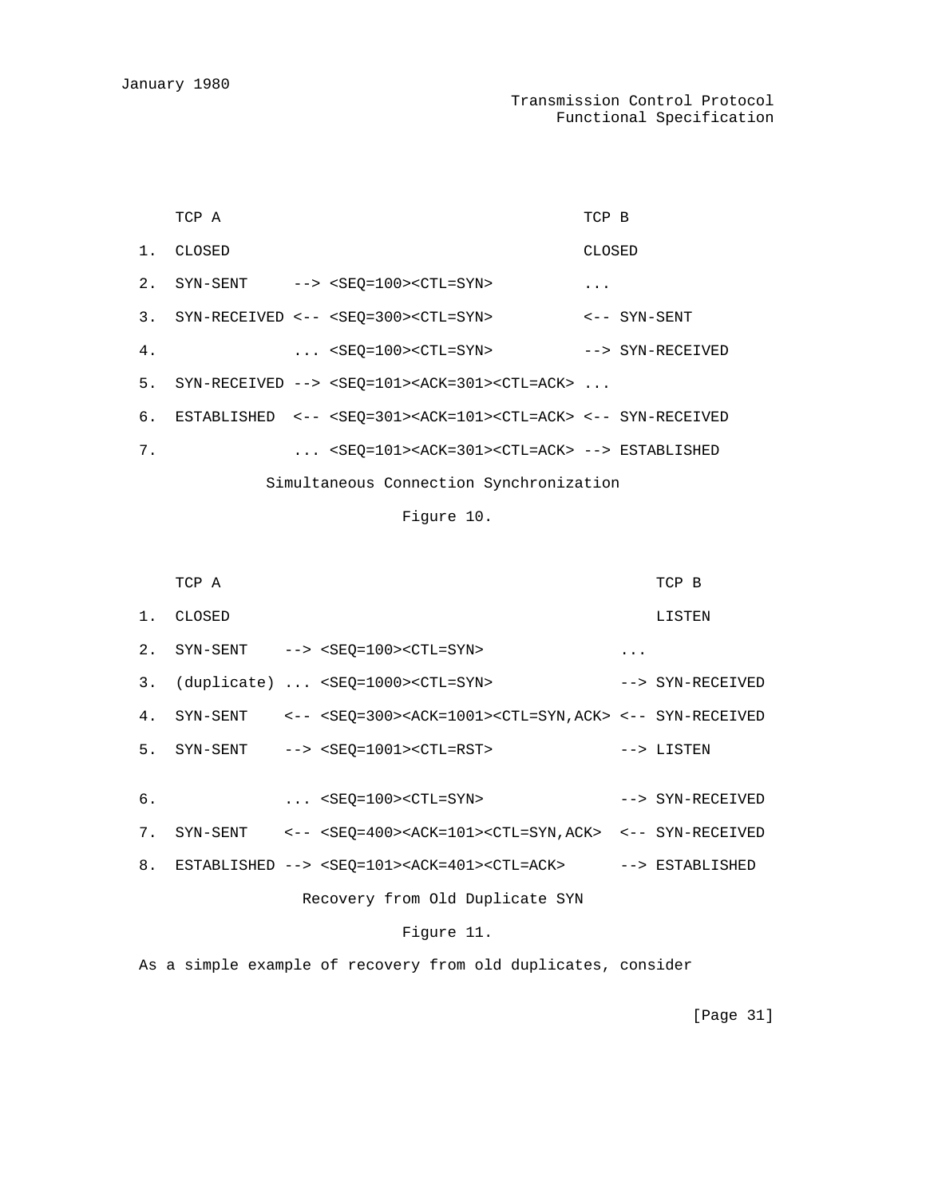```
    TCP A                                            TCP B

1.  CLOSED                                           CLOSED

2.  SYN-SENT     --> <SEQ=100><CTL=SYN>              ...

3.  SYN-RECEIVED <-- <SEQ=300><CTL=SYN>              <-- SYN-SENT

4.               ... <SEQ=100><CTL=SYN>              --> SYN-RECEIVED

5.  SYN-RECEIVED --> <SEQ=101><ACK=301><CTL=ACK> ...

6.  ESTABLISHED  <-- <SEQ=301><ACK=101><CTL=ACK> <-- SYN-RECEIVED

7.               ... <SEQ=101><ACK=301><CTL=ACK> --> ESTABLISHED

              Simultaneous Connection Synchronization

                             Figure 10.
```

```
    TCP A                                                    TCP B

1.  CLOSED                                                   LISTEN

2.  SYN-SENT    --> <SEQ=100><CTL=SYN>                   ...

3.  (duplicate) ... <SEQ=1000><CTL=SYN>                  --> SYN-RECEIVED

4.  SYN-SENT    <-- <SEQ=300><ACK=1001><CTL=SYN,ACK> <-- SYN-RECEIVED

5.  SYN-SENT    --> <SEQ=1001><CTL=RST>                  --> LISTEN


6.              ... <SEQ=100><CTL=SYN>                   --> SYN-RECEIVED

7.  SYN-SENT    <-- <SEQ=400><ACK=101><CTL=SYN,ACK>  <-- SYN-RECEIVED

8.  ESTABLISHED --> <SEQ=101><ACK=401><CTL=ACK>      --> ESTABLISHED

                  Recovery from Old Duplicate SYN

                             Figure 11.
```

As a simple example of recovery from old duplicates, consider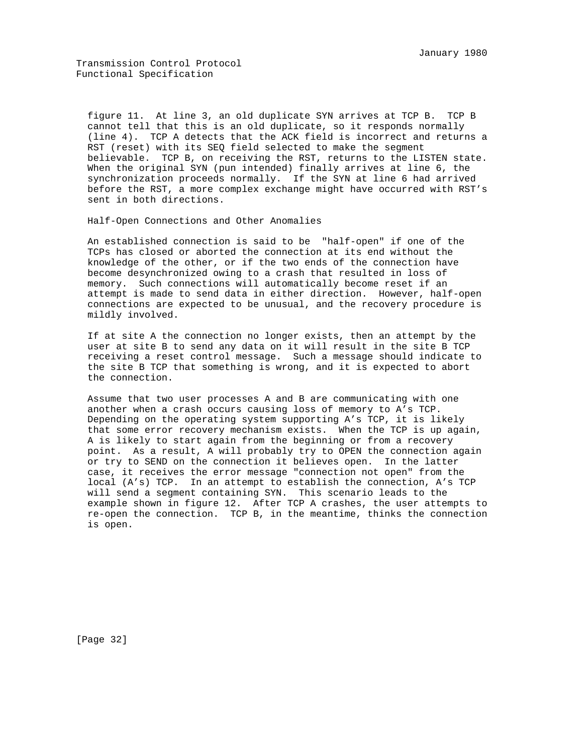figure 11. At line 3, an old duplicate SYN arrives at TCP B. TCP B cannot tell that this is an old duplicate, so it responds normally (line 4). TCP A detects that the ACK field is incorrect and returns a RST (reset) with its SEQ field selected to make the segment believable. TCP B, on receiving the RST, returns to the LISTEN state. When the original SYN (pun intended) finally arrives at line 6, the synchronization proceeds normally. If the SYN at line 6 had arrived before the RST, a more complex exchange might have occurred with RST's sent in both directions.

### Half-Open Connections and Other Anomalies

An established connection is said to be "half-open" if one of the TCPs has closed or aborted the connection at its end without the knowledge of the other, or if the two ends of the connection have become desynchronized owing to a crash that resulted in loss of memory. Such connections will automatically become reset if an attempt is made to send data in either direction. However, half-open connections are expected to be unusual, and the recovery procedure is mildly involved.

If at site A the connection no longer exists, then an attempt by the user at site B to send any data on it will result in the site B TCP receiving a reset control message. Such a message should indicate to the site B TCP that something is wrong, and it is expected to abort the connection.

Assume that two user processes A and B are communicating with one another when a crash occurs causing loss of memory to A's TCP. Depending on the operating system supporting A's TCP, it is likely that some error recovery mechanism exists. When the TCP is up again, A is likely to start again from the beginning or from a recovery point. As a result, A will probably try to OPEN the connection again or try to SEND on the connection it believes open. In the latter case, it receives the error message "connection not open" from the local (A's) TCP. In an attempt to establish the connection, A's TCP will send a segment containing SYN. This scenario leads to the example shown in figure 12. After TCP A crashes, the user attempts to re-open the connection. TCP B, in the meantime, thinks the connection is open.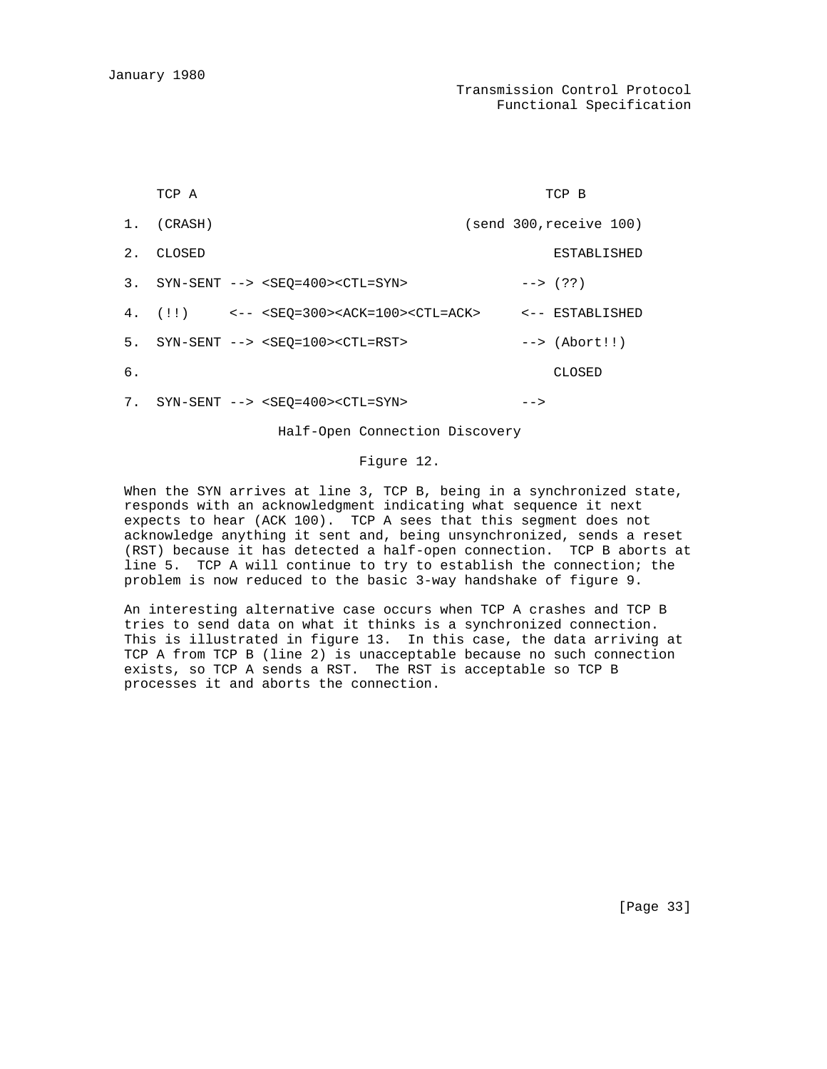```
      TCP A                                            TCP B

  1.  (CRASH)                               (send 300,receive 100)

  2.  CLOSED                                           ESTABLISHED

  3.  SYN-SENT --> <SEQ=400><CTL=SYN>              --> (??)

  4.  (!!)     <-- <SEQ=300><ACK=100><CTL=ACK>     <-- ESTABLISHED

  5.  SYN-SENT --> <SEQ=100><CTL=RST>              --> (Abort!!)

  6.                                                   CLOSED

  7.  SYN-SENT --> <SEQ=400><CTL=SYN>              -->
```

Half-Open Connection Discovery

Figure 12.

When the SYN arrives at line 3, TCP B, being in a synchronized state, responds with an acknowledgment indicating what sequence it next expects to hear (ACK 100). TCP A sees that this segment does not acknowledge anything it sent and, being unsynchronized, sends a reset (RST) because it has detected a half-open connection. TCP B aborts at line 5. TCP A will continue to try to establish the connection; the problem is now reduced to the basic 3-way handshake of figure 9.

An interesting alternative case occurs when TCP A crashes and TCP B tries to send data on what it thinks is a synchronized connection. This is illustrated in figure 13. In this case, the data arriving at TCP A from TCP B (line 2) is unacceptable because no such connection exists, so TCP A sends a RST. The RST is acceptable so TCP B processes it and aborts the connection.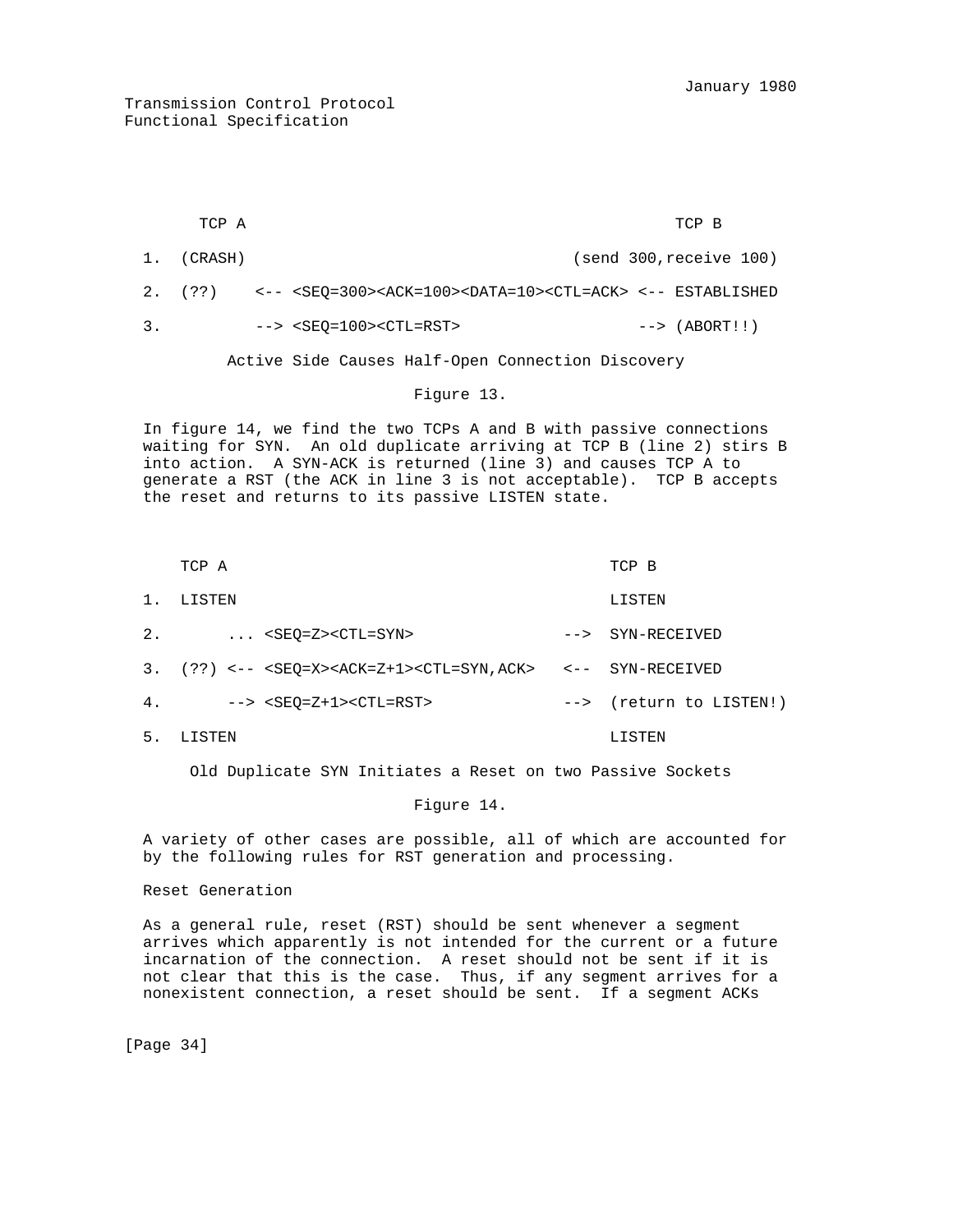```
      TCP A                                              TCP B

  1.  (CRASH)                               (send 300,receive 100)

  2.  (??)    <-- <SEQ=300><ACK=100><DATA=10><CTL=ACK> <-- ESTABLISHED

  3.          --> <SEQ=100><CTL=RST>                   --> (ABORT!!)
```

Active Side Causes Half-Open Connection Discovery

Figure 13.

In figure 14, we find the two TCPs A and B with passive connections waiting for SYN. An old duplicate arriving at TCP B (line 2) stirs B into action. A SYN-ACK is returned (line 3) and causes TCP A to generate a RST (the ACK in line 3 is not acceptable). TCP B accepts the reset and returns to its passive LISTEN state.

```
    TCP A                                         TCP B

1.  LISTEN                                        LISTEN

2.       ... <SEQ=Z><CTL=SYN>                -->  SYN-RECEIVED

3.  (??) <-- <SEQ=X><ACK=Z+1><CTL=SYN,ACK>   <--  SYN-RECEIVED

4.       --> <SEQ=Z+1><CTL=RST>              -->  (return to LISTEN!)

5.  LISTEN                                        LISTEN
```

Old Duplicate SYN Initiates a Reset on two Passive Sockets

Figure 14.

A variety of other cases are possible, all of which are accounted for by the following rules for RST generation and processing.

Reset Generation

As a general rule, reset (RST) should be sent whenever a segment arrives which apparently is not intended for the current or a future incarnation of the connection. A reset should not be sent if it is not clear that this is the case. Thus, if any segment arrives for a nonexistent connection, a reset should be sent. If a segment ACKs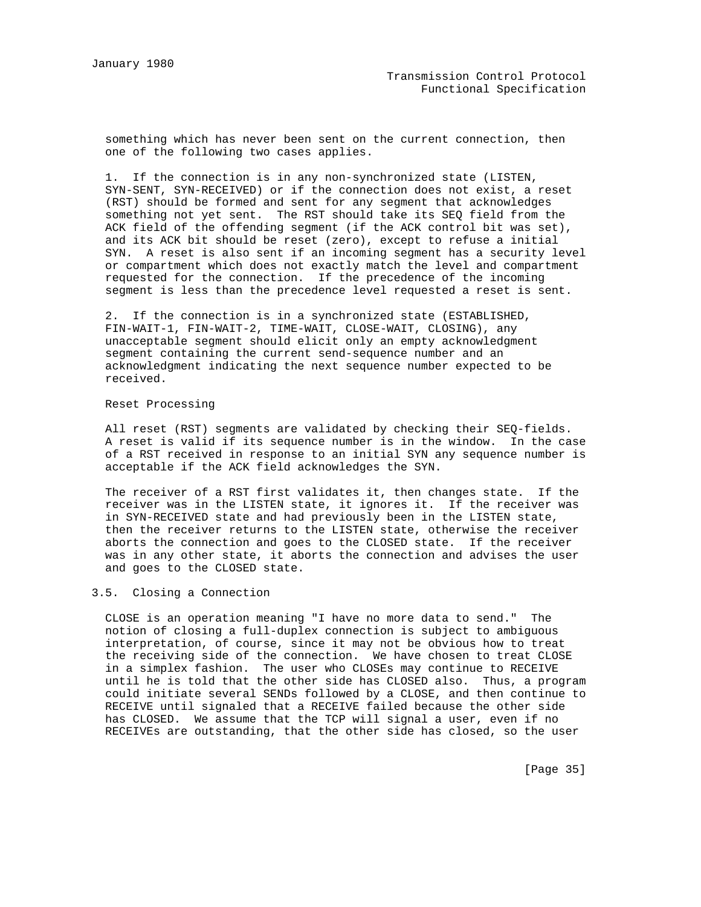something which has never been sent on the current connection, then one of the following two cases applies.

1. If the connection is in any non-synchronized state (LISTEN, SYN-SENT, SYN-RECEIVED) or if the connection does not exist, a reset (RST) should be formed and sent for any segment that acknowledges something not yet sent. The RST should take its SEQ field from the ACK field of the offending segment (if the ACK control bit was set), and its ACK bit should be reset (zero), except to refuse a initial SYN. A reset is also sent if an incoming segment has a security level or compartment which does not exactly match the level and compartment requested for the connection. If the precedence of the incoming segment is less than the precedence level requested a reset is sent.

2. If the connection is in a synchronized state (ESTABLISHED, FIN-WAIT-1, FIN-WAIT-2, TIME-WAIT, CLOSE-WAIT, CLOSING), any unacceptable segment should elicit only an empty acknowledgment segment containing the current send-sequence number and an acknowledgment indicating the next sequence number expected to be received.

Reset Processing

All reset (RST) segments are validated by checking their SEQ-fields. A reset is valid if its sequence number is in the window. In the case of a RST received in response to an initial SYN any sequence number is acceptable if the ACK field acknowledges the SYN.

The receiver of a RST first validates it, then changes state. If the receiver was in the LISTEN state, it ignores it. If the receiver was in SYN-RECEIVED state and had previously been in the LISTEN state, then the receiver returns to the LISTEN state, otherwise the receiver aborts the connection and goes to the CLOSED state. If the receiver was in any other state, it aborts the connection and advises the user and goes to the CLOSED state.

## 3.5. Closing a Connection

CLOSE is an operation meaning "I have no more data to send." The notion of closing a full-duplex connection is subject to ambiguous interpretation, of course, since it may not be obvious how to treat the receiving side of the connection. We have chosen to treat CLOSE in a simplex fashion. The user who CLOSEs may continue to RECEIVE until he is told that the other side has CLOSED also. Thus, a program could initiate several SENDs followed by a CLOSE, and then continue to RECEIVE until signaled that a RECEIVE failed because the other side has CLOSED. We assume that the TCP will signal a user, even if no RECEIVEs are outstanding, that the other side has closed, so the user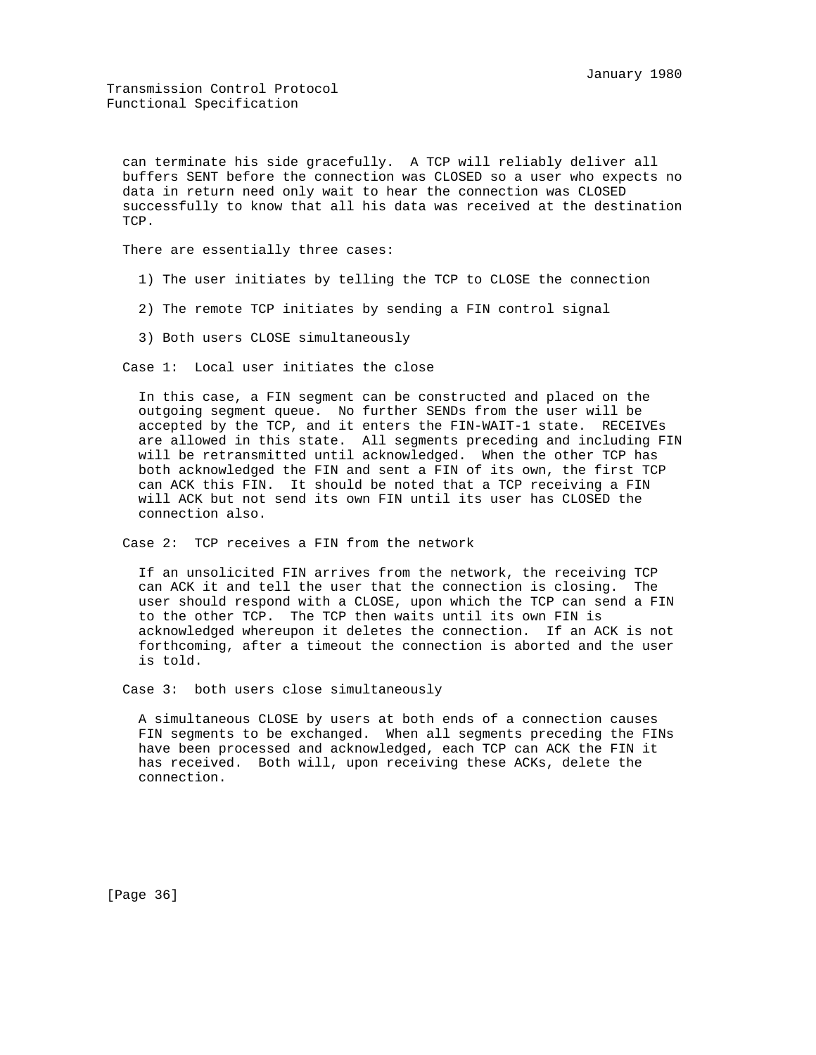can terminate his side gracefully. A TCP will reliably deliver all buffers SENT before the connection was CLOSED so a user who expects no data in return need only wait to hear the connection was CLOSED successfully to know that all his data was received at the destination TCP.

There are essentially three cases:

1) The user initiates by telling the TCP to CLOSE the connection

2) The remote TCP initiates by sending a FIN control signal

3) Both users CLOSE simultaneously

Case 1: Local user initiates the close

In this case, a FIN segment can be constructed and placed on the outgoing segment queue. No further SENDs from the user will be accepted by the TCP, and it enters the FIN-WAIT-1 state. RECEIVEs are allowed in this state. All segments preceding and including FIN will be retransmitted until acknowledged. When the other TCP has both acknowledged the FIN and sent a FIN of its own, the first TCP can ACK this FIN. It should be noted that a TCP receiving a FIN will ACK but not send its own FIN until its user has CLOSED the connection also.

Case 2: TCP receives a FIN from the network

If an unsolicited FIN arrives from the network, the receiving TCP can ACK it and tell the user that the connection is closing. The user should respond with a CLOSE, upon which the TCP can send a FIN to the other TCP. The TCP then waits until its own FIN is acknowledged whereupon it deletes the connection. If an ACK is not forthcoming, after a timeout the connection is aborted and the user is told.

Case 3: both users close simultaneously

A simultaneous CLOSE by users at both ends of a connection causes FIN segments to be exchanged. When all segments preceding the FINs have been processed and acknowledged, each TCP can ACK the FIN it has received. Both will, upon receiving these ACKs, delete the connection.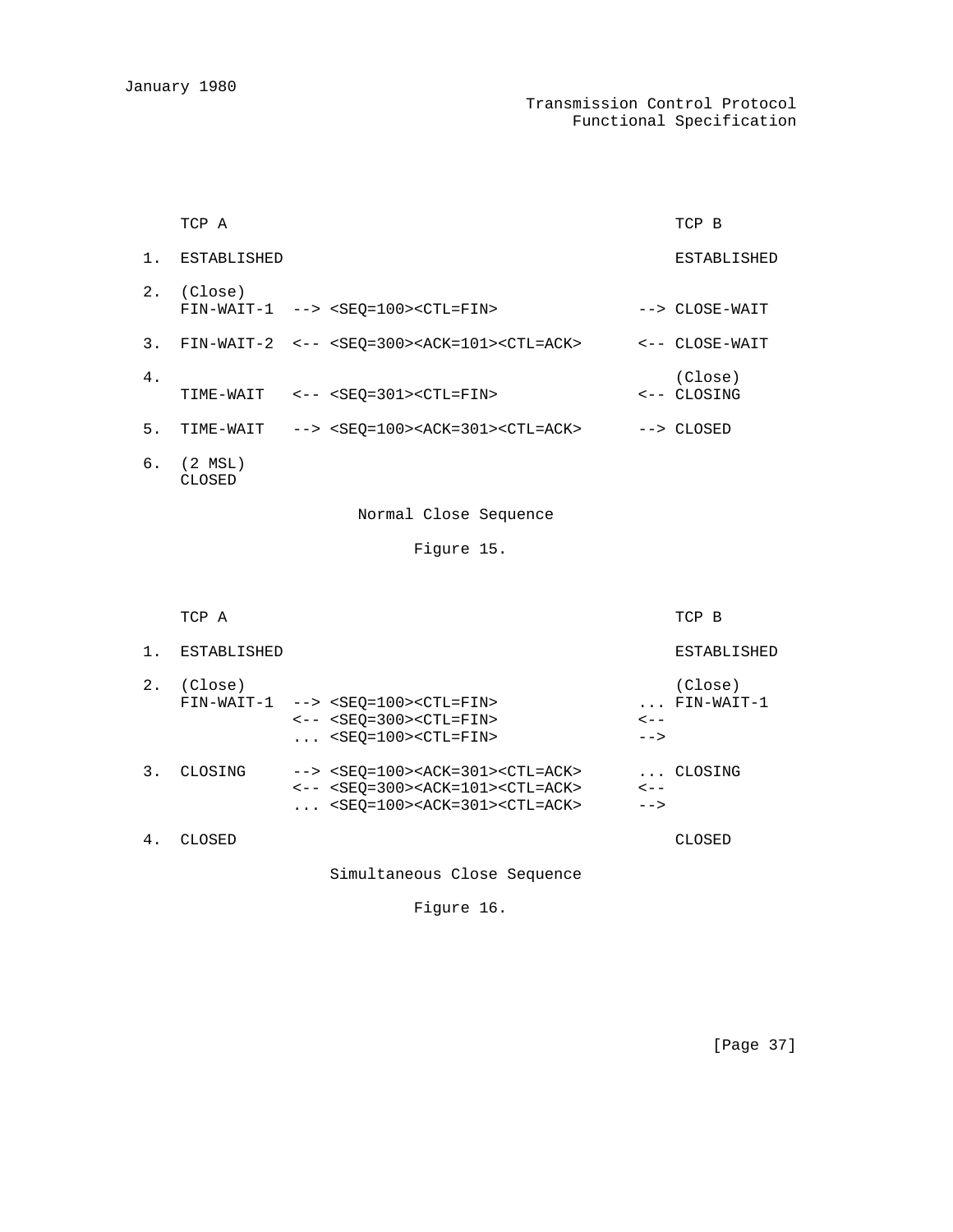```
      TCP A                                                TCP B

  1.  ESTABLISHED                                          ESTABLISHED

  2.  (Close)
      FIN-WAIT-1  --> <SEQ=100><CTL=FIN>               --> CLOSE-WAIT

  3.  FIN-WAIT-2  <-- <SEQ=300><ACK=101><CTL=ACK>      <-- CLOSE-WAIT

  4.                                                       (Close)
      TIME-WAIT   <-- <SEQ=301><CTL=FIN>               <-- CLOSING

  5.  TIME-WAIT   --> <SEQ=100><ACK=301><CTL=ACK>      --> CLOSED

  6.  (2 MSL)
      CLOSED
```

Normal Close Sequence

Figure 15.

```
      TCP A                                                TCP B

  1.  ESTABLISHED                                          ESTABLISHED

  2.  (Close)                                              (Close)
      FIN-WAIT-1  --> <SEQ=100><CTL=FIN>               ... FIN-WAIT-1
                  <-- <SEQ=300><CTL=FIN>               <--
                  ... <SEQ=100><CTL=FIN>               -->

  3.  CLOSING     --> <SEQ=100><ACK=301><CTL=ACK>      ... CLOSING
                  <-- <SEQ=300><ACK=101><CTL=ACK>      <--
                  ... <SEQ=100><ACK=301><CTL=ACK>      -->

  4.  CLOSED                                               CLOSED
```

Simultaneous Close Sequence

Figure 16.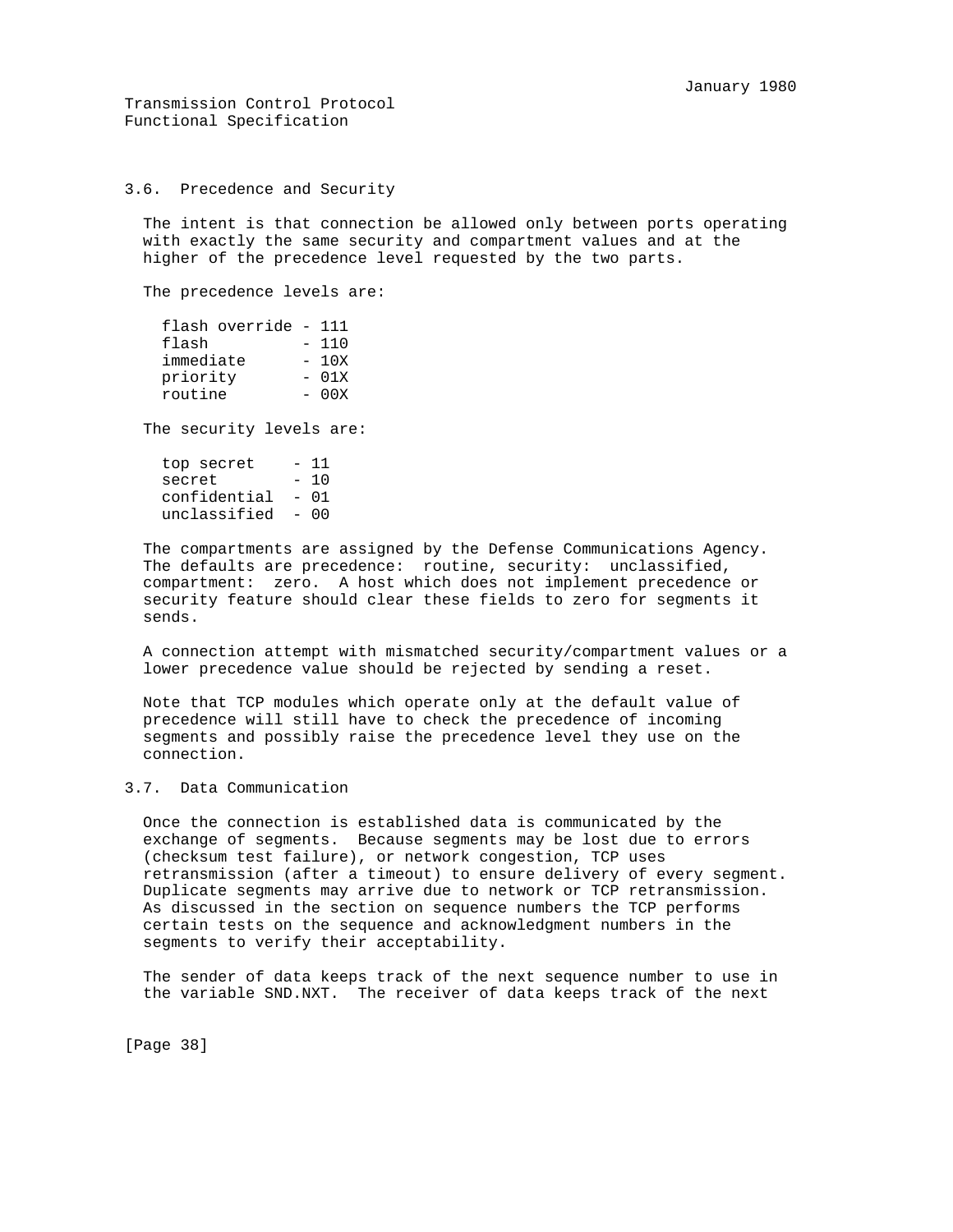### 3.6. Precedence and Security

The intent is that connection be allowed only between ports operating with exactly the same security and compartment values and at the higher of the precedence level requested by the two parts.

The precedence levels are:

```
flash override - 111
flash          - 110
immediate      - 10X
priority       - 01X
routine        - 00X
```

The security levels are:

```
top secret    - 11
secret        - 10
confidential  - 01
unclassified  - 00
```

The compartments are assigned by the Defense Communications Agency. The defaults are precedence: routine, security: unclassified, compartment: zero. A host which does not implement precedence or security feature should clear these fields to zero for segments it sends.

A connection attempt with mismatched security/compartment values or a lower precedence value should be rejected by sending a reset.

Note that TCP modules which operate only at the default value of precedence will still have to check the precedence of incoming segments and possibly raise the precedence level they use on the connection.

### 3.7. Data Communication

Once the connection is established data is communicated by the exchange of segments. Because segments may be lost due to errors (checksum test failure), or network congestion, TCP uses retransmission (after a timeout) to ensure delivery of every segment. Duplicate segments may arrive due to network or TCP retransmission. As discussed in the section on sequence numbers the TCP performs certain tests on the sequence and acknowledgment numbers in the segments to verify their acceptability.

The sender of data keeps track of the next sequence number to use in the variable SND.NXT. The receiver of data keeps track of the next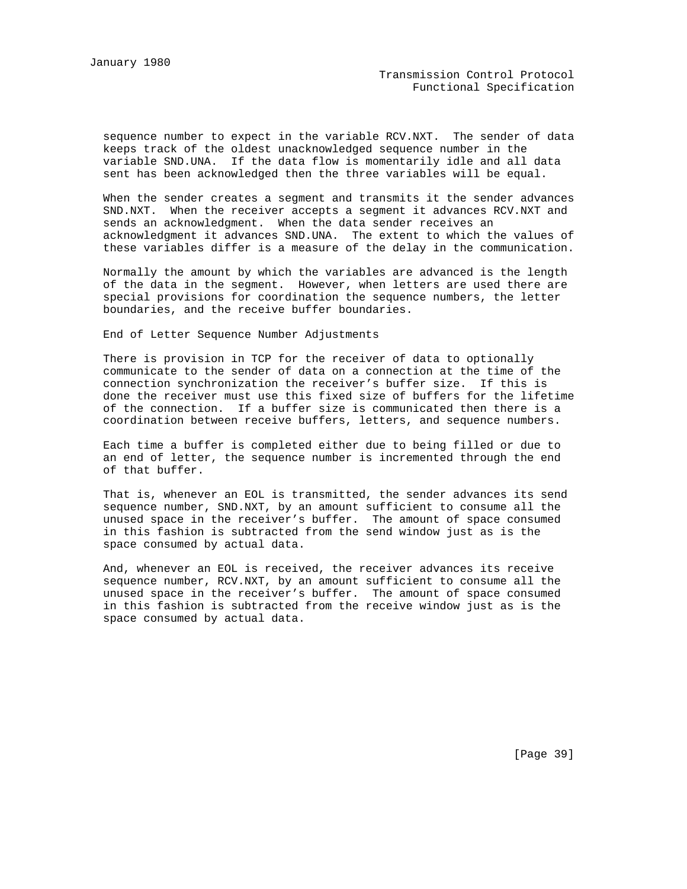sequence number to expect in the variable RCV.NXT. The sender of data keeps track of the oldest unacknowledged sequence number in the variable SND.UNA. If the data flow is momentarily idle and all data sent has been acknowledged then the three variables will be equal.

When the sender creates a segment and transmits it the sender advances SND.NXT. When the receiver accepts a segment it advances RCV.NXT and sends an acknowledgment. When the data sender receives an acknowledgment it advances SND.UNA. The extent to which the values of these variables differ is a measure of the delay in the communication.

Normally the amount by which the variables are advanced is the length of the data in the segment. However, when letters are used there are special provisions for coordination the sequence numbers, the letter boundaries, and the receive buffer boundaries.

### End of Letter Sequence Number Adjustments

There is provision in TCP for the receiver of data to optionally communicate to the sender of data on a connection at the time of the connection synchronization the receiver's buffer size. If this is done the receiver must use this fixed size of buffers for the lifetime of the connection. If a buffer size is communicated then there is a coordination between receive buffers, letters, and sequence numbers.

Each time a buffer is completed either due to being filled or due to an end of letter, the sequence number is incremented through the end of that buffer.

That is, whenever an EOL is transmitted, the sender advances its send sequence number, SND.NXT, by an amount sufficient to consume all the unused space in the receiver's buffer. The amount of space consumed in this fashion is subtracted from the send window just as is the space consumed by actual data.

And, whenever an EOL is received, the receiver advances its receive sequence number, RCV.NXT, by an amount sufficient to consume all the unused space in the receiver's buffer. The amount of space consumed in this fashion is subtracted from the receive window just as is the space consumed by actual data.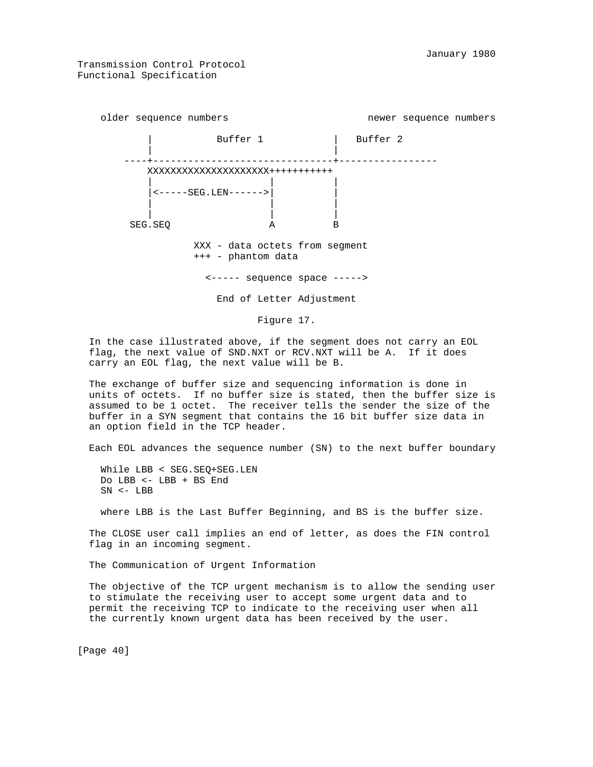```
    older sequence numbers                      newer sequence numbers

           |           Buffer 1            |   Buffer 2
           |                               |
       ----+-------------------------------+-----------------
           XXXXXXXXXXXXXXXXXXXX+++++++++++
           |                   |           |
           |<-----SEG.LEN------>|          |
           |                   |           |
           |                   |           |
        SEG.SEQ                A           B

                XXX - data octets from segment
                +++ - phantom data

                  <----- sequence space ----->

                    End of Letter Adjustment

                           Figure 17.
```

In the case illustrated above, if the segment does not carry an EOL flag, the next value of SND.NXT or RCV.NXT will be A. If it does carry an EOL flag, the next value will be B.

The exchange of buffer size and sequencing information is done in units of octets. If no buffer size is stated, then the buffer size is assumed to be 1 octet. The receiver tells the sender the size of the buffer in a SYN segment that contains the 16 bit buffer size data in an option field in the TCP header.

Each EOL advances the sequence number (SN) to the next buffer boundary

```
While LBB < SEG.SEQ+SEG.LEN
Do LBB <- LBB + BS End
SN <- LBB
```

where LBB is the Last Buffer Beginning, and BS is the buffer size.

The CLOSE user call implies an end of letter, as does the FIN control flag in an incoming segment.

The Communication of Urgent Information

The objective of the TCP urgent mechanism is to allow the sending user to stimulate the receiving user to accept some urgent data and to permit the receiving TCP to indicate to the receiving user when all the currently known urgent data has been received by the user.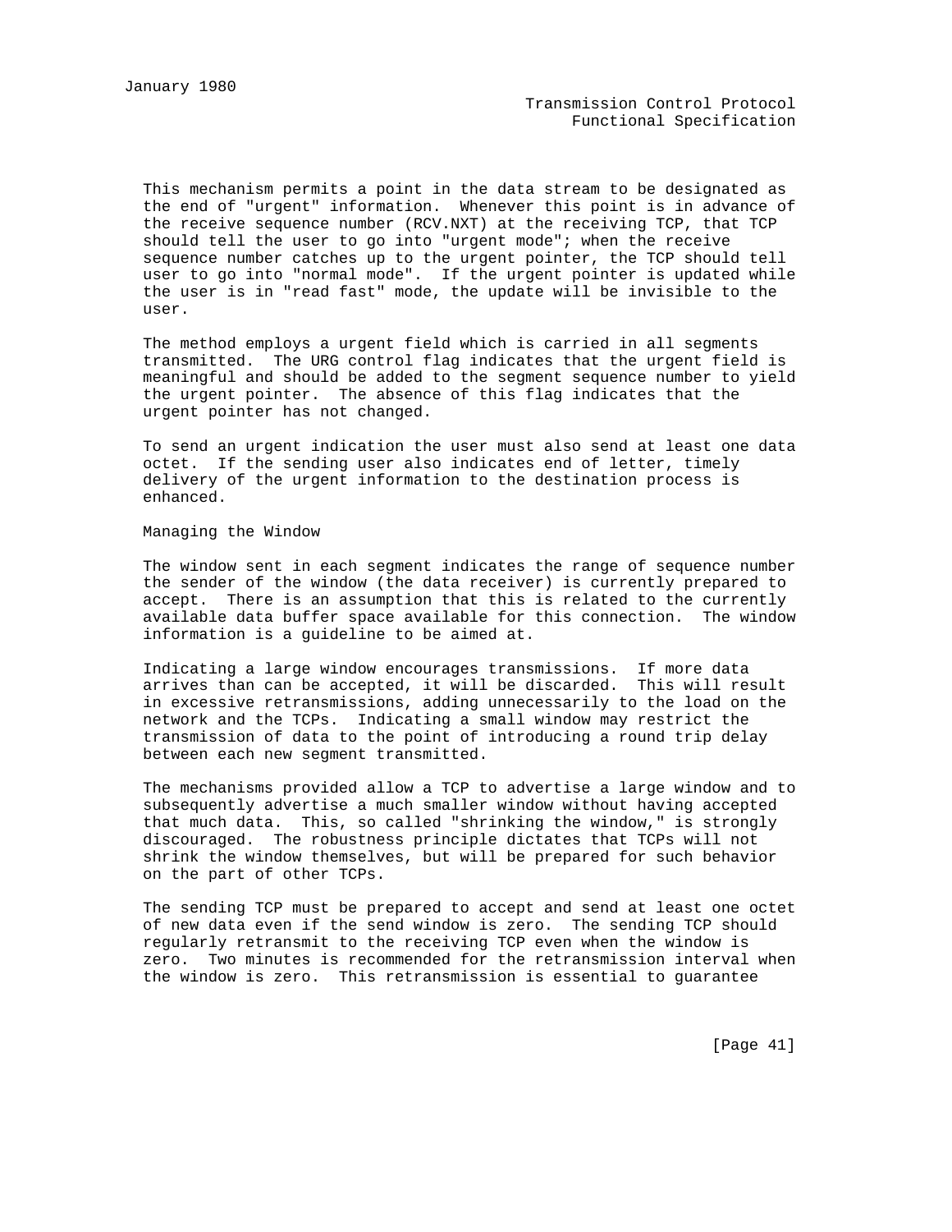This mechanism permits a point in the data stream to be designated as the end of "urgent" information. Whenever this point is in advance of the receive sequence number (RCV.NXT) at the receiving TCP, that TCP should tell the user to go into "urgent mode"; when the receive sequence number catches up to the urgent pointer, the TCP should tell user to go into "normal mode". If the urgent pointer is updated while the user is in "read fast" mode, the update will be invisible to the user.

The method employs a urgent field which is carried in all segments transmitted. The URG control flag indicates that the urgent field is meaningful and should be added to the segment sequence number to yield the urgent pointer. The absence of this flag indicates that the urgent pointer has not changed.

To send an urgent indication the user must also send at least one data octet. If the sending user also indicates end of letter, timely delivery of the urgent information to the destination process is enhanced.

### Managing the Window

The window sent in each segment indicates the range of sequence number the sender of the window (the data receiver) is currently prepared to accept. There is an assumption that this is related to the currently available data buffer space available for this connection. The window information is a guideline to be aimed at.

Indicating a large window encourages transmissions. If more data arrives than can be accepted, it will be discarded. This will result in excessive retransmissions, adding unnecessarily to the load on the network and the TCPs. Indicating a small window may restrict the transmission of data to the point of introducing a round trip delay between each new segment transmitted.

The mechanisms provided allow a TCP to advertise a large window and to subsequently advertise a much smaller window without having accepted that much data. This, so called "shrinking the window," is strongly discouraged. The robustness principle dictates that TCPs will not shrink the window themselves, but will be prepared for such behavior on the part of other TCPs.

The sending TCP must be prepared to accept and send at least one octet of new data even if the send window is zero. The sending TCP should regularly retransmit to the receiving TCP even when the window is zero. Two minutes is recommended for the retransmission interval when the window is zero. This retransmission is essential to guarantee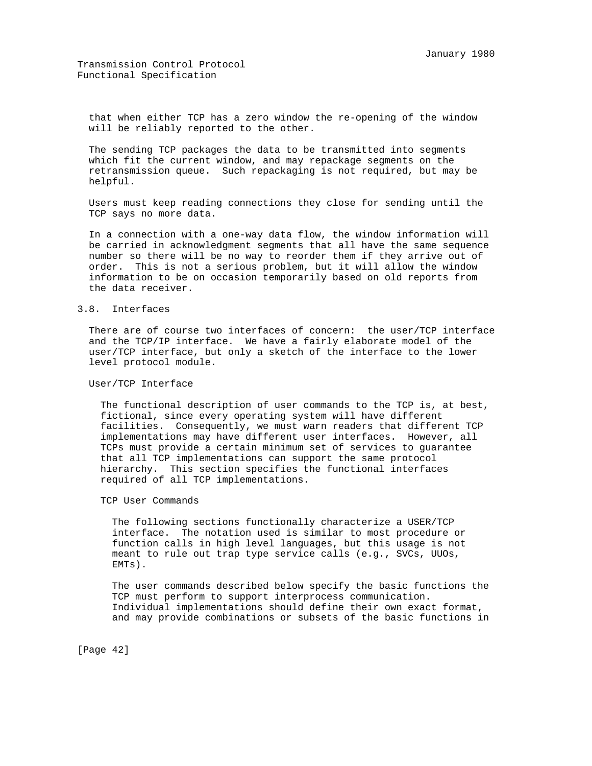that when either TCP has a zero window the re-opening of the window will be reliably reported to the other.

The sending TCP packages the data to be transmitted into segments which fit the current window, and may repackage segments on the retransmission queue. Such repackaging is not required, but may be helpful.

Users must keep reading connections they close for sending until the TCP says no more data.

In a connection with a one-way data flow, the window information will be carried in acknowledgment segments that all have the same sequence number so there will be no way to reorder them if they arrive out of order. This is not a serious problem, but it will allow the window information to be on occasion temporarily based on old reports from the data receiver.

## 3.8. Interfaces

There are of course two interfaces of concern: the user/TCP interface and the TCP/IP interface. We have a fairly elaborate model of the user/TCP interface, but only a sketch of the interface to the lower level protocol module.

### User/TCP Interface

The functional description of user commands to the TCP is, at best, fictional, since every operating system will have different facilities. Consequently, we must warn readers that different TCP implementations may have different user interfaces. However, all TCPs must provide a certain minimum set of services to guarantee that all TCP implementations can support the same protocol hierarchy. This section specifies the functional interfaces required of all TCP implementations.

#### TCP User Commands

The following sections functionally characterize a USER/TCP interface. The notation used is similar to most procedure or function calls in high level languages, but this usage is not meant to rule out trap type service calls (e.g., SVCs, UUOs, EMTs).

The user commands described below specify the basic functions the TCP must perform to support interprocess communication. Individual implementations should define their own exact format, and may provide combinations or subsets of the basic functions in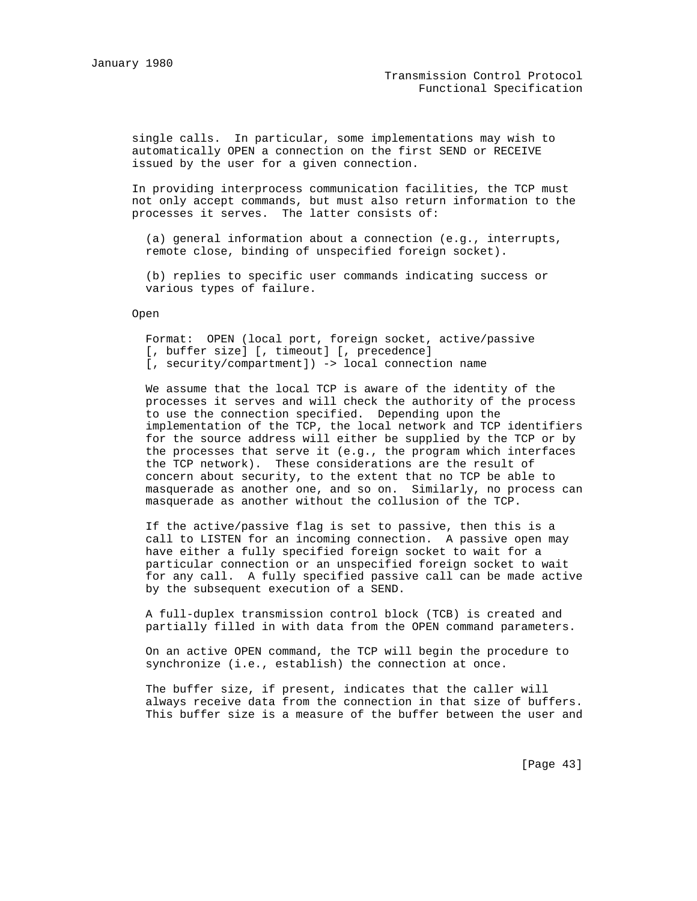single calls. In particular, some implementations may wish to automatically OPEN a connection on the first SEND or RECEIVE issued by the user for a given connection.

In providing interprocess communication facilities, the TCP must not only accept commands, but must also return information to the processes it serves. The latter consists of:

(a) general information about a connection (e.g., interrupts, remote close, binding of unspecified foreign socket).

(b) replies to specific user commands indicating success or various types of failure.

Open

Format: OPEN (local port, foreign socket, active/passive [, buffer size] [, timeout] [, precedence] [, security/compartment]) -> local connection name

We assume that the local TCP is aware of the identity of the processes it serves and will check the authority of the process to use the connection specified. Depending upon the implementation of the TCP, the local network and TCP identifiers for the source address will either be supplied by the TCP or by the processes that serve it (e.g., the program which interfaces the TCP network). These considerations are the result of concern about security, to the extent that no TCP be able to masquerade as another one, and so on. Similarly, no process can masquerade as another without the collusion of the TCP.

If the active/passive flag is set to passive, then this is a call to LISTEN for an incoming connection. A passive open may have either a fully specified foreign socket to wait for a particular connection or an unspecified foreign socket to wait for any call. A fully specified passive call can be made active by the subsequent execution of a SEND.

A full-duplex transmission control block (TCB) is created and partially filled in with data from the OPEN command parameters.

On an active OPEN command, the TCP will begin the procedure to synchronize (i.e., establish) the connection at once.

The buffer size, if present, indicates that the caller will always receive data from the connection in that size of buffers. This buffer size is a measure of the buffer between the user and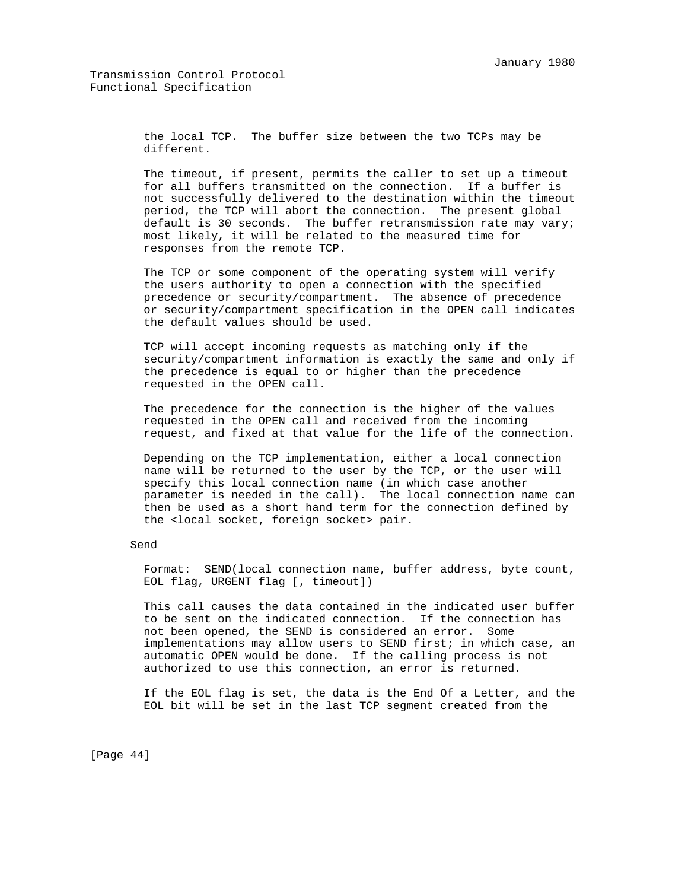the local TCP. The buffer size between the two TCPs may be different.

The timeout, if present, permits the caller to set up a timeout for all buffers transmitted on the connection. If a buffer is not successfully delivered to the destination within the timeout period, the TCP will abort the connection. The present global default is 30 seconds. The buffer retransmission rate may vary; most likely, it will be related to the measured time for responses from the remote TCP.

The TCP or some component of the operating system will verify the users authority to open a connection with the specified precedence or security/compartment. The absence of precedence or security/compartment specification in the OPEN call indicates the default values should be used.

TCP will accept incoming requests as matching only if the security/compartment information is exactly the same and only if the precedence is equal to or higher than the precedence requested in the OPEN call.

The precedence for the connection is the higher of the values requested in the OPEN call and received from the incoming request, and fixed at that value for the life of the connection.

Depending on the TCP implementation, either a local connection name will be returned to the user by the TCP, or the user will specify this local connection name (in which case another parameter is needed in the call). The local connection name can then be used as a short hand term for the connection defined by the <local socket, foreign socket> pair.

Send

Format: SEND(local connection name, buffer address, byte count, EOL flag, URGENT flag [, timeout])

This call causes the data contained in the indicated user buffer to be sent on the indicated connection. If the connection has not been opened, the SEND is considered an error. Some implementations may allow users to SEND first; in which case, an automatic OPEN would be done. If the calling process is not authorized to use this connection, an error is returned.

If the EOL flag is set, the data is the End Of a Letter, and the EOL bit will be set in the last TCP segment created from the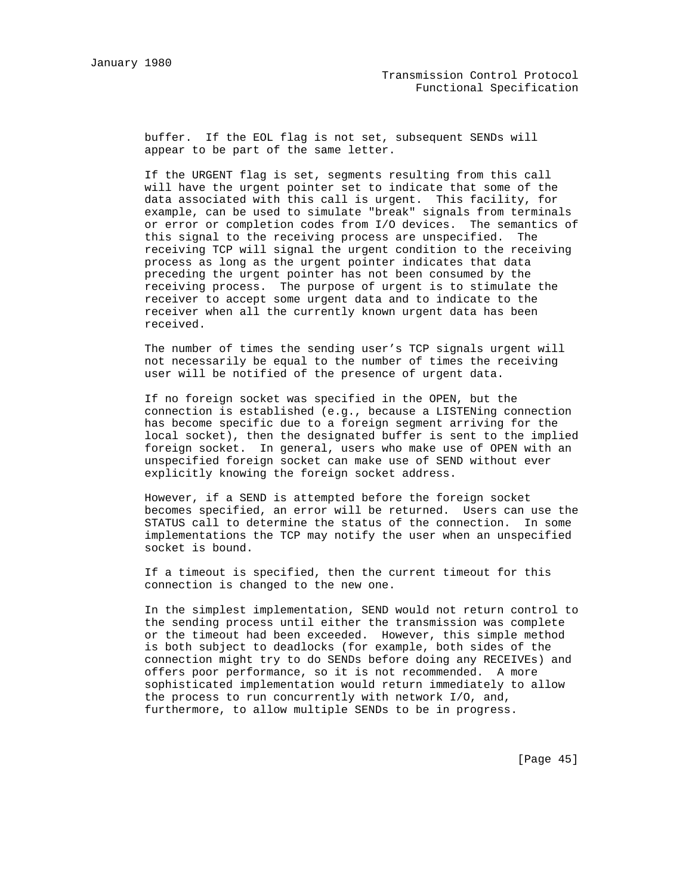buffer. If the EOL flag is not set, subsequent SENDs will appear to be part of the same letter.

If the URGENT flag is set, segments resulting from this call will have the urgent pointer set to indicate that some of the data associated with this call is urgent. This facility, for example, can be used to simulate "break" signals from terminals or error or completion codes from I/O devices. The semantics of this signal to the receiving process are unspecified. The receiving TCP will signal the urgent condition to the receiving process as long as the urgent pointer indicates that data preceding the urgent pointer has not been consumed by the receiving process. The purpose of urgent is to stimulate the receiver to accept some urgent data and to indicate to the receiver when all the currently known urgent data has been received.

The number of times the sending user’s TCP signals urgent will not necessarily be equal to the number of times the receiving user will be notified of the presence of urgent data.

If no foreign socket was specified in the OPEN, but the connection is established (e.g., because a LISTENing connection has become specific due to a foreign segment arriving for the local socket), then the designated buffer is sent to the implied foreign socket. In general, users who make use of OPEN with an unspecified foreign socket can make use of SEND without ever explicitly knowing the foreign socket address.

However, if a SEND is attempted before the foreign socket becomes specified, an error will be returned. Users can use the STATUS call to determine the status of the connection. In some implementations the TCP may notify the user when an unspecified socket is bound.

If a timeout is specified, then the current timeout for this connection is changed to the new one.

In the simplest implementation, SEND would not return control to the sending process until either the transmission was complete or the timeout had been exceeded. However, this simple method is both subject to deadlocks (for example, both sides of the connection might try to do SENDs before doing any RECEIVEs) and offers poor performance, so it is not recommended. A more sophisticated implementation would return immediately to allow the process to run concurrently with network I/O, and, furthermore, to allow multiple SENDs to be in progress.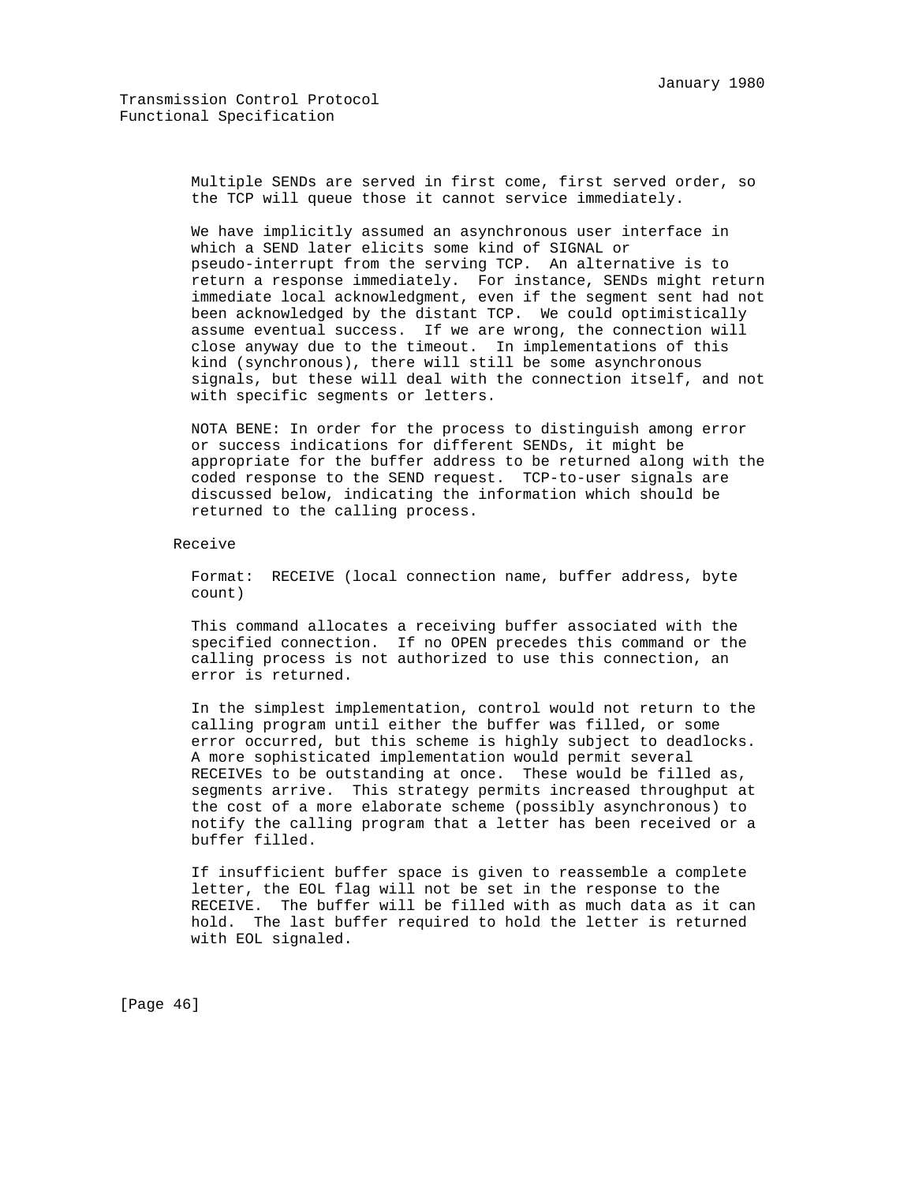Multiple SENDs are served in first come, first served order, so the TCP will queue those it cannot service immediately.

We have implicitly assumed an asynchronous user interface in which a SEND later elicits some kind of SIGNAL or pseudo-interrupt from the serving TCP. An alternative is to return a response immediately. For instance, SENDs might return immediate local acknowledgment, even if the segment sent had not been acknowledged by the distant TCP. We could optimistically assume eventual success. If we are wrong, the connection will close anyway due to the timeout. In implementations of this kind (synchronous), there will still be some asynchronous signals, but these will deal with the connection itself, and not with specific segments or letters.

NOTA BENE: In order for the process to distinguish among error or success indications for different SENDs, it might be appropriate for the buffer address to be returned along with the coded response to the SEND request. TCP-to-user signals are discussed below, indicating the information which should be returned to the calling process.

### Receive

Format: RECEIVE (local connection name, buffer address, byte count)

This command allocates a receiving buffer associated with the specified connection. If no OPEN precedes this command or the calling process is not authorized to use this connection, an error is returned.

In the simplest implementation, control would not return to the calling program until either the buffer was filled, or some error occurred, but this scheme is highly subject to deadlocks. A more sophisticated implementation would permit several RECEIVEs to be outstanding at once. These would be filled as, segments arrive. This strategy permits increased throughput at the cost of a more elaborate scheme (possibly asynchronous) to notify the calling program that a letter has been received or a buffer filled.

If insufficient buffer space is given to reassemble a complete letter, the EOL flag will not be set in the response to the RECEIVE. The buffer will be filled with as much data as it can hold. The last buffer required to hold the letter is returned with EOL signaled.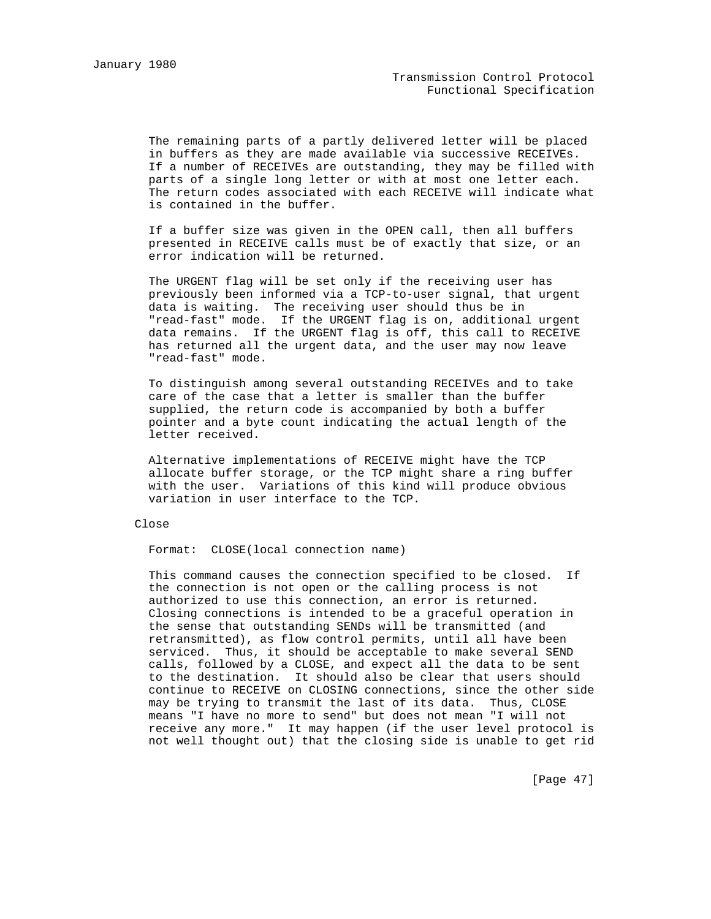The remaining parts of a partly delivered letter will be placed in buffers as they are made available via successive RECEIVEs. If a number of RECEIVEs are outstanding, they may be filled with parts of a single long letter or with at most one letter each. The return codes associated with each RECEIVE will indicate what is contained in the buffer.

If a buffer size was given in the OPEN call, then all buffers presented in RECEIVE calls must be of exactly that size, or an error indication will be returned.

The URGENT flag will be set only if the receiving user has previously been informed via a TCP-to-user signal, that urgent data is waiting. The receiving user should thus be in "read-fast" mode. If the URGENT flag is on, additional urgent data remains. If the URGENT flag is off, this call to RECEIVE has returned all the urgent data, and the user may now leave "read-fast" mode.

To distinguish among several outstanding RECEIVEs and to take care of the case that a letter is smaller than the buffer supplied, the return code is accompanied by both a buffer pointer and a byte count indicating the actual length of the letter received.

Alternative implementations of RECEIVE might have the TCP allocate buffer storage, or the TCP might share a ring buffer with the user. Variations of this kind will produce obvious variation in user interface to the TCP.

### Close

Format: CLOSE(local connection name)

This command causes the connection specified to be closed. If the connection is not open or the calling process is not authorized to use this connection, an error is returned. Closing connections is intended to be a graceful operation in the sense that outstanding SENDs will be transmitted (and retransmitted), as flow control permits, until all have been serviced. Thus, it should be acceptable to make several SEND calls, followed by a CLOSE, and expect all the data to be sent to the destination. It should also be clear that users should continue to RECEIVE on CLOSING connections, since the other side may be trying to transmit the last of its data. Thus, CLOSE means "I have no more to send" but does not mean "I will not receive any more." It may happen (if the user level protocol is not well thought out) that the closing side is unable to get rid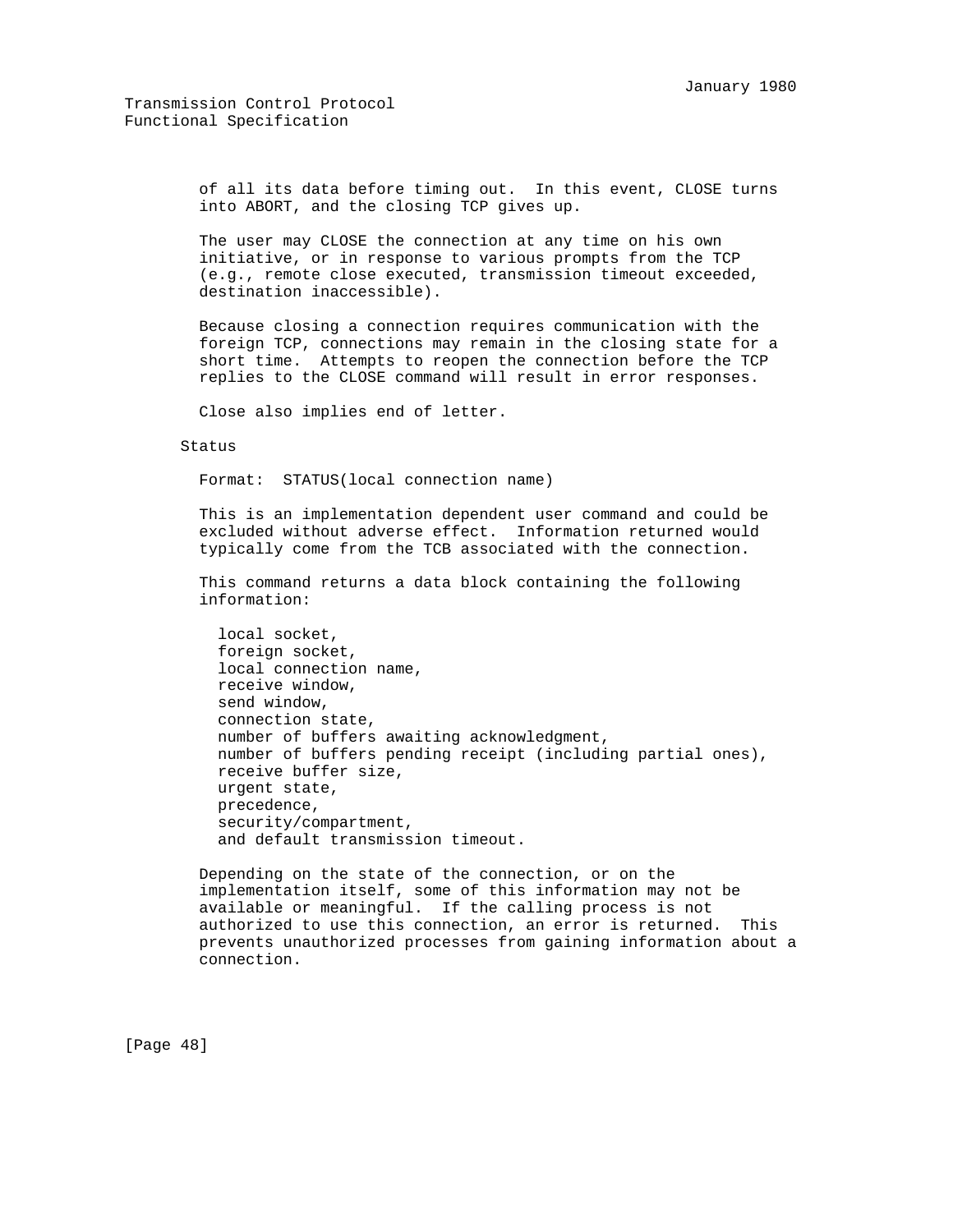of all its data before timing out. In this event, CLOSE turns into ABORT, and the closing TCP gives up.

The user may CLOSE the connection at any time on his own initiative, or in response to various prompts from the TCP (e.g., remote close executed, transmission timeout exceeded, destination inaccessible).

Because closing a connection requires communication with the foreign TCP, connections may remain in the closing state for a short time. Attempts to reopen the connection before the TCP replies to the CLOSE command will result in error responses.

Close also implies end of letter.

### Status

Format: STATUS(local connection name)

This is an implementation dependent user command and could be excluded without adverse effect. Information returned would typically come from the TCB associated with the connection.

This command returns a data block containing the following information:

- local socket,
- foreign socket,
- local connection name,
- receive window,
- send window,
- connection state,
- number of buffers awaiting acknowledgment,
- number of buffers pending receipt (including partial ones),
- receive buffer size,
- urgent state,
- precedence,
- security/compartment,
- and default transmission timeout.

Depending on the state of the connection, or on the implementation itself, some of this information may not be available or meaningful. If the calling process is not authorized to use this connection, an error is returned. This prevents unauthorized processes from gaining information about a connection.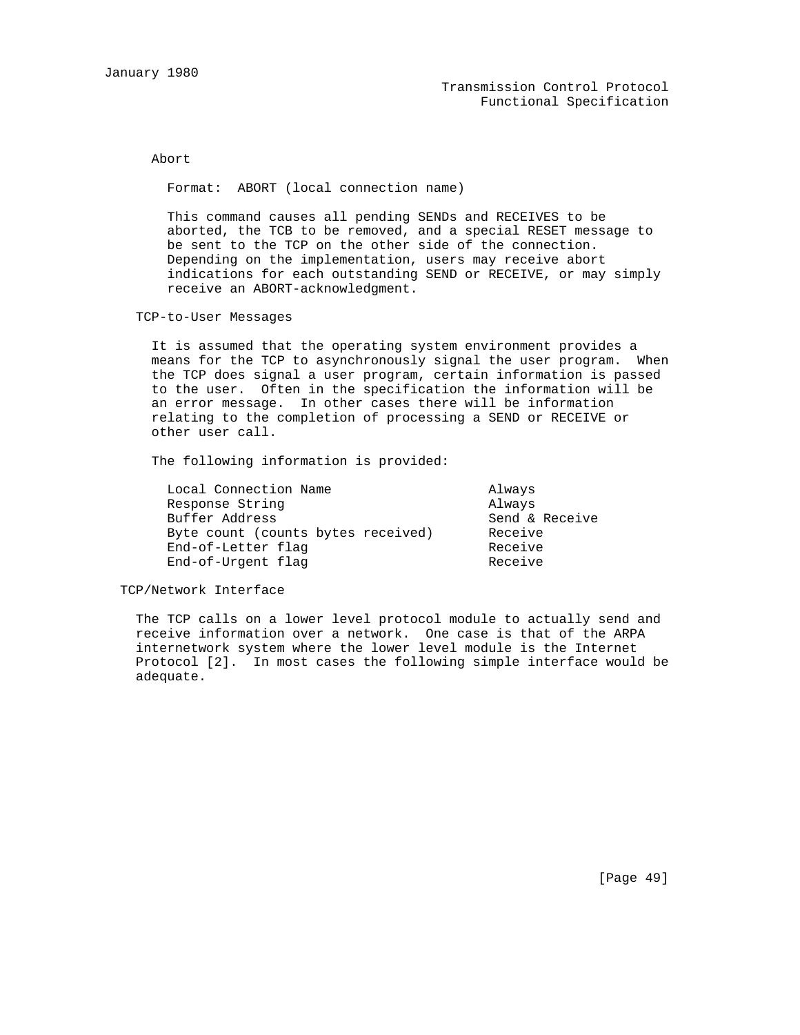### Abort

Format: ABORT (local connection name)

This command causes all pending SENDs and RECEIVES to be aborted, the TCB to be removed, and a special RESET message to be sent to the TCP on the other side of the connection. Depending on the implementation, users may receive abort indications for each outstanding SEND or RECEIVE, or may simply receive an ABORT-acknowledgment.

## TCP-to-User Messages

It is assumed that the operating system environment provides a means for the TCP to asynchronously signal the user program. When the TCP does signal a user program, certain information is passed to the user. Often in the specification the information will be an error message. In other cases there will be information relating to the completion of processing a SEND or RECEIVE or other user call.

The following information is provided:

| Information | Provided |
|---|---|
| Local Connection Name | Always |
| Response String | Always |
| Buffer Address | Send & Receive |
| Byte count (counts bytes received) | Receive |
| End-of-Letter flag | Receive |
| End-of-Urgent flag | Receive |

## TCP/Network Interface

The TCP calls on a lower level protocol module to actually send and receive information over a network. One case is that of the ARPA internetwork system where the lower level module is the Internet Protocol [2]. In most cases the following simple interface would be adequate.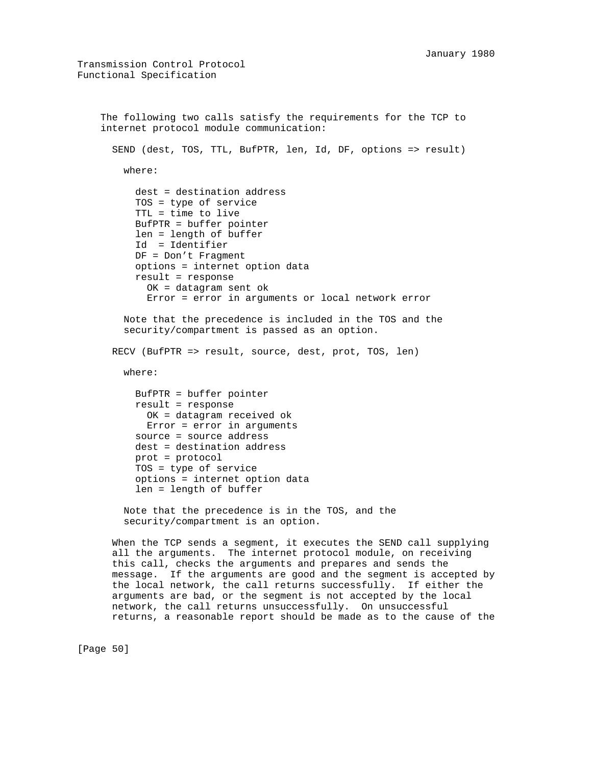The following two calls satisfy the requirements for the TCP to internet protocol module communication:

```
SEND (dest, TOS, TTL, BufPTR, len, Id, DF, options => result)

  where:

    dest = destination address
    TOS = type of service
    TTL = time to live
    BufPTR = buffer pointer
    len = length of buffer
    Id  = Identifier
    DF = Don't Fragment
    options = internet option data
    result = response
      OK = datagram sent ok
      Error = error in arguments or local network error

  Note that the precedence is included in the TOS and the
  security/compartment is passed as an option.

RECV (BufPTR => result, source, dest, prot, TOS, len)

  where:

    BufPTR = buffer pointer
    result = response
      OK = datagram received ok
      Error = error in arguments
    source = source address
    dest = destination address
    prot = protocol
    TOS = type of service
    options = internet option data
    len = length of buffer

  Note that the precedence is in the TOS, and the
  security/compartment is an option.
```

When the TCP sends a segment, it executes the SEND call supplying all the arguments. The internet protocol module, on receiving this call, checks the arguments and prepares and sends the message. If the arguments are good and the segment is accepted by the local network, the call returns successfully. If either the arguments are bad, or the segment is not accepted by the local network, the call returns unsuccessfully. On unsuccessful returns, a reasonable report should be made as to the cause of the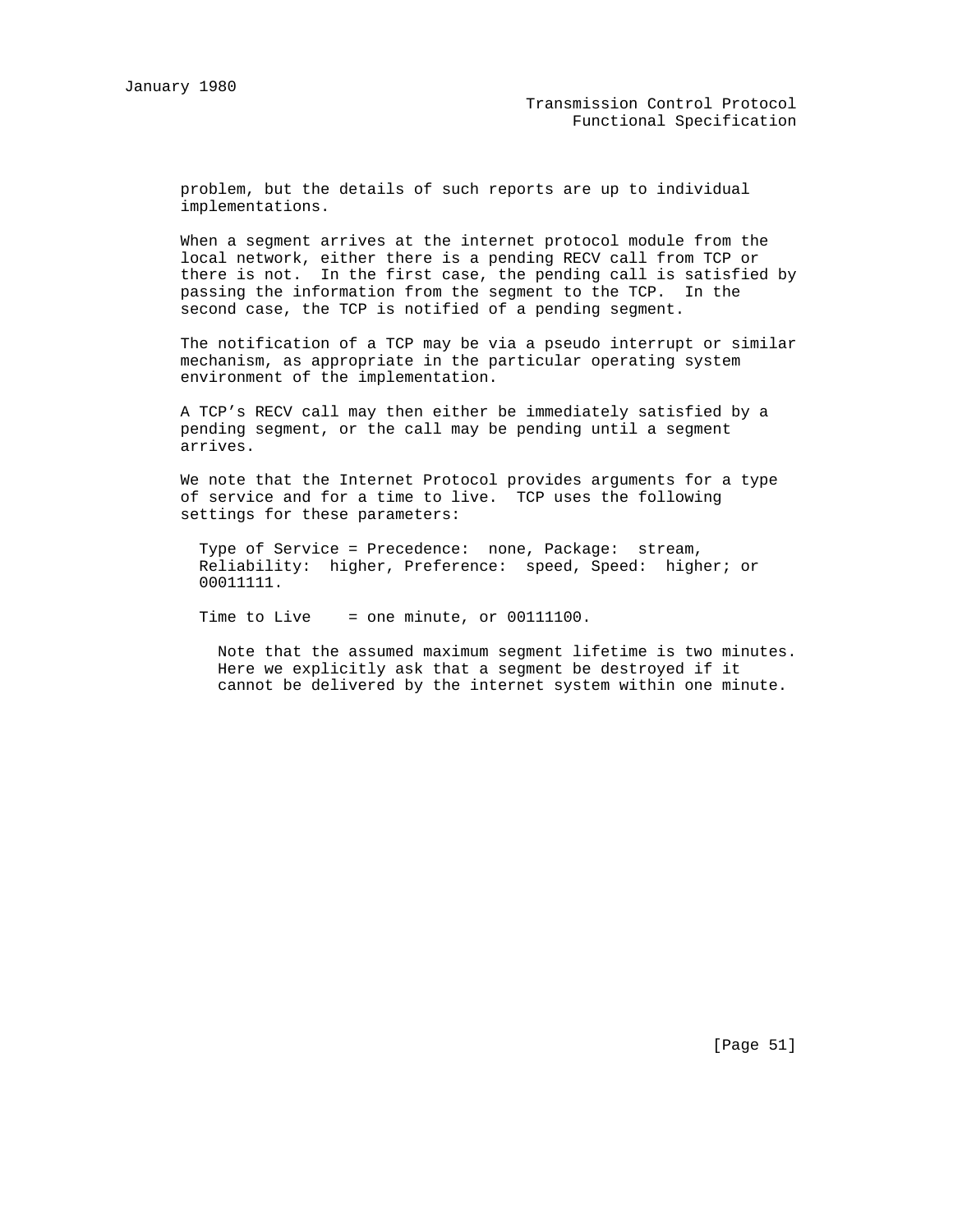problem, but the details of such reports are up to individual implementations.

When a segment arrives at the internet protocol module from the local network, either there is a pending RECV call from TCP or there is not. In the first case, the pending call is satisfied by passing the information from the segment to the TCP. In the second case, the TCP is notified of a pending segment.

The notification of a TCP may be via a pseudo interrupt or similar mechanism, as appropriate in the particular operating system environment of the implementation.

A TCP's RECV call may then either be immediately satisfied by a pending segment, or the call may be pending until a segment arrives.

We note that the Internet Protocol provides arguments for a type of service and for a time to live. TCP uses the following settings for these parameters:

Type of Service = Precedence: none, Package: stream, Reliability: higher, Preference: speed, Speed: higher; or 00011111.

Time to Live = one minute, or 00111100.

> Note that the assumed maximum segment lifetime is two minutes. Here we explicitly ask that a segment be destroyed if it cannot be delivered by the internet system within one minute.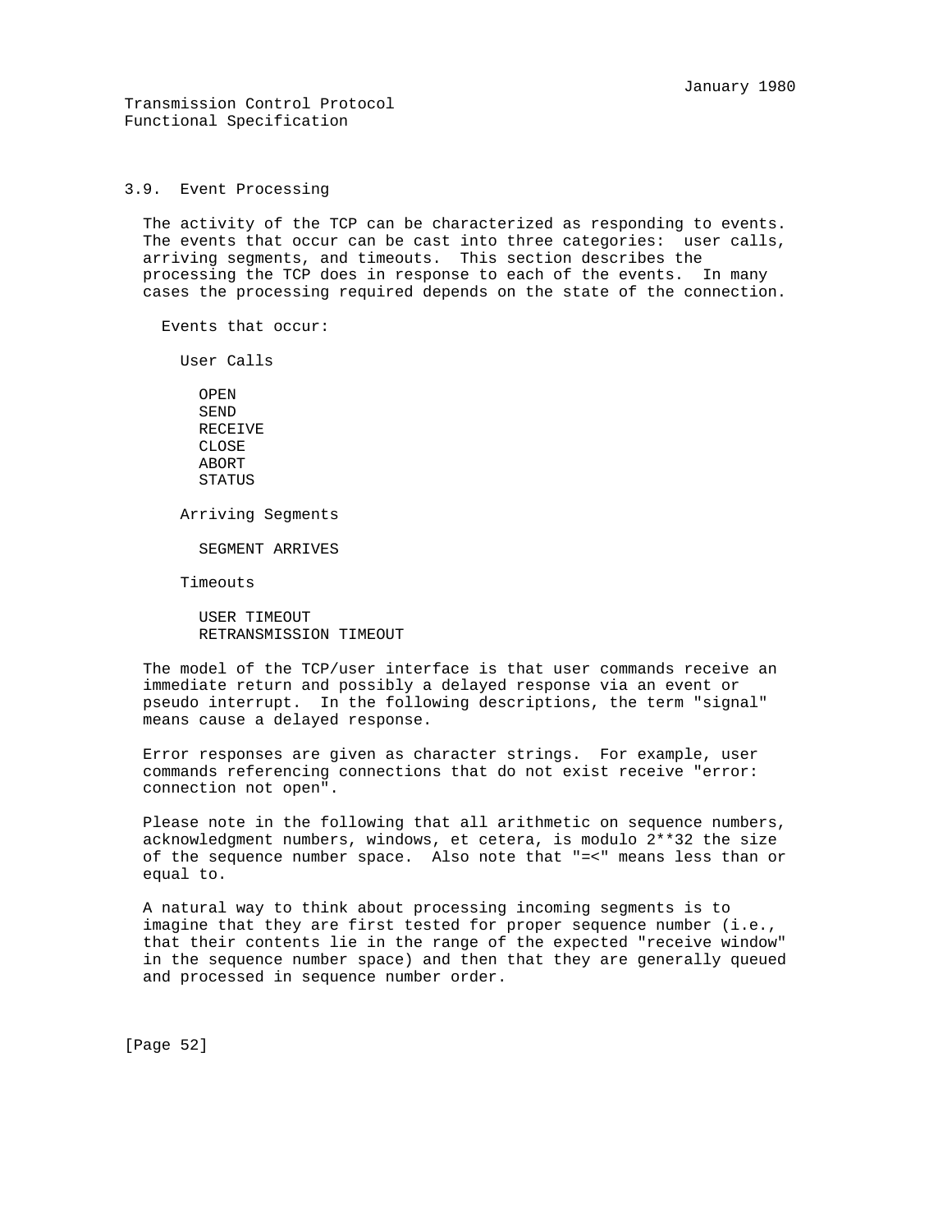### 3.9. Event Processing

The activity of the TCP can be characterized as responding to events. The events that occur can be cast into three categories: user calls, arriving segments, and timeouts. This section describes the processing the TCP does in response to each of the events. In many cases the processing required depends on the state of the connection.

Events that occur:

User Calls

- OPEN
- SEND
- RECEIVE
- CLOSE
- ABORT
- STATUS

Arriving Segments

- SEGMENT ARRIVES

Timeouts

- USER TIMEOUT
- RETRANSMISSION TIMEOUT

The model of the TCP/user interface is that user commands receive an immediate return and possibly a delayed response via an event or pseudo interrupt. In the following descriptions, the term "signal" means cause a delayed response.

Error responses are given as character strings. For example, user commands referencing connections that do not exist receive "error: connection not open".

Please note in the following that all arithmetic on sequence numbers, acknowledgment numbers, windows, et cetera, is modulo 2**32 the size of the sequence number space. Also note that "=<" means less than or equal to.

A natural way to think about processing incoming segments is to imagine that they are first tested for proper sequence number (i.e., that their contents lie in the range of the expected "receive window" in the sequence number space) and then that they are generally queued and processed in sequence number order.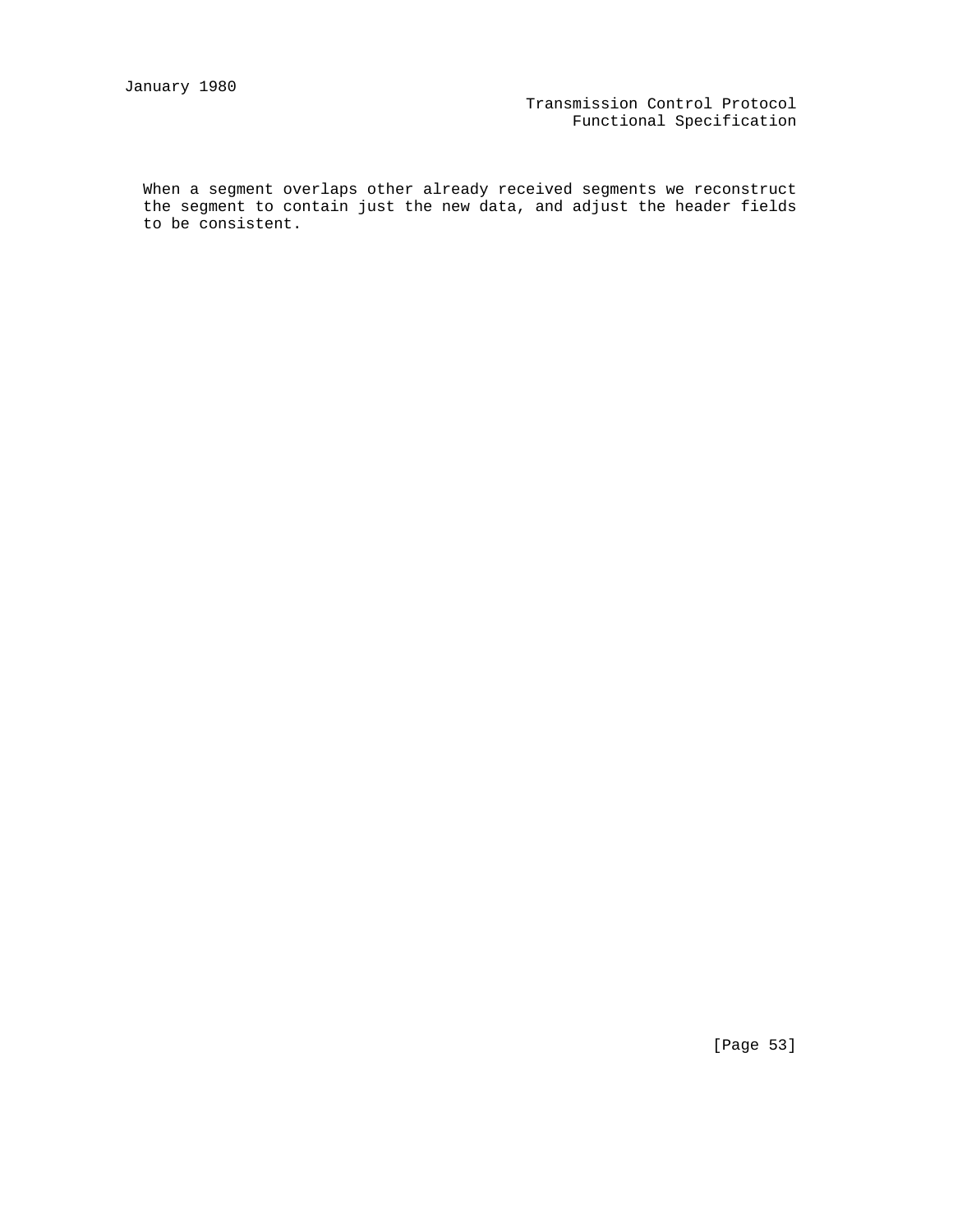When a segment overlaps other already received segments we reconstruct the segment to contain just the new data, and adjust the header fields to be consistent.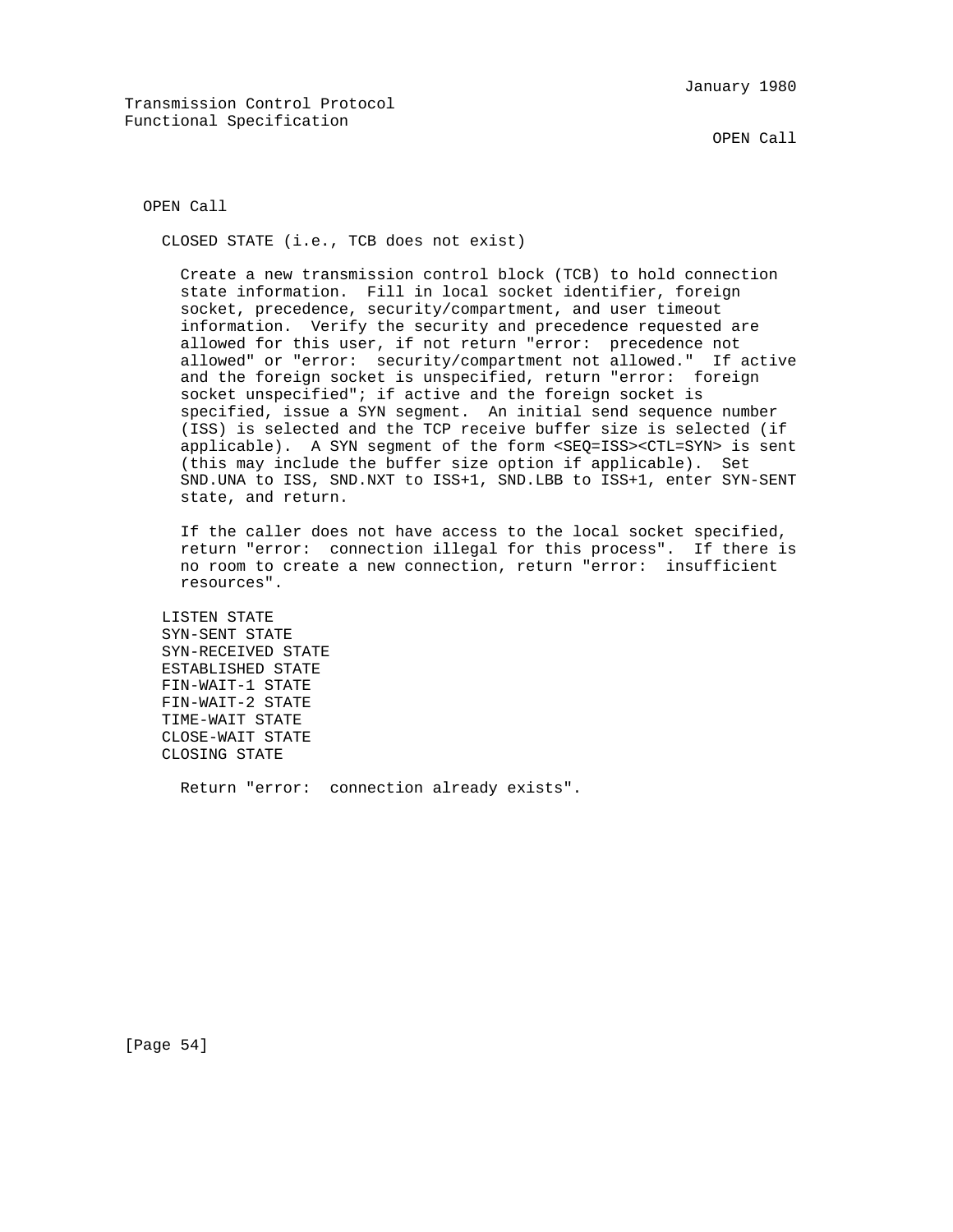## OPEN Call

### CLOSED STATE (i.e., TCB does not exist)

Create a new transmission control block (TCB) to hold connection state information. Fill in local socket identifier, foreign socket, precedence, security/compartment, and user timeout information. Verify the security and precedence requested are allowed for this user, if not return "error: precedence not allowed" or "error: security/compartment not allowed." If active and the foreign socket is unspecified, return "error: foreign socket unspecified"; if active and the foreign socket is specified, issue a SYN segment. An initial send sequence number (ISS) is selected and the TCP receive buffer size is selected (if applicable). A SYN segment of the form <SEQ=ISS><CTL=SYN> is sent (this may include the buffer size option if applicable). Set SND.UNA to ISS, SND.NXT to ISS+1, SND.LBB to ISS+1, enter SYN-SENT state, and return.

If the caller does not have access to the local socket specified, return "error: connection illegal for this process". If there is no room to create a new connection, return "error: insufficient resources".

### LISTEN STATE
### SYN-SENT STATE
### SYN-RECEIVED STATE
### ESTABLISHED STATE
### FIN-WAIT-1 STATE
### FIN-WAIT-2 STATE
### TIME-WAIT STATE
### CLOSE-WAIT STATE
### CLOSING STATE

Return "error: connection already exists".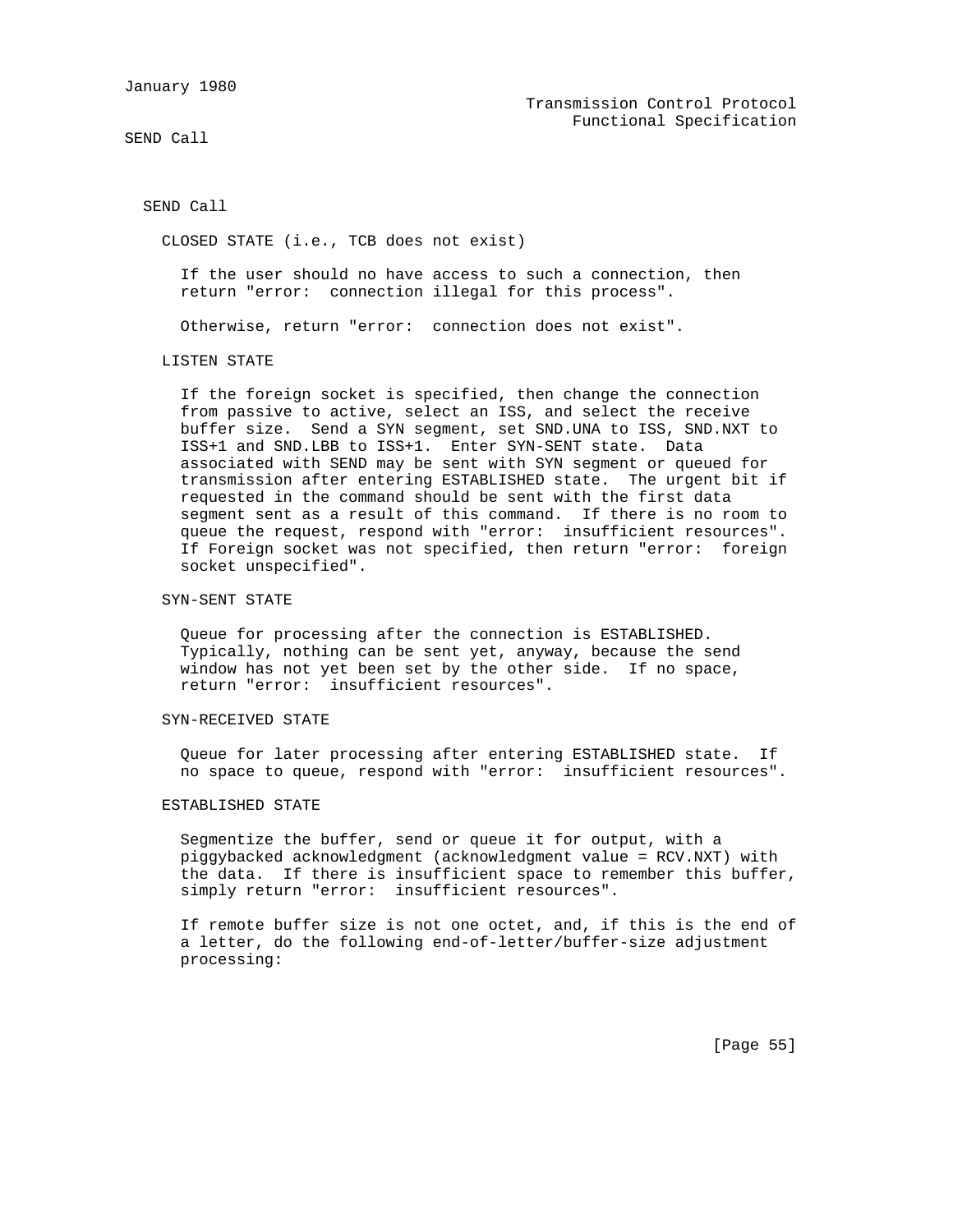## SEND Call

### CLOSED STATE (i.e., TCB does not exist)

If the user should no have access to such a connection, then return "error:  connection illegal for this process".

Otherwise, return "error:  connection does not exist".

### LISTEN STATE

If the foreign socket is specified, then change the connection from passive to active, select an ISS, and select the receive buffer size.  Send a SYN segment, set SND.UNA to ISS, SND.NXT to ISS+1 and SND.LBB to ISS+1.  Enter SYN-SENT state.  Data associated with SEND may be sent with SYN segment or queued for transmission after entering ESTABLISHED state.  The urgent bit if requested in the command should be sent with the first data segment sent as a result of this command.  If there is no room to queue the request, respond with "error:  insufficient resources". If Foreign socket was not specified, then return "error:  foreign socket unspecified".

### SYN-SENT STATE

Queue for processing after the connection is ESTABLISHED. Typically, nothing can be sent yet, anyway, because the send window has not yet been set by the other side.  If no space, return "error:  insufficient resources".

### SYN-RECEIVED STATE

Queue for later processing after entering ESTABLISHED state.  If no space to queue, respond with "error:  insufficient resources".

### ESTABLISHED STATE

Segmentize the buffer, send or queue it for output, with a piggybacked acknowledgment (acknowledgment value = RCV.NXT) with the data.  If there is insufficient space to remember this buffer, simply return "error:  insufficient resources".

If remote buffer size is not one octet, and, if this is the end of a letter, do the following end-of-letter/buffer-size adjustment processing: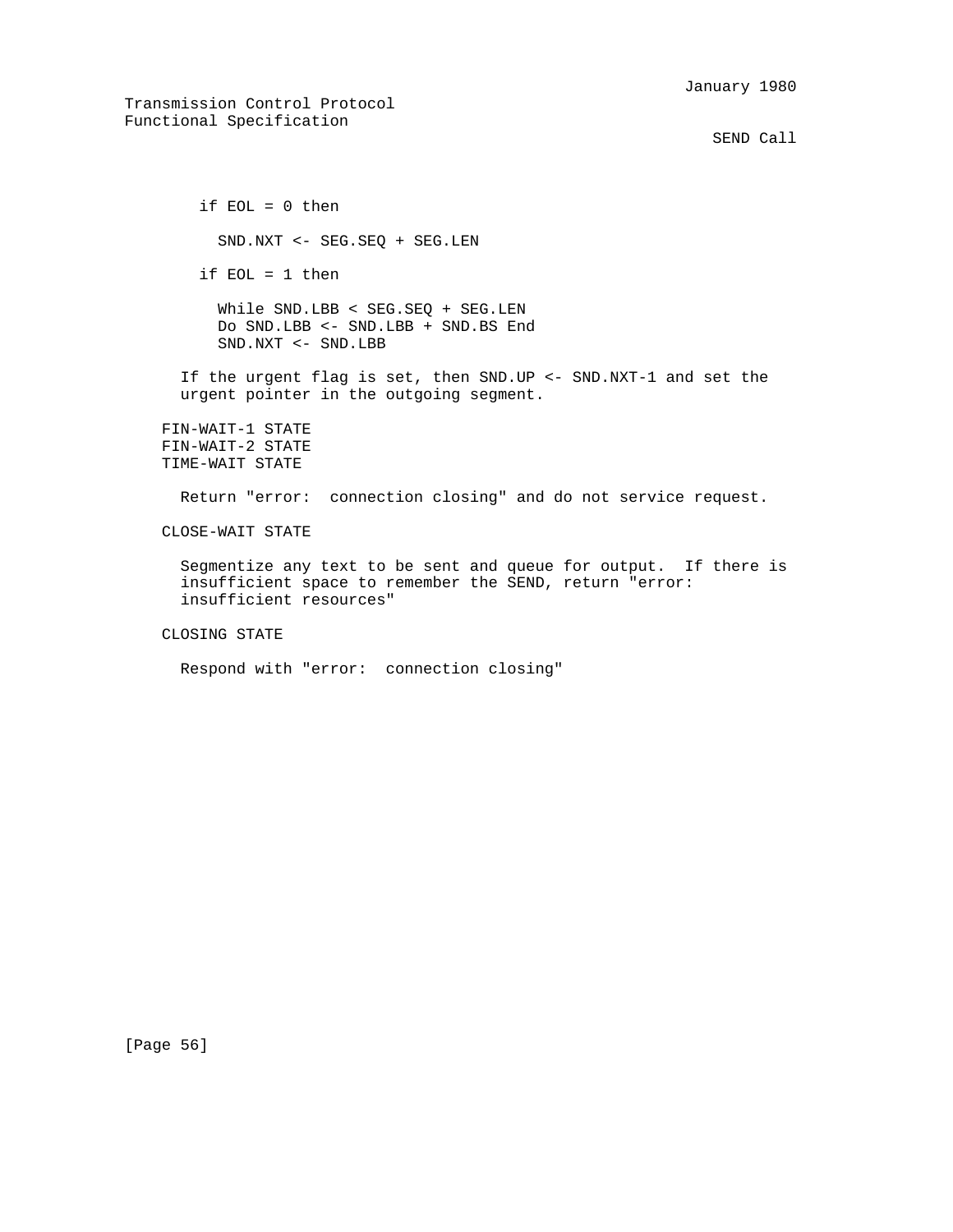```
    if EOL = 0 then

      SND.NXT <- SEG.SEQ + SEG.LEN

    if EOL = 1 then

      While SND.LBB < SEG.SEQ + SEG.LEN
      Do SND.LBB <- SND.LBB + SND.BS End
      SND.NXT <- SND.LBB
```

If the urgent flag is set, then SND.UP <- SND.NXT-1 and set the urgent pointer in the outgoing segment.

FIN-WAIT-1 STATE
FIN-WAIT-2 STATE
TIME-WAIT STATE

Return "error:  connection closing" and do not service request.

CLOSE-WAIT STATE

Segmentize any text to be sent and queue for output.  If there is insufficient space to remember the SEND, return "error: insufficient resources"

CLOSING STATE

Respond with "error:  connection closing"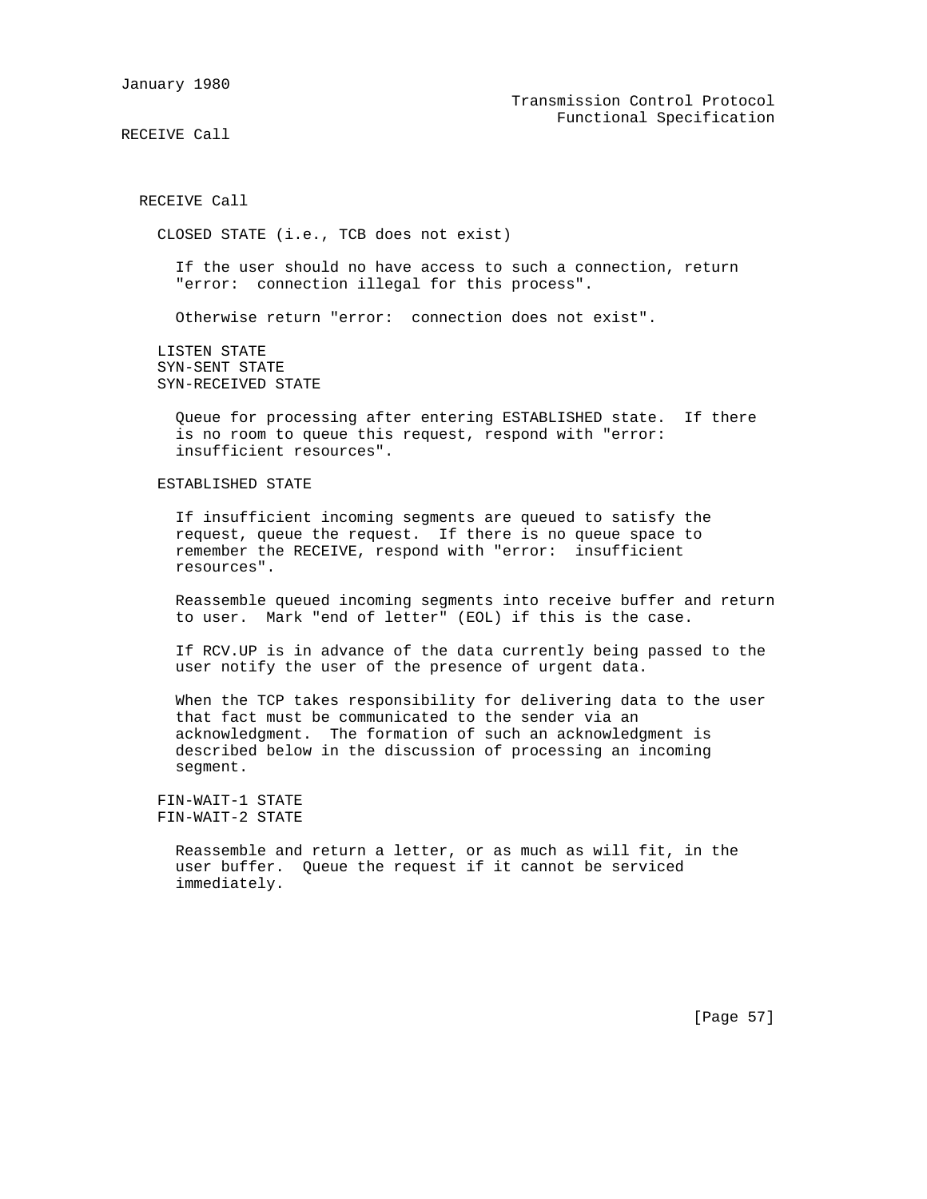## RECEIVE Call

### CLOSED STATE (i.e., TCB does not exist)

If the user should no have access to such a connection, return "error: connection illegal for this process".

Otherwise return "error: connection does not exist".

### LISTEN STATE
### SYN-SENT STATE
### SYN-RECEIVED STATE

Queue for processing after entering ESTABLISHED state. If there is no room to queue this request, respond with "error: insufficient resources".

### ESTABLISHED STATE

If insufficient incoming segments are queued to satisfy the request, queue the request. If there is no queue space to remember the RECEIVE, respond with "error: insufficient resources".

Reassemble queued incoming segments into receive buffer and return to user. Mark "end of letter" (EOL) if this is the case.

If RCV.UP is in advance of the data currently being passed to the user notify the user of the presence of urgent data.

When the TCP takes responsibility for delivering data to the user that fact must be communicated to the sender via an acknowledgment. The formation of such an acknowledgment is described below in the discussion of processing an incoming segment.

### FIN-WAIT-1 STATE
### FIN-WAIT-2 STATE

Reassemble and return a letter, or as much as will fit, in the user buffer. Queue the request if it cannot be serviced immediately.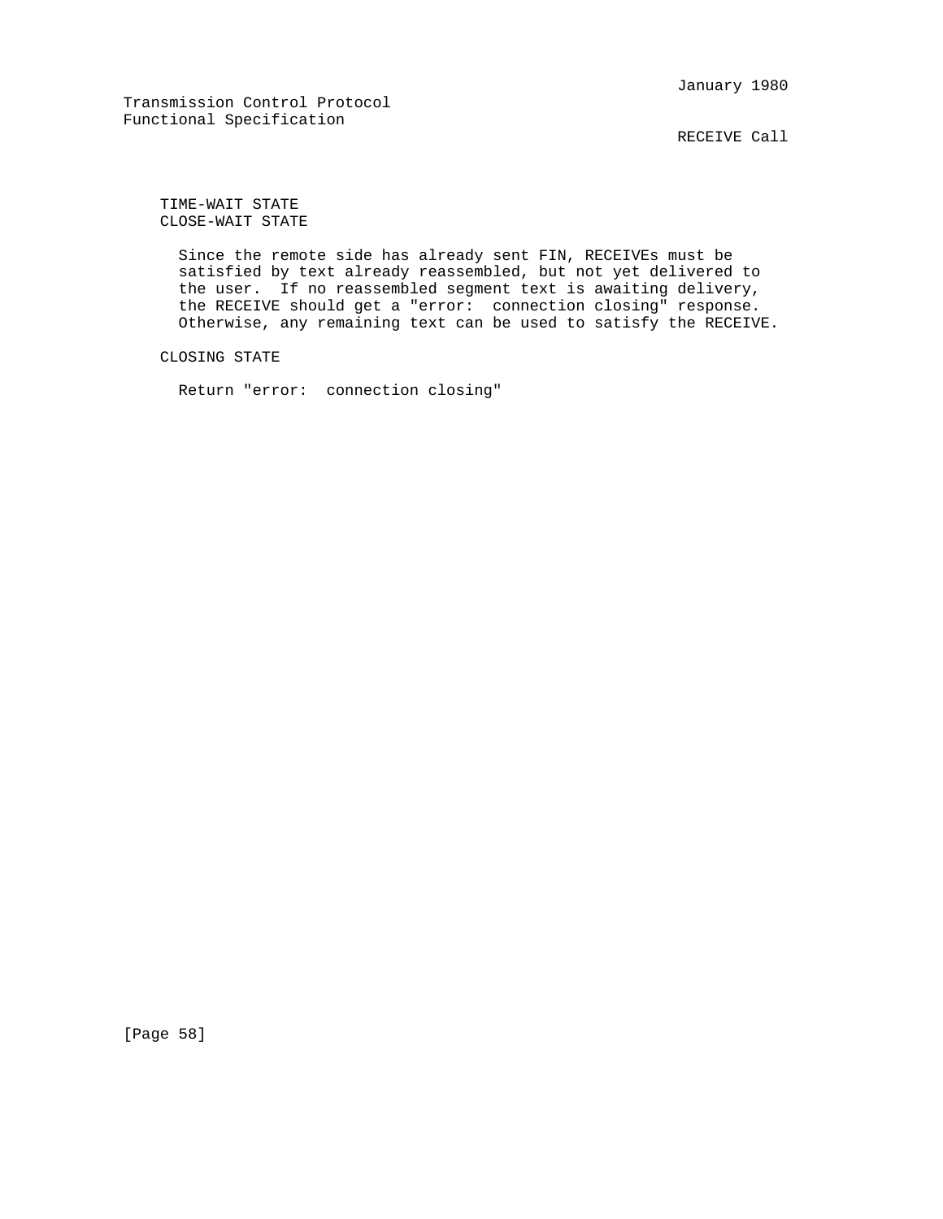TIME-WAIT STATE
CLOSE-WAIT STATE

Since the remote side has already sent FIN, RECEIVEs must be satisfied by text already reassembled, but not yet delivered to the user. If no reassembled segment text is awaiting delivery, the RECEIVE should get a "error: connection closing" response. Otherwise, any remaining text can be used to satisfy the RECEIVE.

CLOSING STATE

Return "error: connection closing"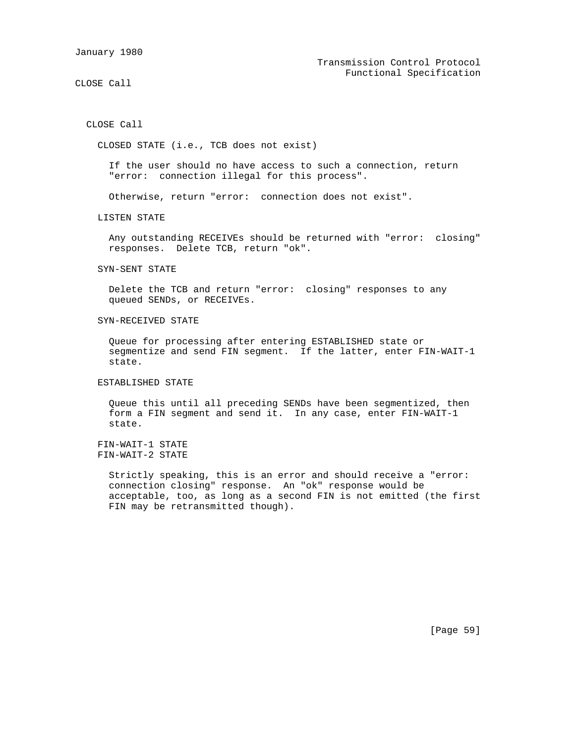## CLOSE Call

### CLOSED STATE (i.e., TCB does not exist)

If the user should no have access to such a connection, return "error: connection illegal for this process".

Otherwise, return "error: connection does not exist".

### LISTEN STATE

Any outstanding RECEIVEs should be returned with "error: closing" responses. Delete TCB, return "ok".

### SYN-SENT STATE

Delete the TCB and return "error: closing" responses to any queued SENDs, or RECEIVEs.

### SYN-RECEIVED STATE

Queue for processing after entering ESTABLISHED state or segmentize and send FIN segment. If the latter, enter FIN-WAIT-1 state.

### ESTABLISHED STATE

Queue this until all preceding SENDs have been segmentized, then form a FIN segment and send it. In any case, enter FIN-WAIT-1 state.

### FIN-WAIT-1 STATE
### FIN-WAIT-2 STATE

Strictly speaking, this is an error and should receive a "error: connection closing" response. An "ok" response would be acceptable, too, as long as a second FIN is not emitted (the first FIN may be retransmitted though).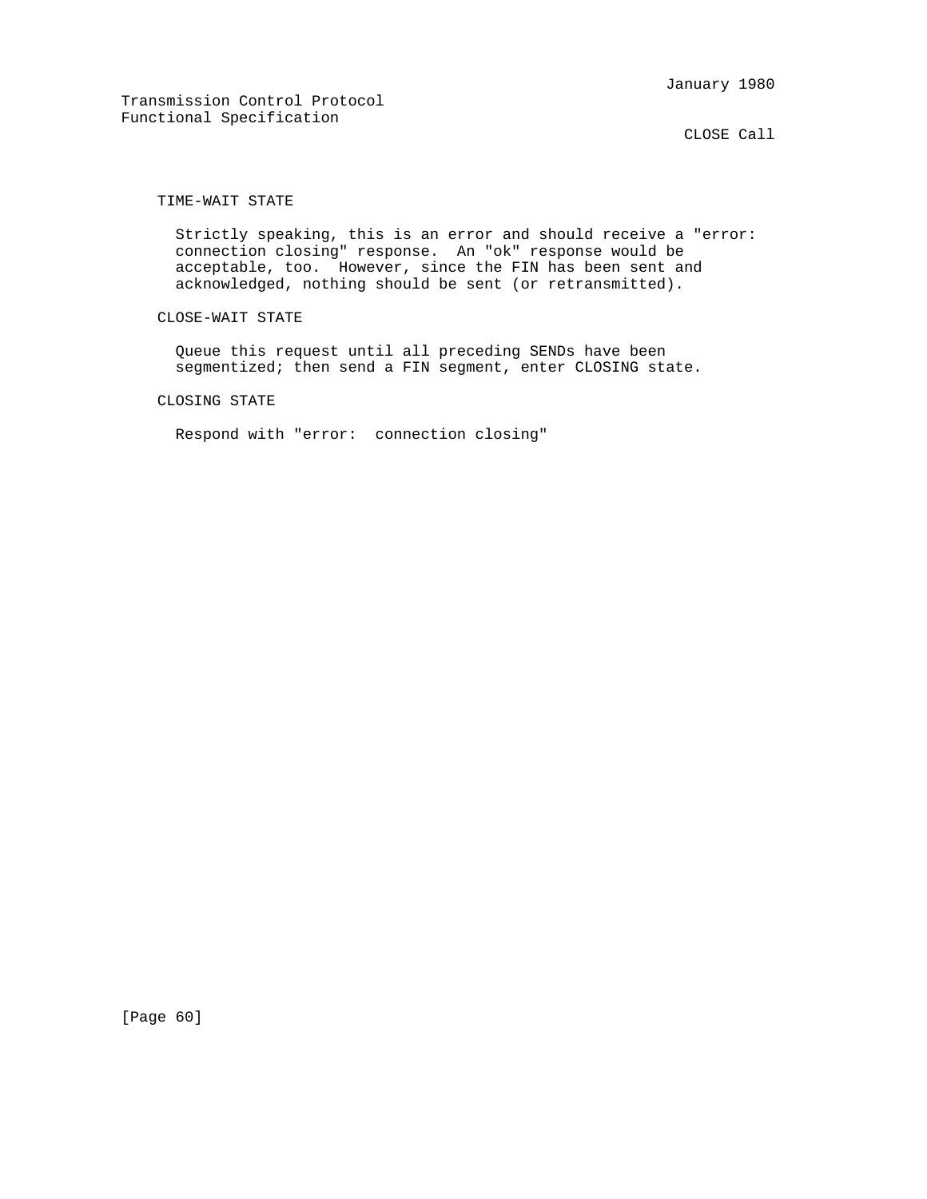TIME-WAIT STATE

Strictly speaking, this is an error and should receive a "error: connection closing" response. An "ok" response would be acceptable, too. However, since the FIN has been sent and acknowledged, nothing should be sent (or retransmitted).

CLOSE-WAIT STATE

Queue this request until all preceding SENDs have been segmentized; then send a FIN segment, enter CLOSING state.

CLOSING STATE

Respond with "error:  connection closing"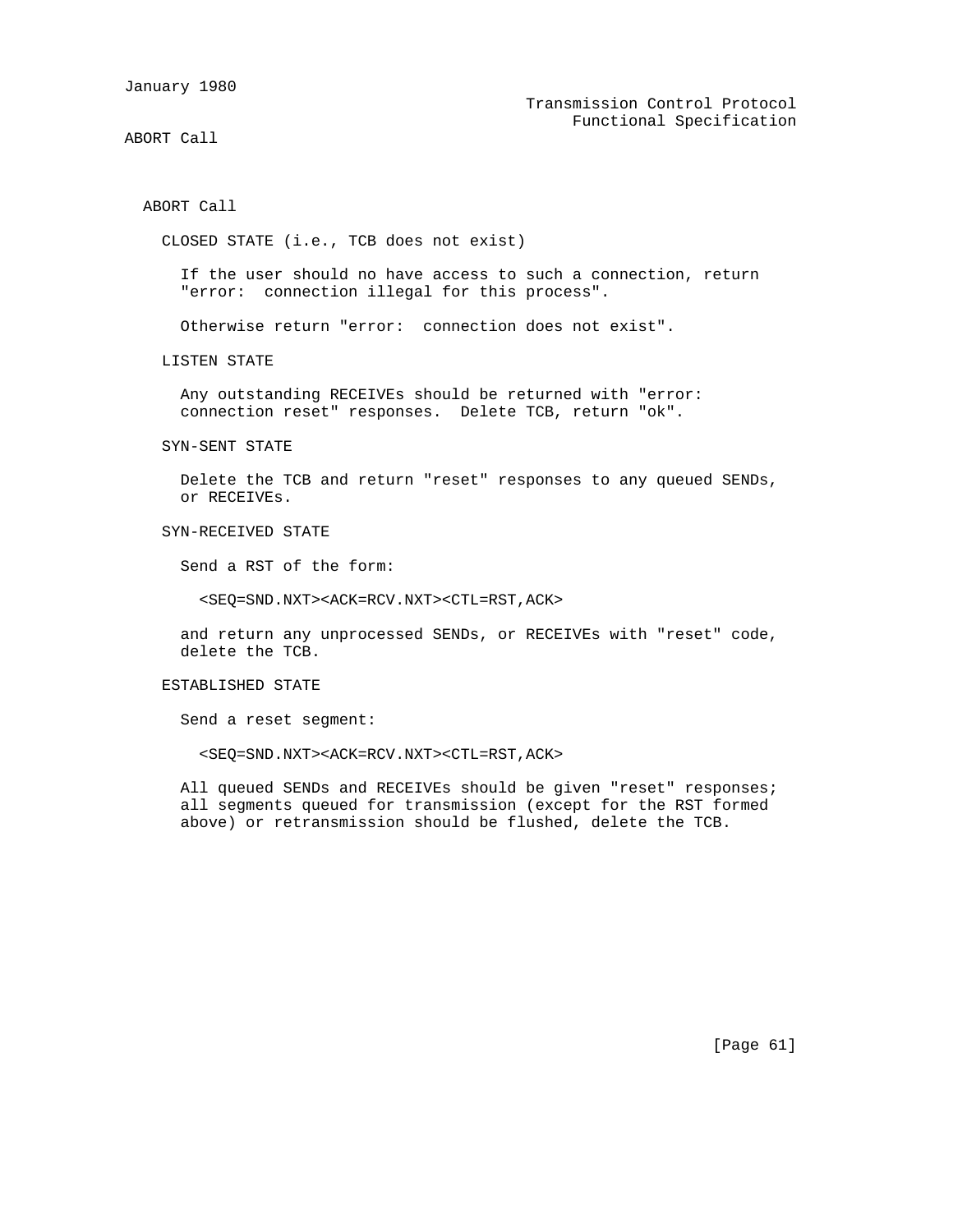## ABORT Call

### CLOSED STATE (i.e., TCB does not exist)

If the user should no have access to such a connection, return "error:  connection illegal for this process".

Otherwise return "error:  connection does not exist".

### LISTEN STATE

Any outstanding RECEIVEs should be returned with "error: connection reset" responses.  Delete TCB, return "ok".

### SYN-SENT STATE

Delete the TCB and return "reset" responses to any queued SENDs, or RECEIVEs.

### SYN-RECEIVED STATE

Send a RST of the form:

```
<SEQ=SND.NXT><ACK=RCV.NXT><CTL=RST,ACK>
```

and return any unprocessed SENDs, or RECEIVEs with "reset" code, delete the TCB.

### ESTABLISHED STATE

Send a reset segment:

```
<SEQ=SND.NXT><ACK=RCV.NXT><CTL=RST,ACK>
```

All queued SENDs and RECEIVEs should be given "reset" responses; all segments queued for transmission (except for the RST formed above) or retransmission should be flushed, delete the TCB.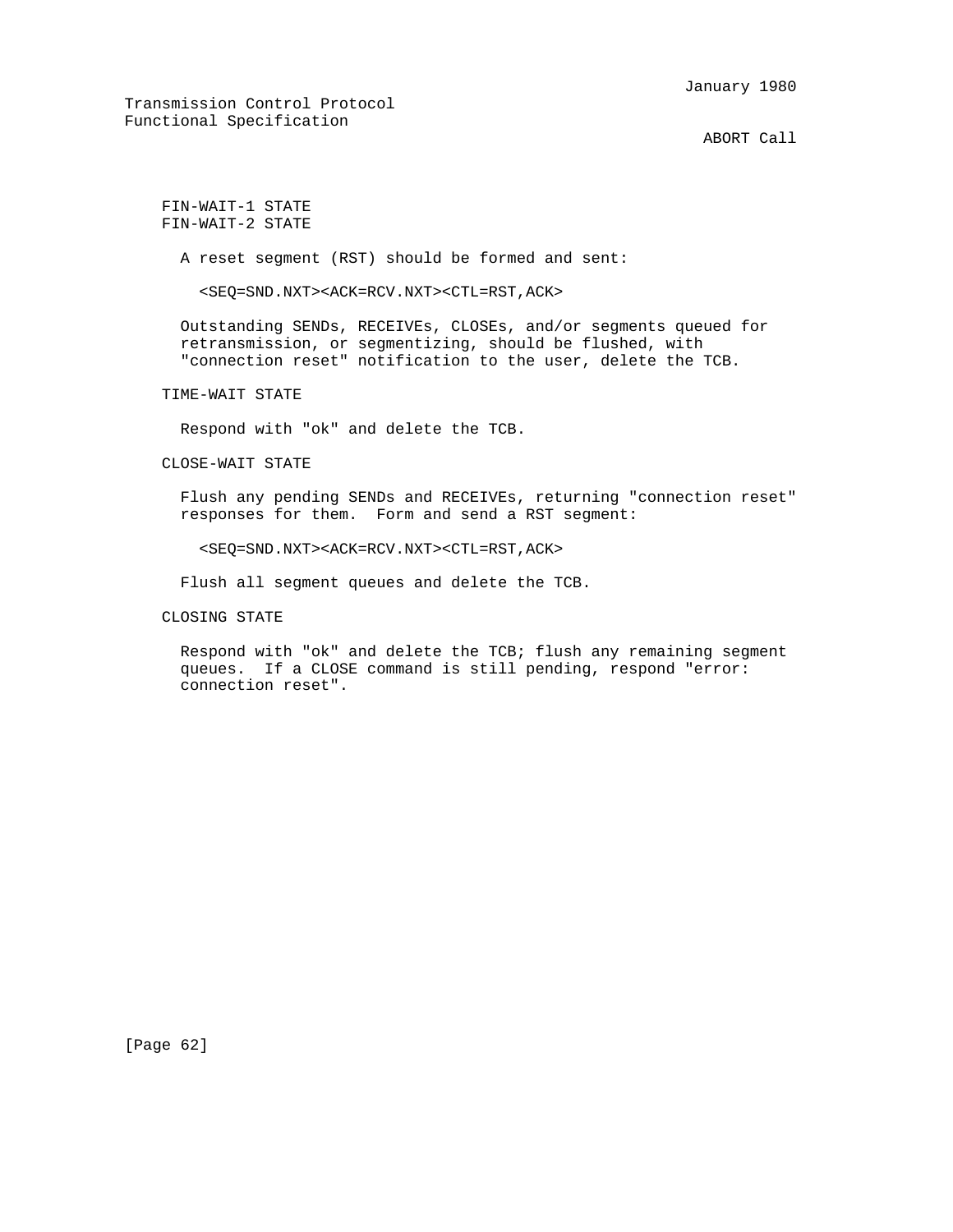FIN-WAIT-1 STATE
FIN-WAIT-2 STATE

A reset segment (RST) should be formed and sent:

```
<SEQ=SND.NXT><ACK=RCV.NXT><CTL=RST,ACK>
```

Outstanding SENDs, RECEIVEs, CLOSEs, and/or segments queued for retransmission, or segmentizing, should be flushed, with "connection reset" notification to the user, delete the TCB.

TIME-WAIT STATE

Respond with "ok" and delete the TCB.

CLOSE-WAIT STATE

Flush any pending SENDs and RECEIVEs, returning "connection reset" responses for them. Form and send a RST segment:

```
<SEQ=SND.NXT><ACK=RCV.NXT><CTL=RST,ACK>
```

Flush all segment queues and delete the TCB.

CLOSING STATE

Respond with "ok" and delete the TCB; flush any remaining segment queues. If a CLOSE command is still pending, respond "error: connection reset".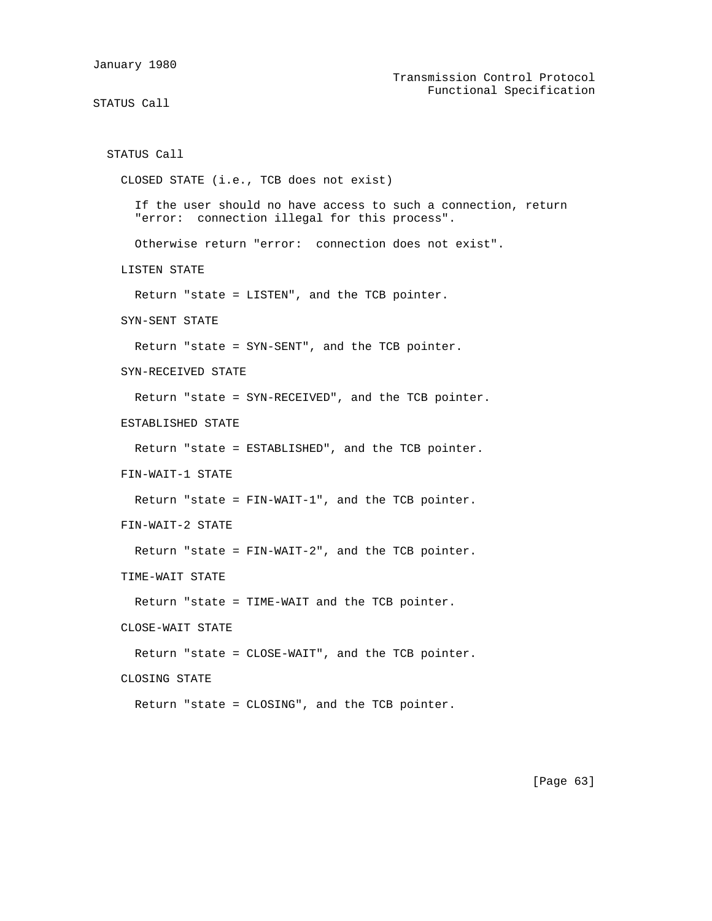## STATUS Call

### CLOSED STATE (i.e., TCB does not exist)

If the user should no have access to such a connection, return "error: connection illegal for this process".

Otherwise return "error: connection does not exist".

### LISTEN STATE

Return "state = LISTEN", and the TCB pointer.

### SYN-SENT STATE

Return "state = SYN-SENT", and the TCB pointer.

### SYN-RECEIVED STATE

Return "state = SYN-RECEIVED", and the TCB pointer.

### ESTABLISHED STATE

Return "state = ESTABLISHED", and the TCB pointer.

### FIN-WAIT-1 STATE

Return "state = FIN-WAIT-1", and the TCB pointer.

### FIN-WAIT-2 STATE

Return "state = FIN-WAIT-2", and the TCB pointer.

### TIME-WAIT STATE

Return "state = TIME-WAIT and the TCB pointer.

### CLOSE-WAIT STATE

Return "state = CLOSE-WAIT", and the TCB pointer.

### CLOSING STATE

Return "state = CLOSING", and the TCB pointer.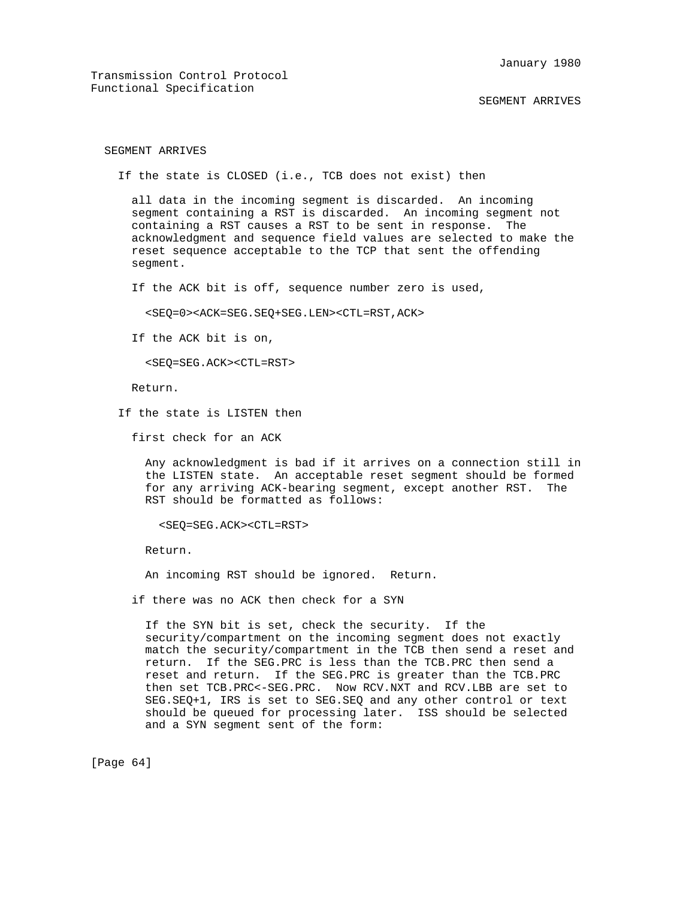SEGMENT ARRIVES

If the state is CLOSED (i.e., TCB does not exist) then

all data in the incoming segment is discarded. An incoming segment containing a RST is discarded. An incoming segment not containing a RST causes a RST to be sent in response. The acknowledgment and sequence field values are selected to make the reset sequence acceptable to the TCP that sent the offending segment.

If the ACK bit is off, sequence number zero is used,

```
<SEQ=0><ACK=SEG.SEQ+SEG.LEN><CTL=RST,ACK>
```

If the ACK bit is on,

```
<SEQ=SEG.ACK><CTL=RST>
```

Return.

If the state is LISTEN then

first check for an ACK

Any acknowledgment is bad if it arrives on a connection still in the LISTEN state. An acceptable reset segment should be formed for any arriving ACK-bearing segment, except another RST. The RST should be formatted as follows:

```
<SEQ=SEG.ACK><CTL=RST>
```

Return.

An incoming RST should be ignored. Return.

if there was no ACK then check for a SYN

If the SYN bit is set, check the security. If the security/compartment on the incoming segment does not exactly match the security/compartment in the TCB then send a reset and return. If the SEG.PRC is less than the TCB.PRC then send a reset and return. If the SEG.PRC is greater than the TCB.PRC then set TCB.PRC<-SEG.PRC. Now RCV.NXT and RCV.LBB are set to SEG.SEQ+1, IRS is set to SEG.SEQ and any other control or text should be queued for processing later. ISS should be selected and a SYN segment sent of the form: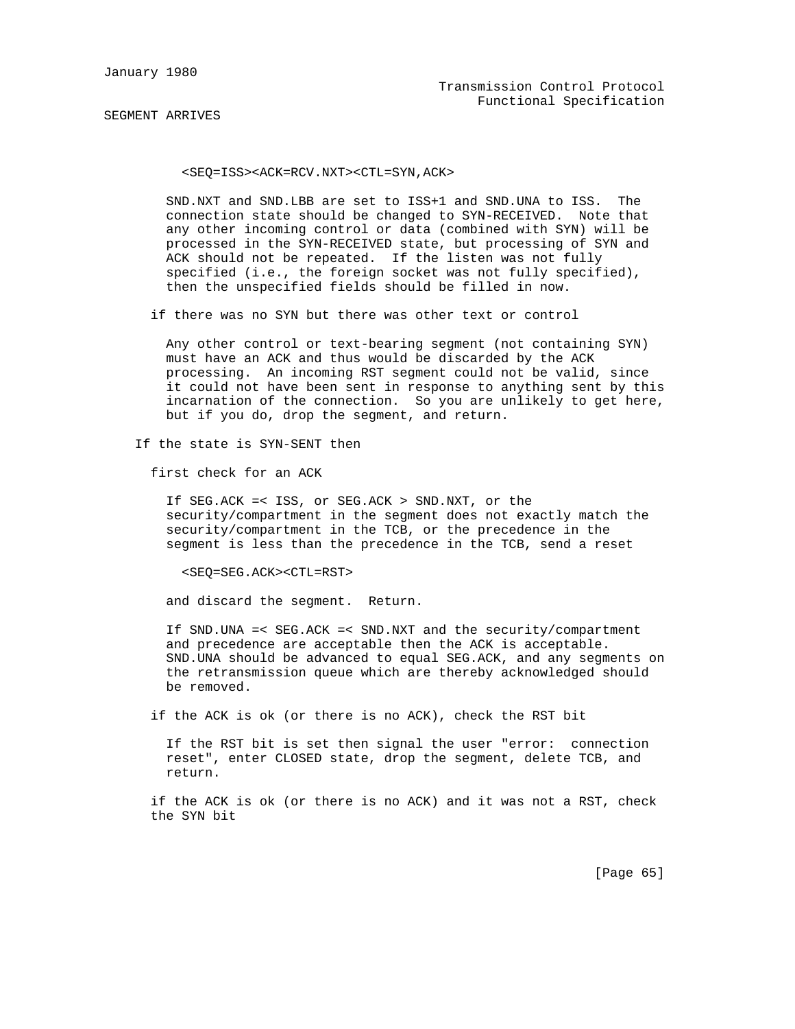SEGMENT ARRIVES

```
        <SEQ=ISS><ACK=RCV.NXT><CTL=SYN,ACK>
```

SND.NXT and SND.LBB are set to ISS+1 and SND.UNA to ISS. The connection state should be changed to SYN-RECEIVED. Note that any other incoming control or data (combined with SYN) will be processed in the SYN-RECEIVED state, but processing of SYN and ACK should not be repeated. If the listen was not fully specified (i.e., the foreign socket was not fully specified), then the unspecified fields should be filled in now.

if there was no SYN but there was other text or control

Any other control or text-bearing segment (not containing SYN) must have an ACK and thus would be discarded by the ACK processing. An incoming RST segment could not be valid, since it could not have been sent in response to anything sent by this incarnation of the connection. So you are unlikely to get here, but if you do, drop the segment, and return.

If the state is SYN-SENT then

first check for an ACK

If SEG.ACK =< ISS, or SEG.ACK > SND.NXT, or the security/compartment in the segment does not exactly match the security/compartment in the TCB, or the precedence in the segment is less than the precedence in the TCB, send a reset

```
        <SEQ=SEG.ACK><CTL=RST>
```

and discard the segment. Return.

If SND.UNA =< SEG.ACK =< SND.NXT and the security/compartment and precedence are acceptable then the ACK is acceptable. SND.UNA should be advanced to equal SEG.ACK, and any segments on the retransmission queue which are thereby acknowledged should be removed.

if the ACK is ok (or there is no ACK), check the RST bit

If the RST bit is set then signal the user "error: connection reset", enter CLOSED state, drop the segment, delete TCB, and return.

if the ACK is ok (or there is no ACK) and it was not a RST, check the SYN bit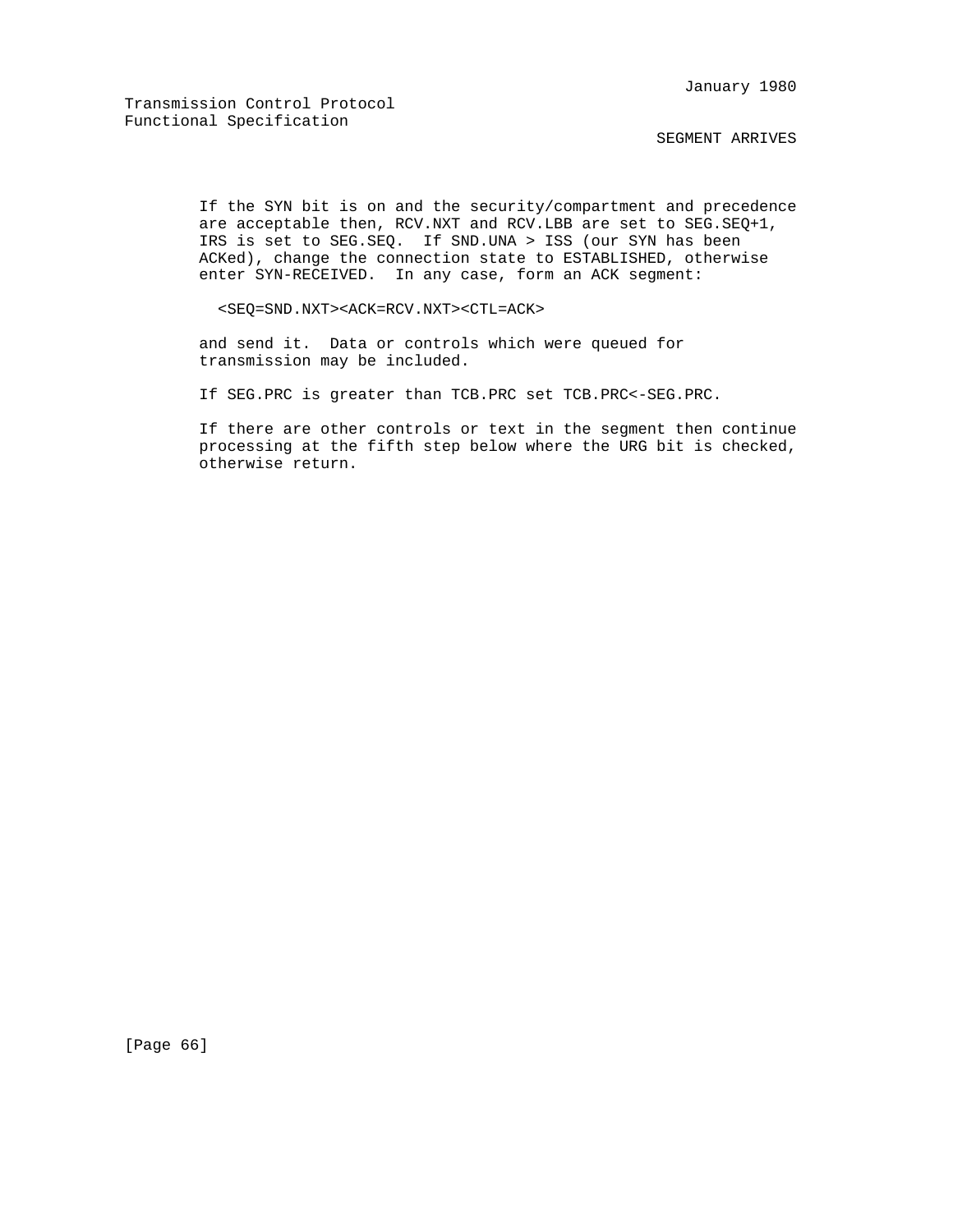If the SYN bit is on and the security/compartment and precedence are acceptable then, RCV.NXT and RCV.LBB are set to SEG.SEQ+1, IRS is set to SEG.SEQ. If SND.UNA > ISS (our SYN has been ACKed), change the connection state to ESTABLISHED, otherwise enter SYN-RECEIVED. In any case, form an ACK segment:

```
<SEQ=SND.NXT><ACK=RCV.NXT><CTL=ACK>
```

and send it. Data or controls which were queued for transmission may be included.

If SEG.PRC is greater than TCB.PRC set TCB.PRC<-SEG.PRC.

If there are other controls or text in the segment then continue processing at the fifth step below where the URG bit is checked, otherwise return.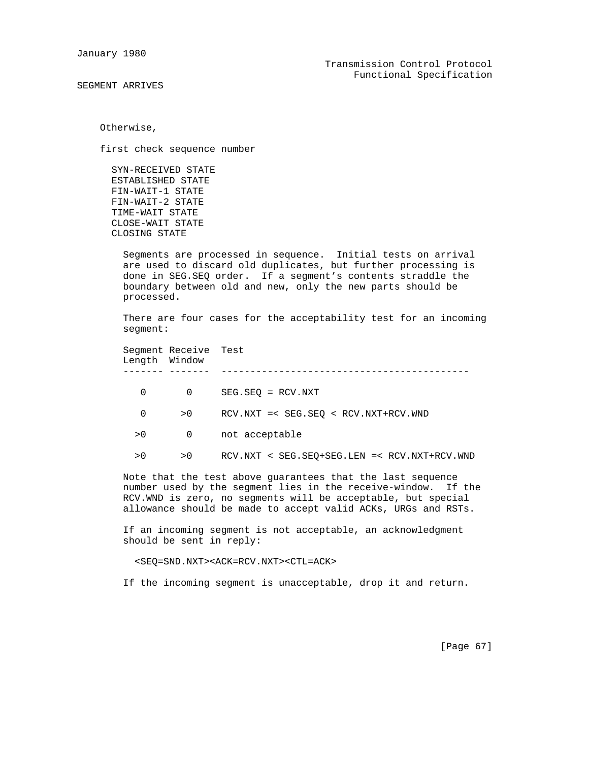SEGMENT ARRIVES

Otherwise,

first check sequence number

SYN-RECEIVED STATE
ESTABLISHED STATE
FIN-WAIT-1 STATE
FIN-WAIT-2 STATE
TIME-WAIT STATE
CLOSE-WAIT STATE
CLOSING STATE

Segments are processed in sequence. Initial tests on arrival are used to discard old duplicates, but further processing is done in SEG.SEQ order. If a segment's contents straddle the boundary between old and new, only the new parts should be processed.

There are four cases for the acceptability test for an incoming segment:

| Segment Length | Receive Window | Test |
|---|---|---|
| 0 | 0 | SEG.SEQ = RCV.NXT |
| 0 | >0 | RCV.NXT =< SEG.SEQ < RCV.NXT+RCV.WND |
| >0 | 0 | not acceptable |
| >0 | >0 | RCV.NXT < SEG.SEQ+SEG.LEN =< RCV.NXT+RCV.WND |

Note that the test above guarantees that the last sequence number used by the segment lies in the receive-window. If the RCV.WND is zero, no segments will be acceptable, but special allowance should be made to accept valid ACKs, URGs and RSTs.

If an incoming segment is not acceptable, an acknowledgment should be sent in reply:

```
<SEQ=SND.NXT><ACK=RCV.NXT><CTL=ACK>
```

If the incoming segment is unacceptable, drop it and return.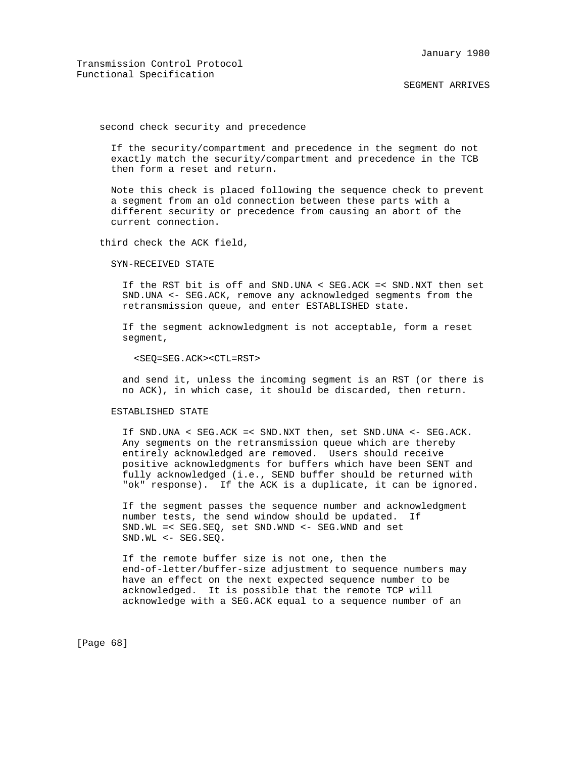second check security and precedence

If the security/compartment and precedence in the segment do not exactly match the security/compartment and precedence in the TCB then form a reset and return.

Note this check is placed following the sequence check to prevent a segment from an old connection between these parts with a different security or precedence from causing an abort of the current connection.

third check the ACK field,

SYN-RECEIVED STATE

If the RST bit is off and SND.UNA < SEG.ACK =< SND.NXT then set SND.UNA <- SEG.ACK, remove any acknowledged segments from the retransmission queue, and enter ESTABLISHED state.

If the segment acknowledgment is not acceptable, form a reset segment,

```
<SEQ=SEG.ACK><CTL=RST>
```

and send it, unless the incoming segment is an RST (or there is no ACK), in which case, it should be discarded, then return.

ESTABLISHED STATE

If SND.UNA < SEG.ACK =< SND.NXT then, set SND.UNA <- SEG.ACK. Any segments on the retransmission queue which are thereby entirely acknowledged are removed. Users should receive positive acknowledgments for buffers which have been SENT and fully acknowledged (i.e., SEND buffer should be returned with "ok" response). If the ACK is a duplicate, it can be ignored.

If the segment passes the sequence number and acknowledgment number tests, the send window should be updated. If SND.WL =< SEG.SEQ, set SND.WND <- SEG.WND and set SND.WL <- SEG.SEQ.

If the remote buffer size is not one, then the end-of-letter/buffer-size adjustment to sequence numbers may have an effect on the next expected sequence number to be acknowledged. It is possible that the remote TCP will acknowledge with a SEG.ACK equal to a sequence number of an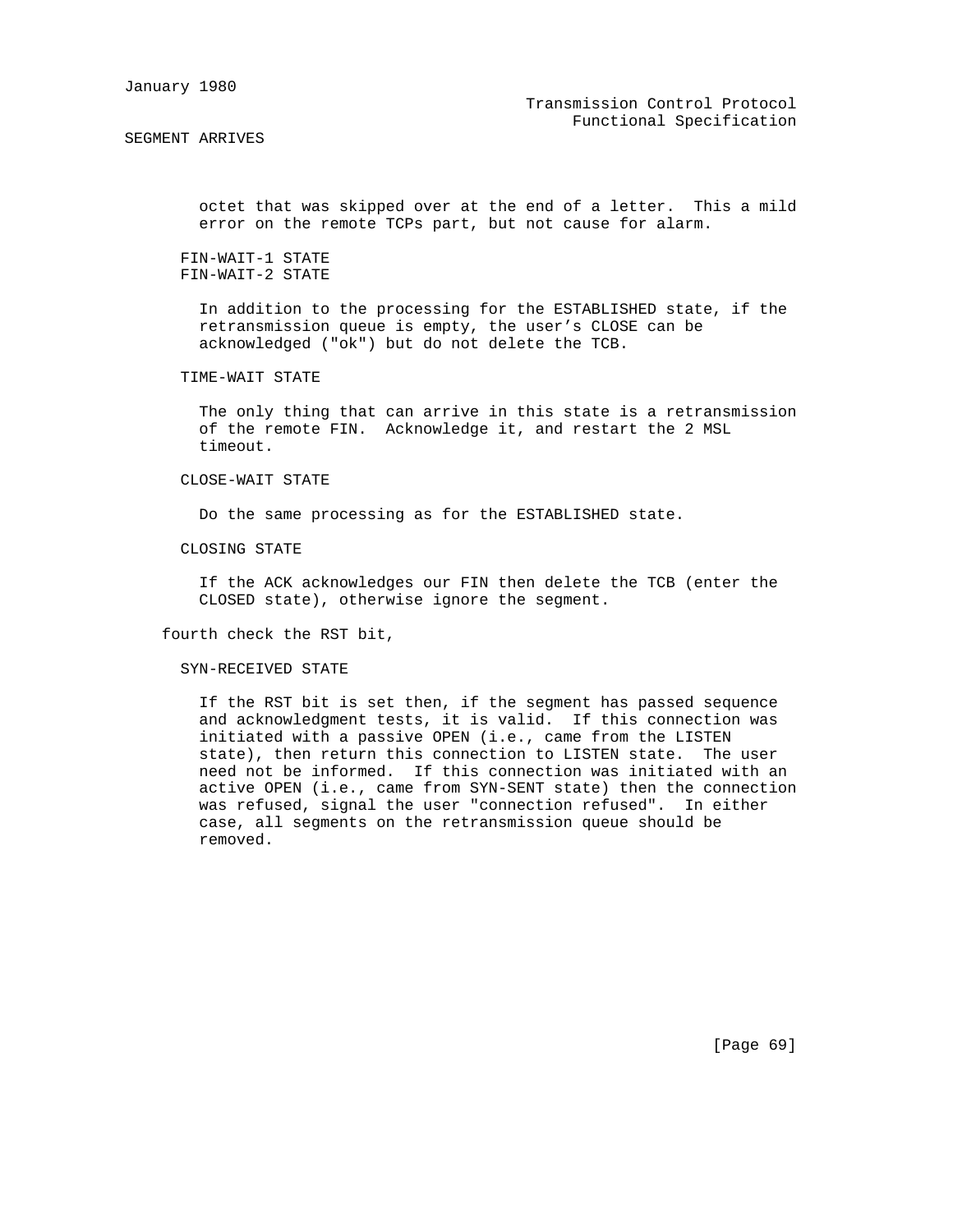octet that was skipped over at the end of a letter. This a mild error on the remote TCPs part, but not cause for alarm.

FIN-WAIT-1 STATE
FIN-WAIT-2 STATE

In addition to the processing for the ESTABLISHED state, if the retransmission queue is empty, the user's CLOSE can be acknowledged ("ok") but do not delete the TCB.

TIME-WAIT STATE

The only thing that can arrive in this state is a retransmission of the remote FIN. Acknowledge it, and restart the 2 MSL timeout.

CLOSE-WAIT STATE

Do the same processing as for the ESTABLISHED state.

CLOSING STATE

If the ACK acknowledges our FIN then delete the TCB (enter the CLOSED state), otherwise ignore the segment.

fourth check the RST bit,

SYN-RECEIVED STATE

If the RST bit is set then, if the segment has passed sequence and acknowledgment tests, it is valid. If this connection was initiated with a passive OPEN (i.e., came from the LISTEN state), then return this connection to LISTEN state. The user need not be informed. If this connection was initiated with an active OPEN (i.e., came from SYN-SENT state) then the connection was refused, signal the user "connection refused". In either case, all segments on the retransmission queue should be removed.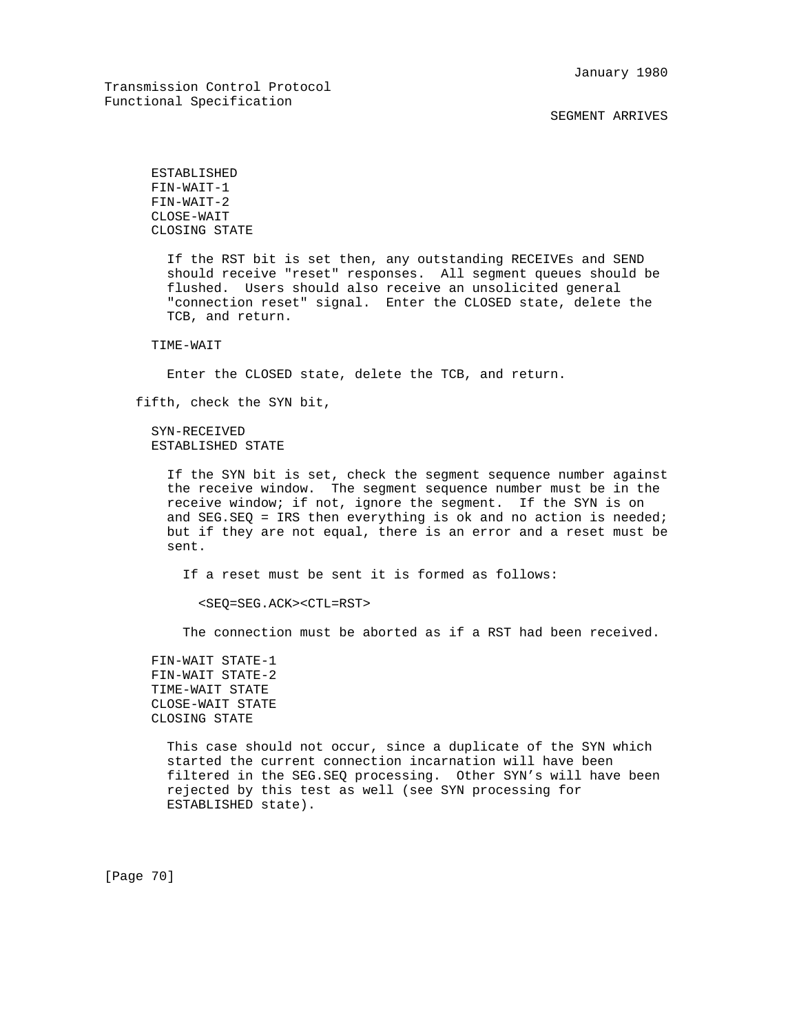ESTABLISHED
FIN-WAIT-1
FIN-WAIT-2
CLOSE-WAIT
CLOSING STATE

If the RST bit is set then, any outstanding RECEIVEs and SEND should receive "reset" responses. All segment queues should be flushed. Users should also receive an unsolicited general "connection reset" signal. Enter the CLOSED state, delete the TCB, and return.

TIME-WAIT

Enter the CLOSED state, delete the TCB, and return.

fifth, check the SYN bit,

SYN-RECEIVED
ESTABLISHED STATE

If the SYN bit is set, check the segment sequence number against the receive window. The segment sequence number must be in the receive window; if not, ignore the segment. If the SYN is on and SEG.SEQ = IRS then everything is ok and no action is needed; but if they are not equal, there is an error and a reset must be sent.

If a reset must be sent it is formed as follows:

<SEQ=SEG.ACK><CTL=RST>

The connection must be aborted as if a RST had been received.

FIN-WAIT STATE-1
FIN-WAIT STATE-2
TIME-WAIT STATE
CLOSE-WAIT STATE
CLOSING STATE

This case should not occur, since a duplicate of the SYN which started the current connection incarnation will have been filtered in the SEG.SEQ processing. Other SYN's will have been rejected by this test as well (see SYN processing for ESTABLISHED state).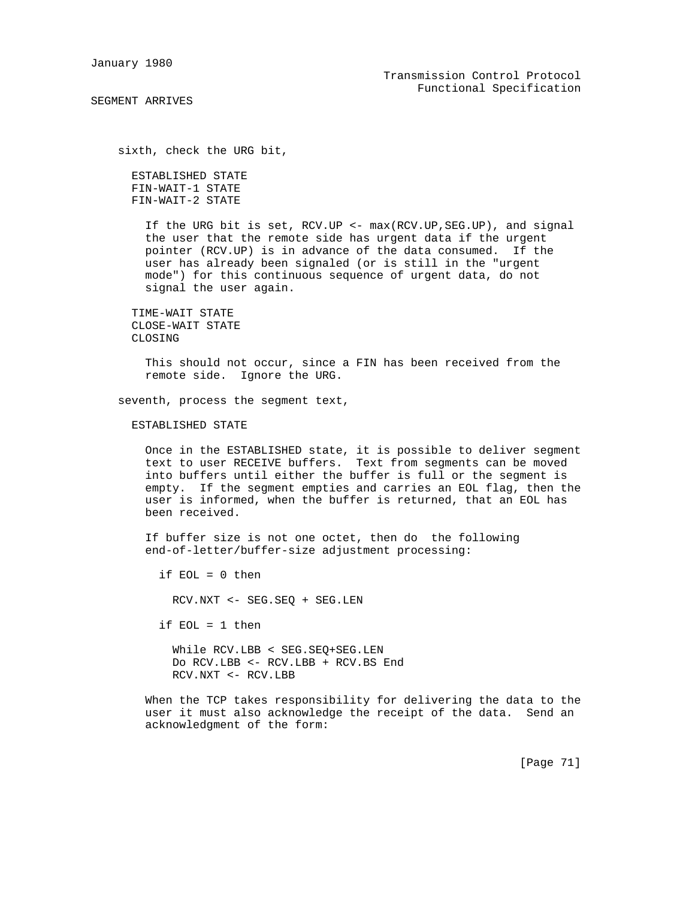SEGMENT ARRIVES

sixth, check the URG bit,

ESTABLISHED STATE
FIN-WAIT-1 STATE
FIN-WAIT-2 STATE

If the URG bit is set, RCV.UP <- max(RCV.UP,SEG.UP), and signal the user that the remote side has urgent data if the urgent pointer (RCV.UP) is in advance of the data consumed. If the user has already been signaled (or is still in the "urgent mode") for this continuous sequence of urgent data, do not signal the user again.

TIME-WAIT STATE
CLOSE-WAIT STATE
CLOSING

This should not occur, since a FIN has been received from the remote side. Ignore the URG.

seventh, process the segment text,

ESTABLISHED STATE

Once in the ESTABLISHED state, it is possible to deliver segment text to user RECEIVE buffers. Text from segments can be moved into buffers until either the buffer is full or the segment is empty. If the segment empties and carries an EOL flag, then the user is informed, when the buffer is returned, that an EOL has been received.

If buffer size is not one octet, then do the following end-of-letter/buffer-size adjustment processing:

```
if EOL = 0 then

  RCV.NXT <- SEG.SEQ + SEG.LEN

if EOL = 1 then

  While RCV.LBB < SEG.SEQ+SEG.LEN
  Do RCV.LBB <- RCV.LBB + RCV.BS End
  RCV.NXT <- RCV.LBB
```

When the TCP takes responsibility for delivering the data to the user it must also acknowledge the receipt of the data. Send an acknowledgment of the form: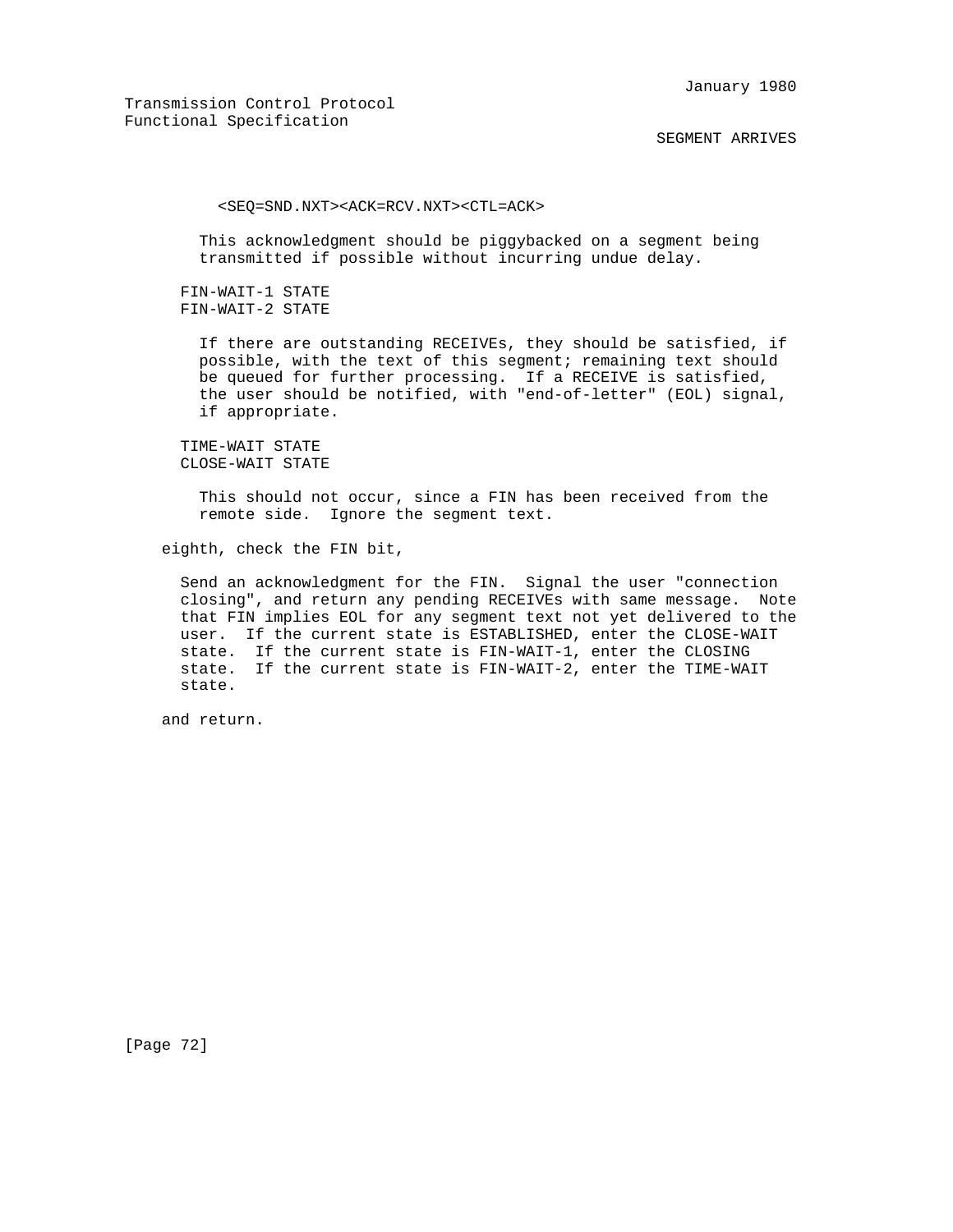<SEQ=SND.NXT><ACK=RCV.NXT><CTL=ACK>

This acknowledgment should be piggybacked on a segment being transmitted if possible without incurring undue delay.

FIN-WAIT-1 STATE
FIN-WAIT-2 STATE

If there are outstanding RECEIVEs, they should be satisfied, if possible, with the text of this segment; remaining text should be queued for further processing. If a RECEIVE is satisfied, the user should be notified, with "end-of-letter" (EOL) signal, if appropriate.

TIME-WAIT STATE
CLOSE-WAIT STATE

This should not occur, since a FIN has been received from the remote side. Ignore the segment text.

eighth, check the FIN bit,

Send an acknowledgment for the FIN. Signal the user "connection closing", and return any pending RECEIVEs with same message. Note that FIN implies EOL for any segment text not yet delivered to the user. If the current state is ESTABLISHED, enter the CLOSE-WAIT state. If the current state is FIN-WAIT-1, enter the CLOSING state. If the current state is FIN-WAIT-2, enter the TIME-WAIT state.

and return.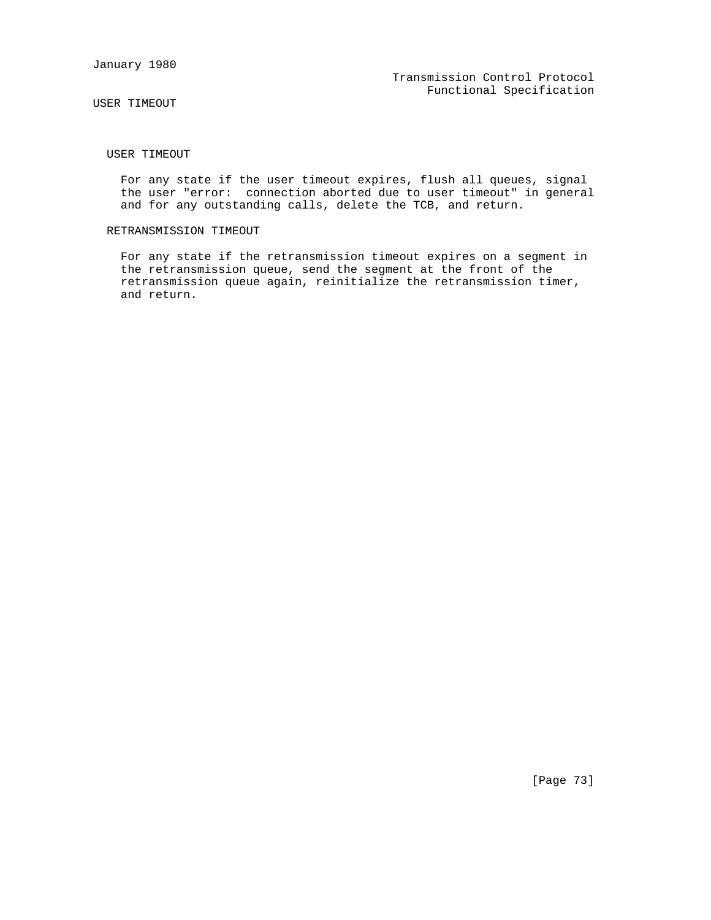### USER TIMEOUT

For any state if the user timeout expires, flush all queues, signal the user "error:  connection aborted due to user timeout" in general and for any outstanding calls, delete the TCB, and return.

### RETRANSMISSION TIMEOUT

For any state if the retransmission timeout expires on a segment in the retransmission queue, send the segment at the front of the retransmission queue again, reinitialize the retransmission timer, and return.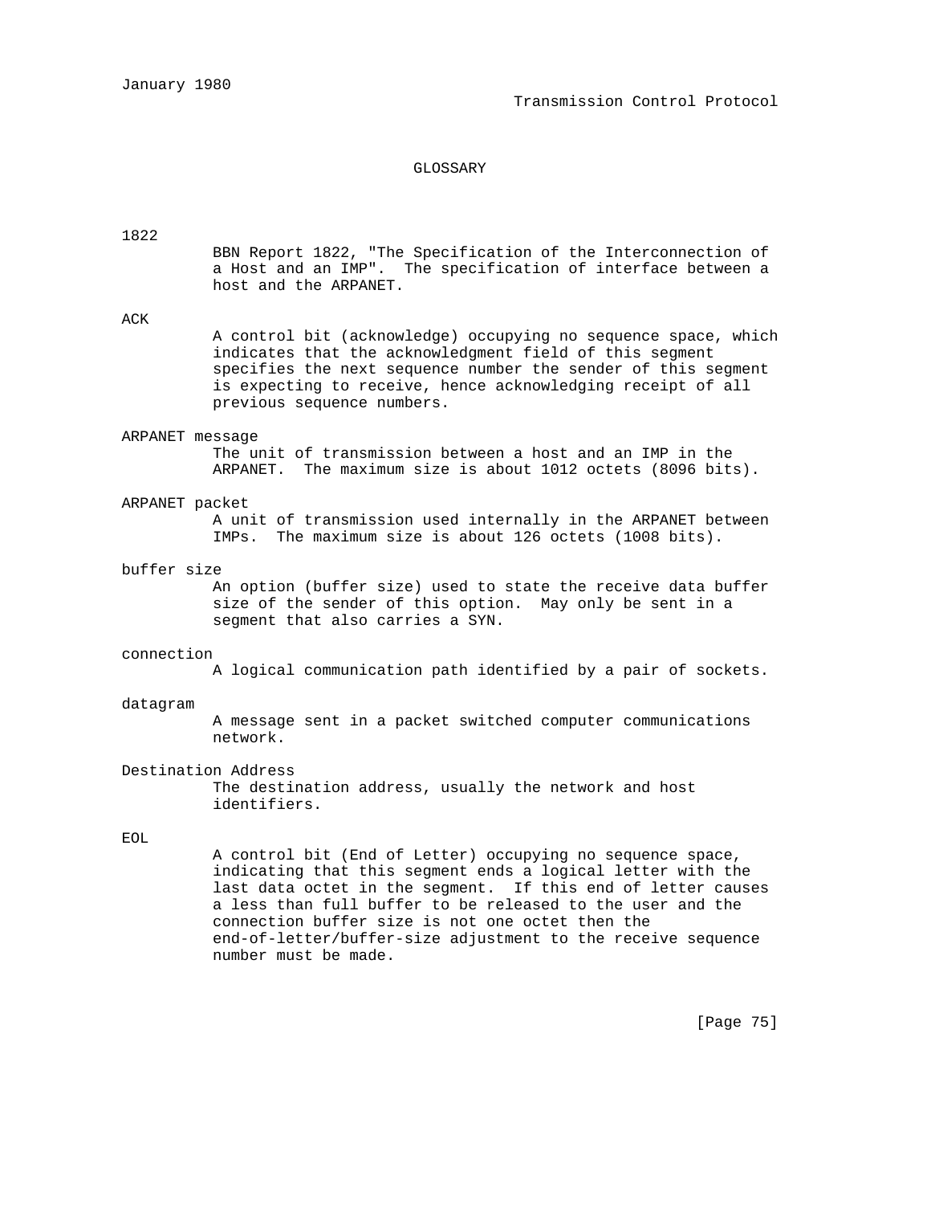# GLOSSARY

**1822**

BBN Report 1822, "The Specification of the Interconnection of a Host and an IMP". The specification of interface between a host and the ARPANET.

**ACK**

A control bit (acknowledge) occupying no sequence space, which indicates that the acknowledgment field of this segment specifies the next sequence number the sender of this segment is expecting to receive, hence acknowledging receipt of all previous sequence numbers.

**ARPANET message**

The unit of transmission between a host and an IMP in the ARPANET. The maximum size is about 1012 octets (8096 bits).

**ARPANET packet**

A unit of transmission used internally in the ARPANET between IMPs. The maximum size is about 126 octets (1008 bits).

**buffer size**

An option (buffer size) used to state the receive data buffer size of the sender of this option. May only be sent in a segment that also carries a SYN.

**connection**

A logical communication path identified by a pair of sockets.

**datagram**

A message sent in a packet switched computer communications network.

**Destination Address**

The destination address, usually the network and host identifiers.

**EOL**

A control bit (End of Letter) occupying no sequence space, indicating that this segment ends a logical letter with the last data octet in the segment. If this end of letter causes a less than full buffer to be released to the user and the connection buffer size is not one octet then the end-of-letter/buffer-size adjustment to the receive sequence number must be made.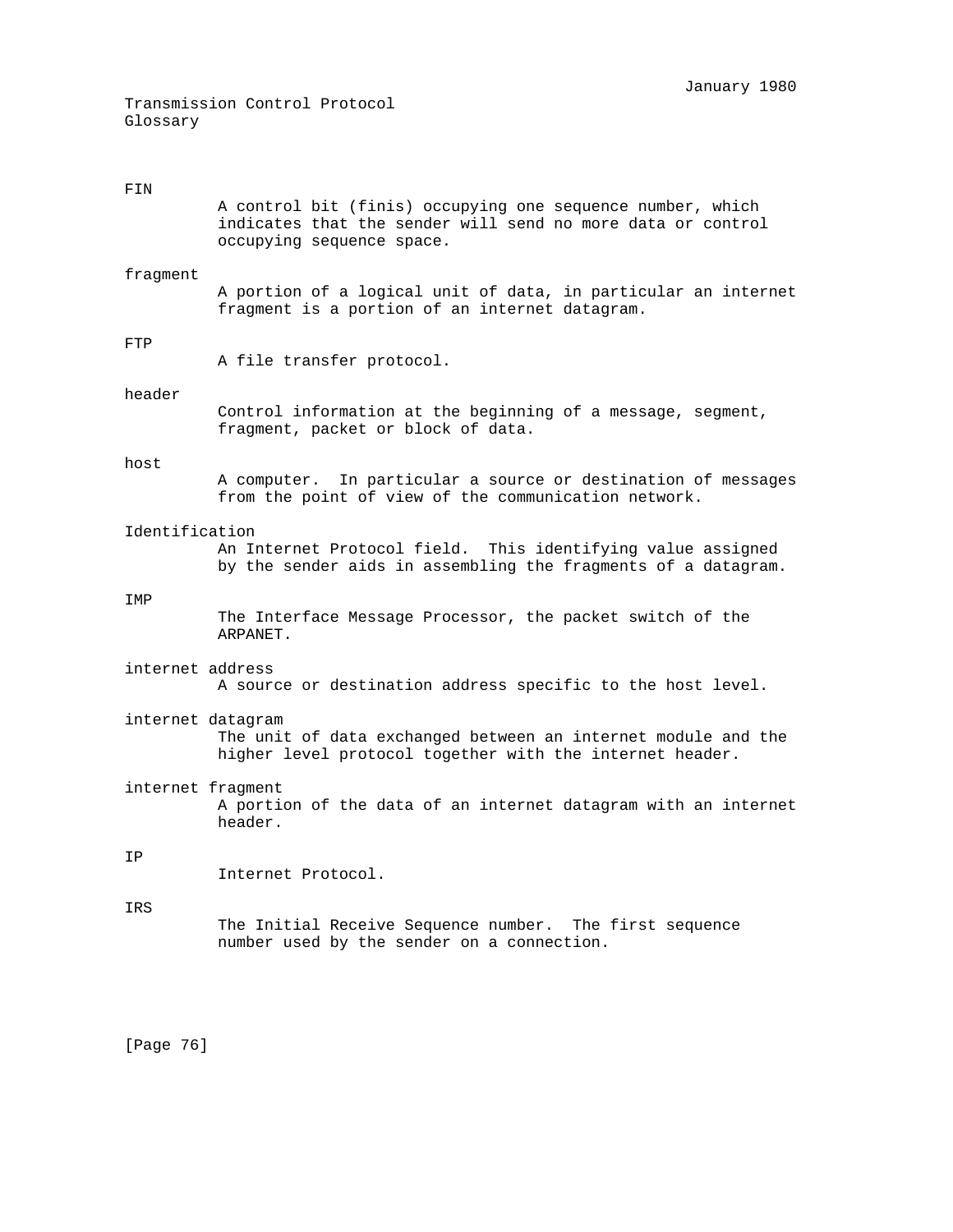FIN
: A control bit (finis) occupying one sequence number, which indicates that the sender will send no more data or control occupying sequence space.

fragment
: A portion of a logical unit of data, in particular an internet fragment is a portion of an internet datagram.

FTP
: A file transfer protocol.

header
: Control information at the beginning of a message, segment, fragment, packet or block of data.

host
: A computer. In particular a source or destination of messages from the point of view of the communication network.

Identification
: An Internet Protocol field. This identifying value assigned by the sender aids in assembling the fragments of a datagram.

IMP
: The Interface Message Processor, the packet switch of the ARPANET.

internet address
: A source or destination address specific to the host level.

internet datagram
: The unit of data exchanged between an internet module and the higher level protocol together with the internet header.

internet fragment
: A portion of the data of an internet datagram with an internet header.

IP
: Internet Protocol.

IRS
: The Initial Receive Sequence number. The first sequence number used by the sender on a connection.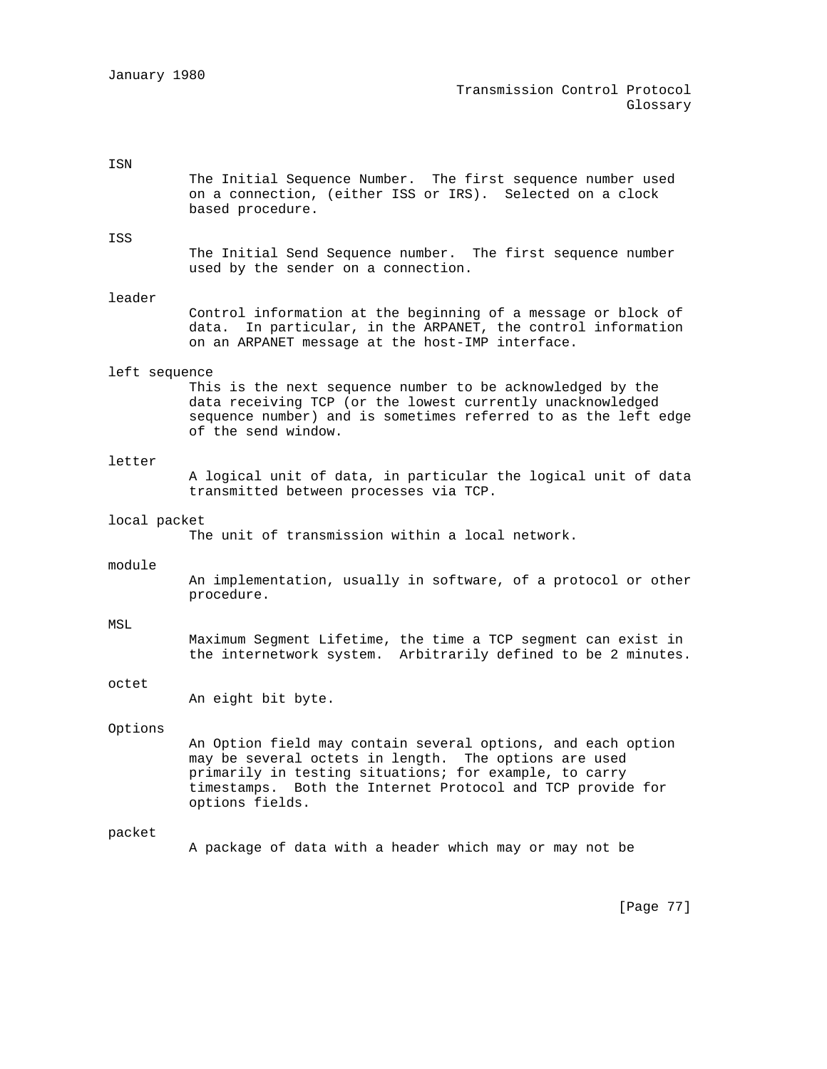ISN

The Initial Sequence Number. The first sequence number used on a connection, (either ISS or IRS). Selected on a clock based procedure.

ISS

The Initial Send Sequence number. The first sequence number used by the sender on a connection.

leader

Control information at the beginning of a message or block of data. In particular, in the ARPANET, the control information on an ARPANET message at the host-IMP interface.

left sequence

This is the next sequence number to be acknowledged by the data receiving TCP (or the lowest currently unacknowledged sequence number) and is sometimes referred to as the left edge of the send window.

letter

A logical unit of data, in particular the logical unit of data transmitted between processes via TCP.

local packet

The unit of transmission within a local network.

module

An implementation, usually in software, of a protocol or other procedure.

MSL

Maximum Segment Lifetime, the time a TCP segment can exist in the internetwork system. Arbitrarily defined to be 2 minutes.

octet

An eight bit byte.

Options

An Option field may contain several options, and each option may be several octets in length. The options are used primarily in testing situations; for example, to carry timestamps. Both the Internet Protocol and TCP provide for options fields.

packet

A package of data with a header which may or may not be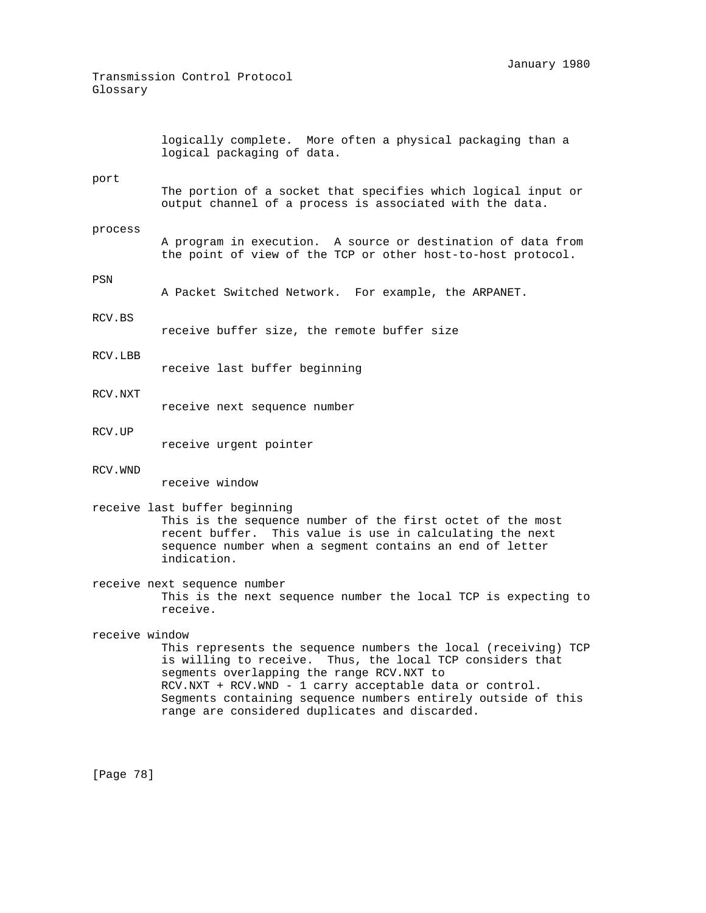logically complete. More often a physical packaging than a logical packaging of data.

**port**

The portion of a socket that specifies which logical input or output channel of a process is associated with the data.

**process**

A program in execution. A source or destination of data from the point of view of the TCP or other host-to-host protocol.

**PSN**

A Packet Switched Network. For example, the ARPANET.

**RCV.BS**

receive buffer size, the remote buffer size

**RCV.LBB**

receive last buffer beginning

**RCV.NXT**

receive next sequence number

**RCV.UP**

receive urgent pointer

**RCV.WND**

receive window

**receive last buffer beginning**

This is the sequence number of the first octet of the most recent buffer. This value is use in calculating the next sequence number when a segment contains an end of letter indication.

**receive next sequence number**

This is the next sequence number the local TCP is expecting to receive.

**receive window**

This represents the sequence numbers the local (receiving) TCP is willing to receive. Thus, the local TCP considers that segments overlapping the range RCV.NXT to RCV.NXT + RCV.WND - 1 carry acceptable data or control. Segments containing sequence numbers entirely outside of this range are considered duplicates and discarded.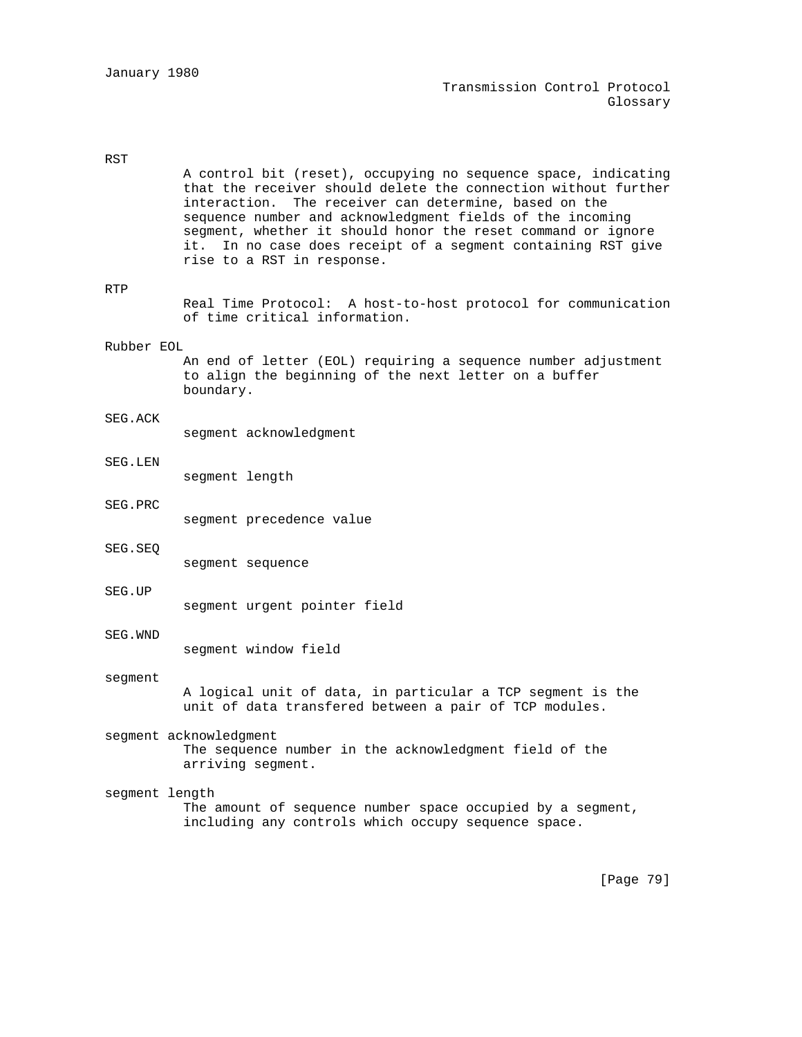RST

A control bit (reset), occupying no sequence space, indicating that the receiver should delete the connection without further interaction. The receiver can determine, based on the sequence number and acknowledgment fields of the incoming segment, whether it should honor the reset command or ignore it. In no case does receipt of a segment containing RST give rise to a RST in response.

RTP

Real Time Protocol: A host-to-host protocol for communication of time critical information.

Rubber EOL

An end of letter (EOL) requiring a sequence number adjustment to align the beginning of the next letter on a buffer boundary.

SEG.ACK

segment acknowledgment

SEG.LEN

segment length

SEG.PRC

segment precedence value

SEG.SEQ

segment sequence

SEG.UP

segment urgent pointer field

SEG.WND

segment window field

segment

A logical unit of data, in particular a TCP segment is the unit of data transfered between a pair of TCP modules.

segment acknowledgment

The sequence number in the acknowledgment field of the arriving segment.

segment length

The amount of sequence number space occupied by a segment, including any controls which occupy sequence space.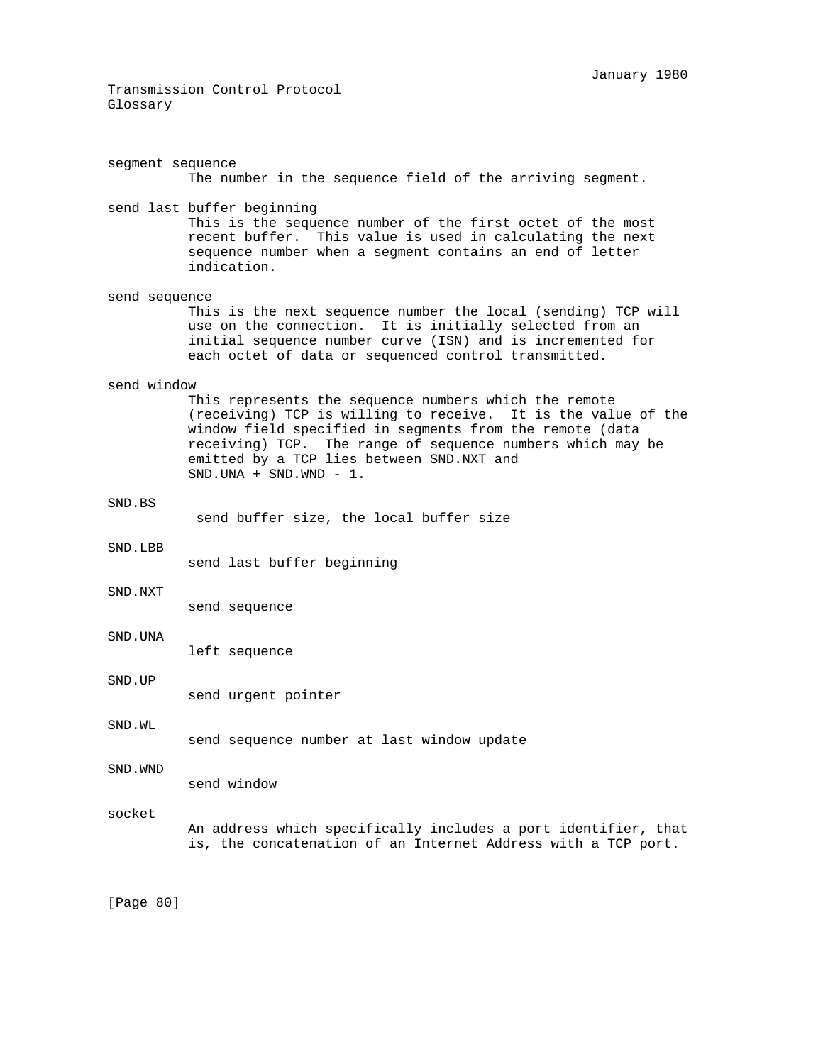segment sequence

The number in the sequence field of the arriving segment.

send last buffer beginning

This is the sequence number of the first octet of the most recent buffer. This value is used in calculating the next sequence number when a segment contains an end of letter indication.

send sequence

This is the next sequence number the local (sending) TCP will use on the connection. It is initially selected from an initial sequence number curve (ISN) and is incremented for each octet of data or sequenced control transmitted.

send window

This represents the sequence numbers which the remote (receiving) TCP is willing to receive. It is the value of the window field specified in segments from the remote (data receiving) TCP. The range of sequence numbers which may be emitted by a TCP lies between SND.NXT and SND.UNA + SND.WND - 1.

SND.BS

send buffer size, the local buffer size

SND.LBB

send last buffer beginning

SND.NXT

send sequence

SND.UNA

left sequence

SND.UP

send urgent pointer

SND.WL

send sequence number at last window update

SND.WND

send window

socket

An address which specifically includes a port identifier, that is, the concatenation of an Internet Address with a TCP port.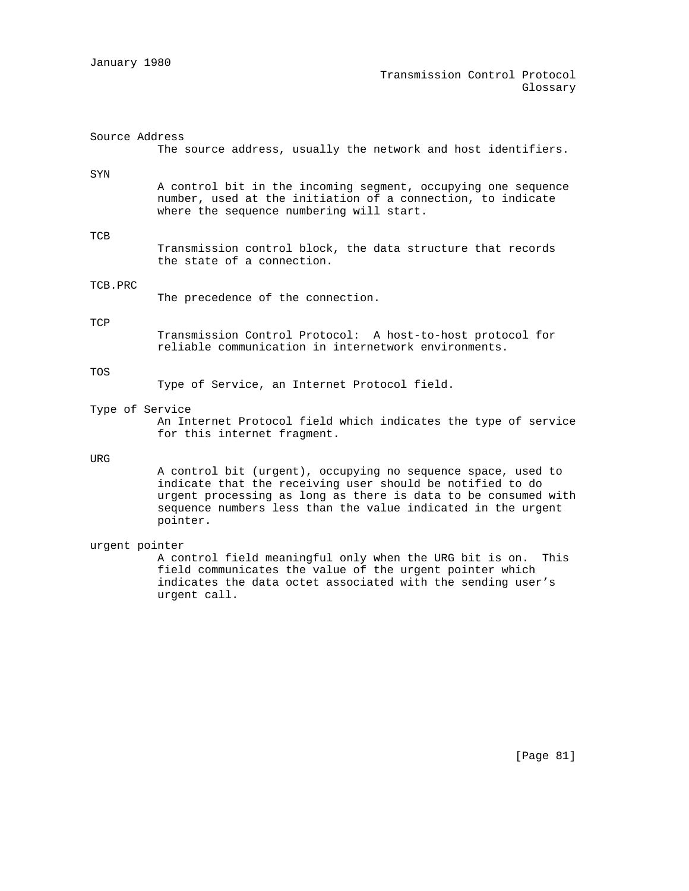Source Address

The source address, usually the network and host identifiers.

SYN

A control bit in the incoming segment, occupying one sequence number, used at the initiation of a connection, to indicate where the sequence numbering will start.

TCB

Transmission control block, the data structure that records the state of a connection.

TCB.PRC

The precedence of the connection.

TCP

Transmission Control Protocol: A host-to-host protocol for reliable communication in internetwork environments.

TOS

Type of Service, an Internet Protocol field.

Type of Service

An Internet Protocol field which indicates the type of service for this internet fragment.

URG

A control bit (urgent), occupying no sequence space, used to indicate that the receiving user should be notified to do urgent processing as long as there is data to be consumed with sequence numbers less than the value indicated in the urgent pointer.

urgent pointer

A control field meaningful only when the URG bit is on. This field communicates the value of the urgent pointer which indicates the data octet associated with the sending user's urgent call.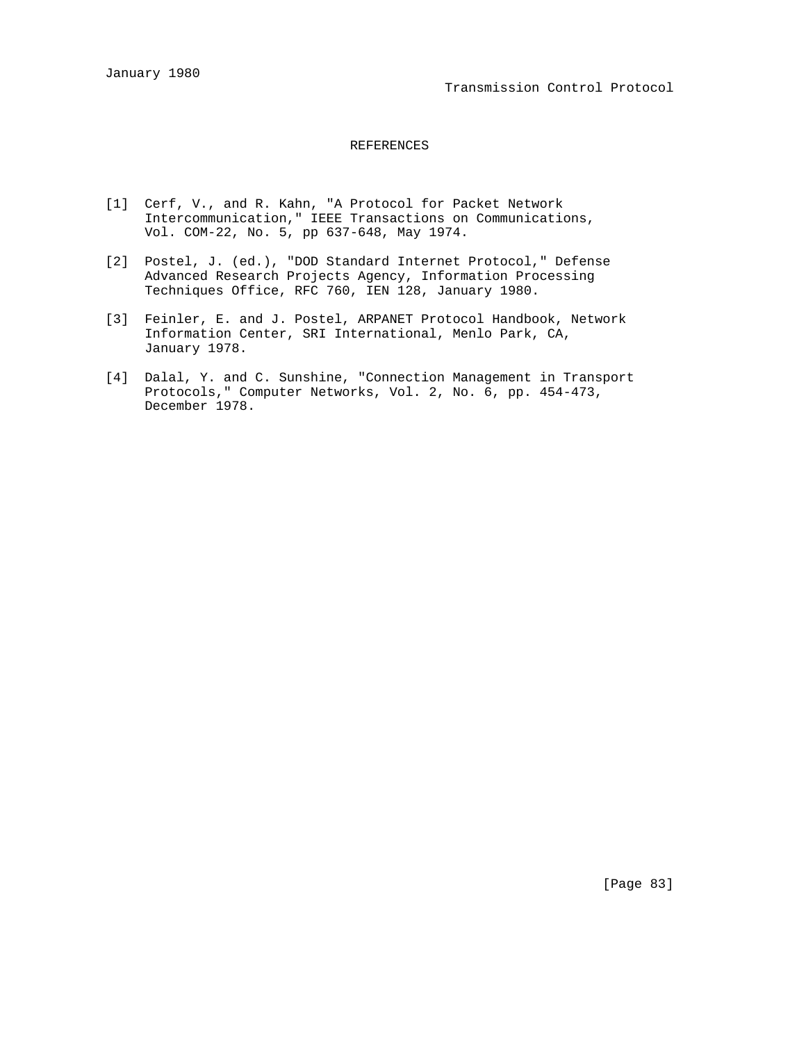# REFERENCES

[1] Cerf, V., and R. Kahn, "A Protocol for Packet Network Intercommunication," IEEE Transactions on Communications, Vol. COM-22, No. 5, pp 637-648, May 1974.

[2] Postel, J. (ed.), "DOD Standard Internet Protocol," Defense Advanced Research Projects Agency, Information Processing Techniques Office, RFC 760, IEN 128, January 1980.

[3] Feinler, E. and J. Postel, ARPANET Protocol Handbook, Network Information Center, SRI International, Menlo Park, CA, January 1978.

[4] Dalal, Y. and C. Sunshine, "Connection Management in Transport Protocols," Computer Networks, Vol. 2, No. 6, pp. 454-473, December 1978.